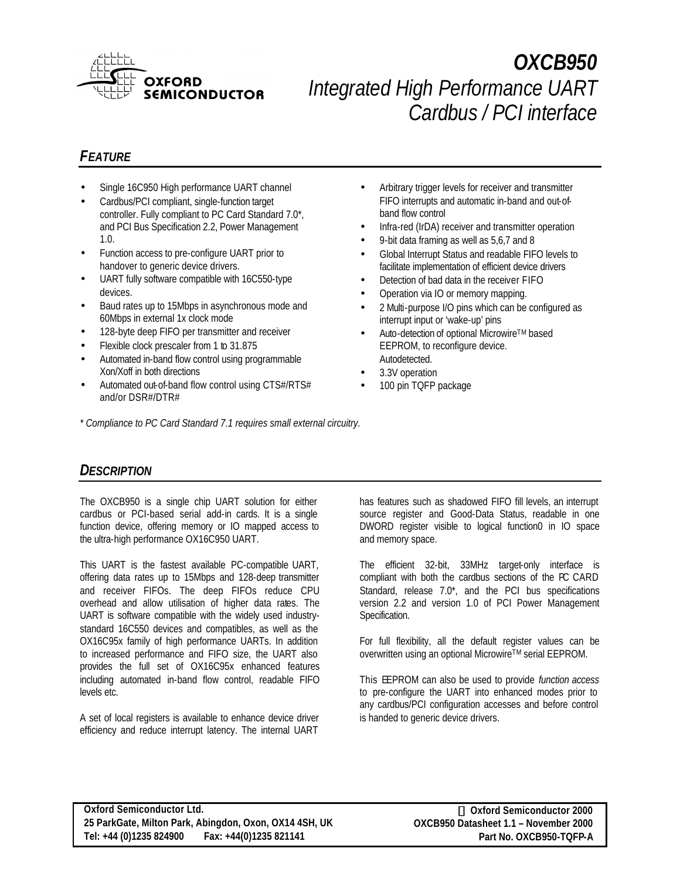# OXCB950

## *Integrated High Performance UART Cardbus / PCI interface*

### *FEATURE*

- Single 16C950 High performance UART channel
- Cardbus/PCI compliant, single-function target controller. Fully compliant to PC Card Standard 7.0*, and PCI Bus Specification 2.2, Power Management 1.0.
- Function access to pre-configure UART prior to handover to generic device drivers.
- UART fully software compatible with 16C550-type devices.
- Baud rates up to 15Mbps in asynchronous mode and 60Mbps in external 1x clock mode
- 128-byte deep FIFO per transmitter and receiver
- Flexible clock prescaler from 1 to 31.875
- Automated in-band flow control using programmable Xon/Xoff in both directions
- Automated out-of-band flow control using CTS#/RTS# and/or DSR#/DTR#
- Arbitrary trigger levels for receiver and transmitter FIFO interrupts and automatic in-band and out-of-band flow control
- Infra-red (IrDA) receiver and transmitter operation
- 9-bit data framing as well as 5,6,7 and 8
- Global Interrupt Status and readable FIFO levels to facilitate implementation of efficient device drivers
- Detection of bad data in the receiver FIFO
- Operation via IO or memory mapping.
- 2 Multi-purpose I/O pins which can be configured as interrupt input or 'wake-up' pins
- Auto-detection of optional Microwire™ based EEPROM, to reconfigure device. Autodetected.
- 3.3V operation
- 100 pin TQFP package

*\* Compliance to PC Card Standard 7.1 requires small external circuitry.*

### *DESCRIPTION*

The OXCB950 is a single chip UART solution for either cardbus or PCI-based serial add-in cards. It is a single function device, offering memory or IO mapped access to the ultra-high performance OX16C950 UART.

This UART is the fastest available PC-compatible UART, offering data rates up to 15Mbps and 128-deep transmitter and receiver FIFOs. The deep FIFOs reduce CPU overhead and allow utilisation of higher data rates. The UART is software compatible with the widely used industry-standard 16C550 devices and compatibles, as well as the OX16C95x family of high performance UARTs. In addition to increased performance and FIFO size, the UART also provides the full set of OX16C95x enhanced features including automated in-band flow control, readable FIFO levels etc.

A set of local registers is available to enhance device driver efficiency and reduce interrupt latency. The internal UART has features such as shadowed FIFO fill levels, an interrupt source register and Good-Data Status, readable in one DWORD register visible to logical function0 in IO space and memory space.

The efficient 32-bit, 33MHz target-only interface is compliant with both the cardbus sections of the PC CARD Standard, release 7.0*, and the PCI bus specifications version 2.2 and version 1.0 of PCI Power Management Specification.

For full flexibility, all the default register values can be overwritten using an optional Microwire™ serial EEPROM.

This EEPROM can also be used to provide *function access* to pre-configure the UART into enhanced modes prior to any cardbus/PCI configuration accesses and before control is handed to generic device drivers.

**Oxford Semiconductor Ltd.**
**25 ParkGate, Milton Park, Abingdon, Oxon, OX14 4SH, UK**
**Tel: +44 (0)1235 824900 Fax: +44(0)1235 821141**

**© Oxford Semiconductor 2000**
**OXCB950 Datasheet 1.1 – November 2000**
**Part No. OXCB950-TQFP-A**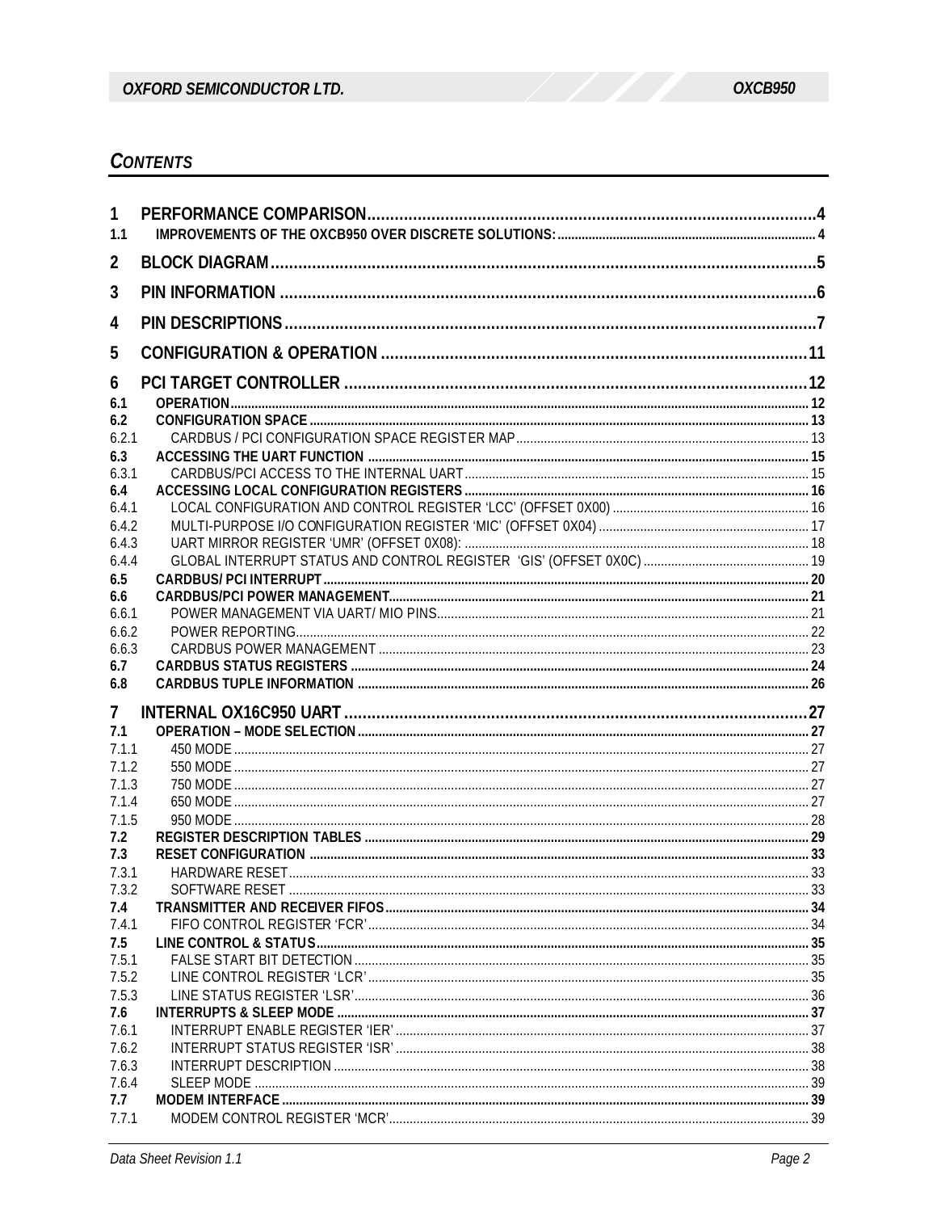## *CONTENTS*

| | | |
|---|---|---|
| **1** | **PERFORMANCE COMPARISON** | **4** |
| **1.1** | **IMPROVEMENTS OF THE OXCB950 OVER DISCRETE SOLUTIONS:** | **4** |
| **2** | **BLOCK DIAGRAM** | **5** |
| **3** | **PIN INFORMATION** | **6** |
| **4** | **PIN DESCRIPTIONS** | **7** |
| **5** | **CONFIGURATION & OPERATION** | **11** |
| **6** | **PCI TARGET CONTROLLER** | **12** |
| **6.1** | **OPERATION** | **12** |
| **6.2** | **CONFIGURATION SPACE** | **13** |
| 6.2.1 | CARDBUS / PCI CONFIGURATION SPACE REGISTER MAP | 13 |
| **6.3** | **ACCESSING THE UART FUNCTION** | **15** |
| 6.3.1 | CARDBUS/PCI ACCESS TO THE INTERNAL UART | 15 |
| **6.4** | **ACCESSING LOCAL CONFIGURATION REGISTERS** | **16** |
| 6.4.1 | LOCAL CONFIGURATION AND CONTROL REGISTER 'LCC' (OFFSET 0X00) | 16 |
| 6.4.2 | MULTI-PURPOSE I/O CONFIGURATION REGISTER 'MIC' (OFFSET 0X04) | 17 |
| 6.4.3 | UART MIRROR REGISTER 'UMR' (OFFSET 0X08): | 18 |
| 6.4.4 | GLOBAL INTERRUPT STATUS AND CONTROL REGISTER 'GIS' (OFFSET 0X0C) | 19 |
| **6.5** | **CARDBUS/ PCI INTERRUPT** | **20** |
| **6.6** | **CARDBUS/PCI POWER MANAGEMENT** | **21** |
| 6.6.1 | POWER MANAGEMENT VIA UART/ MIO PINS | 21 |
| 6.6.2 | POWER REPORTING | 22 |
| 6.6.3 | CARDBUS POWER MANAGEMENT | 23 |
| **6.7** | **CARDBUS STATUS REGISTERS** | **24** |
| **6.8** | **CARDBUS TUPLE INFORMATION** | **26** |
| **7** | **INTERNAL OX16C950 UART** | **27** |
| **7.1** | **OPERATION – MODE SELECTION** | **27** |
| 7.1.1 | 450 MODE | 27 |
| 7.1.2 | 550 MODE | 27 |
| 7.1.3 | 750 MODE | 27 |
| 7.1.4 | 650 MODE | 27 |
| 7.1.5 | 950 MODE | 28 |
| **7.2** | **REGISTER DESCRIPTION TABLES** | **29** |
| **7.3** | **RESET CONFIGURATION** | **33** |
| 7.3.1 | HARDWARE RESET | 33 |
| 7.3.2 | SOFTWARE RESET | 33 |
| **7.4** | **TRANSMITTER AND RECEIVER FIFOS** | **34** |
| 7.4.1 | FIFO CONTROL REGISTER 'FCR' | 34 |
| **7.5** | **LINE CONTROL & STATUS** | **35** |
| 7.5.1 | FALSE START BIT DETECTION | 35 |
| 7.5.2 | LINE CONTROL REGISTER 'LCR' | 35 |
| 7.5.3 | LINE STATUS REGISTER 'LSR' | 36 |
| **7.6** | **INTERRUPTS & SLEEP MODE** | **37** |
| 7.6.1 | INTERRUPT ENABLE REGISTER 'IER' | 37 |
| 7.6.2 | INTERRUPT STATUS REGISTER 'ISR' | 38 |
| 7.6.3 | INTERRUPT DESCRIPTION | 38 |
| 7.6.4 | SLEEP MODE | 39 |
| **7.7** | **MODEM INTERFACE** | **39** |
| 7.7.1 | MODEM CONTROL REGISTER 'MCR' | 39 |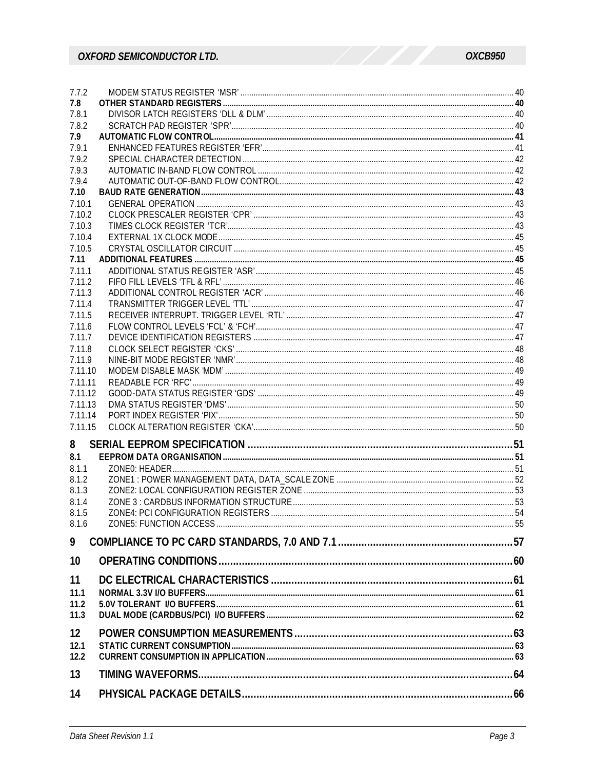| | | |
|---|---|---|
| 7.7.2 | MODEM STATUS REGISTER 'MSR' | 40 |
| **7.8** | **OTHER STANDARD REGISTERS** | **40** |
| 7.8.1 | DIVISOR LATCH REGISTERS 'DLL & DLM' | 40 |
| 7.8.2 | SCRATCH PAD REGISTER 'SPR' | 40 |
| **7.9** | **AUTOMATIC FLOW CONTROL** | **41** |
| 7.9.1 | ENHANCED FEATURES REGISTER 'EFR' | 41 |
| 7.9.2 | SPECIAL CHARACTER DETECTION | 42 |
| 7.9.3 | AUTOMATIC IN-BAND FLOW CONTROL | 42 |
| 7.9.4 | AUTOMATIC OUT-OF-BAND FLOW CONTROL | 42 |
| **7.10** | **BAUD RATE GENERATION** | **43** |
| 7.10.1 | GENERAL OPERATION | 43 |
| 7.10.2 | CLOCK PRESCALER REGISTER 'CPR' | 43 |
| 7.10.3 | TIMES CLOCK REGISTER 'TCR' | 43 |
| 7.10.4 | EXTERNAL 1X CLOCK MODE | 45 |
| 7.10.5 | CRYSTAL OSCILLATOR CIRCUIT | 45 |
| **7.11** | **ADDITIONAL FEATURES** | **45** |
| 7.11.1 | ADDITIONAL STATUS REGISTER 'ASR' | 45 |
| 7.11.2 | FIFO FILL LEVELS 'TFL & RFL' | 46 |
| 7.11.3 | ADDITIONAL CONTROL REGISTER 'ACR' | 46 |
| 7.11.4 | TRANSMITTER TRIGGER LEVEL 'TTL' | 47 |
| 7.11.5 | RECEIVER INTERRUPT. TRIGGER LEVEL 'RTL' | 47 |
| 7.11.6 | FLOW CONTROL LEVELS 'FCL' & 'FCH' | 47 |
| 7.11.7 | DEVICE IDENTIFICATION REGISTERS | 47 |
| 7.11.8 | CLOCK SELECT REGISTER 'CKS' | 48 |
| 7.11.9 | NINE-BIT MODE REGISTER 'NMR' | 48 |
| 7.11.10 | MODEM DISABLE MASK 'MDM' | 49 |
| 7.11.11 | READABLE FCR 'RFC' | 49 |
| 7.11.12 | GOOD-DATA STATUS REGISTER 'GDS' | 49 |
| 7.11.13 | DMA STATUS REGISTER 'DMS' | 50 |
| 7.11.14 | PORT INDEX REGISTER 'PIX' | 50 |
| 7.11.15 | CLOCK ALTERATION REGISTER 'CKA' | 50 |
| **8** | **SERIAL EEPROM SPECIFICATION** | **51** |
| **8.1** | **EEPROM DATA ORGANISATION** | **51** |
| 8.1.1 | ZONE0: HEADER | 51 |
| 8.1.2 | ZONE1 : POWER MANAGEMENT DATA, DATA_SCALE ZONE | 52 |
| 8.1.3 | ZONE2: LOCAL CONFIGURATION REGISTER ZONE | 53 |
| 8.1.4 | ZONE 3 : CARDBUS INFORMATION STRUCTURE | 53 |
| 8.1.5 | ZONE4: PCI CONFIGURATION REGISTERS | 54 |
| 8.1.6 | ZONE5: FUNCTION ACCESS | 55 |
| **9** | **COMPLIANCE TO PC CARD STANDARDS, 7.0 AND 7.1** | **57** |
| **10** | **OPERATING CONDITIONS** | **60** |
| **11** | **DC ELECTRICAL CHARACTERISTICS** | **61** |
| **11.1** | **NORMAL 3.3V I/O BUFFERS** | **61** |
| **11.2** | **5.0V TOLERANT I/O BUFFERS** | **61** |
| **11.3** | **DUAL MODE (CARDBUS/PCI) I/O BUFFERS** | **62** |
| **12** | **POWER CONSUMPTION MEASUREMENTS** | **63** |
| **12.1** | **STATIC CURRENT CONSUMPTION** | **63** |
| **12.2** | **CURRENT CONSUMPTION IN APPLICATION** | **63** |
| **13** | **TIMING WAVEFORMS** | **64** |
| **14** | **PHYSICAL PACKAGE DETAILS** | **66** |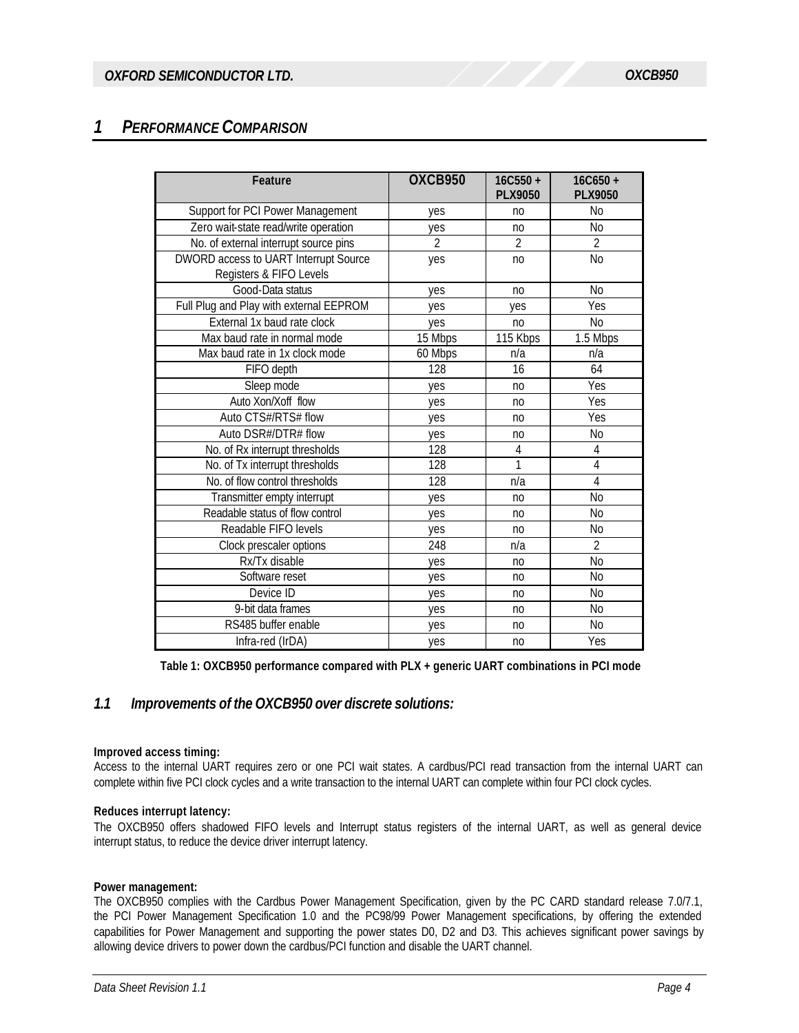# 1 PERFORMANCE COMPARISON

| Feature | OXCB950 | 16C550 + PLX9050 | 16C650 + PLX9050 |
|---|---|---|---|
| Support for PCI Power Management | yes | no | No |
| Zero wait-state read/write operation | yes | no | No |
| No. of external interrupt source pins | 2 | 2 | 2 |
| DWORD access to UART Interrupt Source Registers & FIFO Levels | yes | no | No |
| Good-Data status | yes | no | No |
| Full Plug and Play with external EEPROM | yes | yes | Yes |
| External 1x baud rate clock | yes | no | No |
| Max baud rate in normal mode | 15 Mbps | 115 Kbps | 1.5 Mbps |
| Max baud rate in 1x clock mode | 60 Mbps | n/a | n/a |
| FIFO depth | 128 | 16 | 64 |
| Sleep mode | yes | no | Yes |
| Auto Xon/Xoff flow | yes | no | Yes |
| Auto CTS#/RTS# flow | yes | no | Yes |
| Auto DSR#/DTR# flow | yes | no | No |
| No. of Rx interrupt thresholds | 128 | 4 | 4 |
| No. of Tx interrupt thresholds | 128 | 1 | 4 |
| No. of flow control thresholds | 128 | n/a | 4 |
| Transmitter empty interrupt | yes | no | No |
| Readable status of flow control | yes | no | No |
| Readable FIFO levels | yes | no | No |
| Clock prescaler options | 248 | n/a | 2 |
| Rx/Tx disable | yes | no | No |
| Software reset | yes | no | No |
| Device ID | yes | no | No |
| 9-bit data frames | yes | no | No |
| RS485 buffer enable | yes | no | No |
| Infra-red (IrDA) | yes | no | Yes |

**Table 1: OXCB950 performance compared with PLX + generic UART combinations in PCI mode**

## 1.1 Improvements of the OXCB950 over discrete solutions:

**Improved access timing:**
Access to the internal UART requires zero or one PCI wait states. A cardbus/PCI read transaction from the internal UART can complete within five PCI clock cycles and a write transaction to the internal UART can complete within four PCI clock cycles.

**Reduces interrupt latency:**
The OXCB950 offers shadowed FIFO levels and Interrupt status registers of the internal UART, as well as general device interrupt status, to reduce the device driver interrupt latency.

**Power management:**
The OXCB950 complies with the Cardbus Power Management Specification, given by the PC CARD standard release 7.0/7.1, the PCI Power Management Specification 1.0 and the PC98/99 Power Management specifications, by offering the extended capabilities for Power Management and supporting the power states D0, D2 and D3. This achieves significant power savings by allowing device drivers to power down the cardbus/PCI function and disable the UART channel.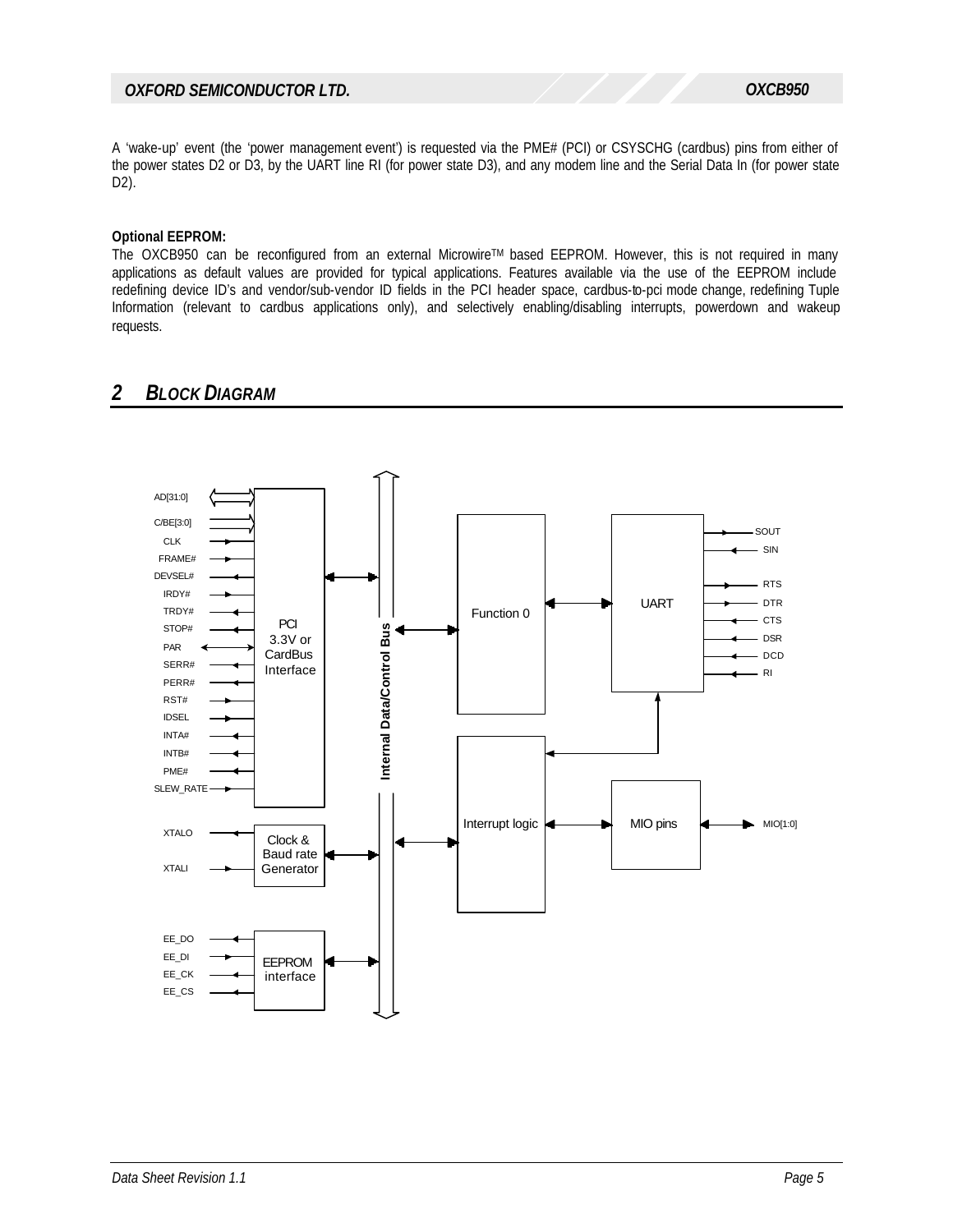A 'wake-up' event (the 'power management event') is requested via the PME# (PCI) or CSYSCHG (cardbus) pins from either of the power states D2 or D3, by the UART line RI (for power state D3), and any modem line and the Serial Data In (for power state D2).

**Optional EEPROM:**

The OXCB950 can be reconfigured from an external Microwire™ based EEPROM. However, this is not required in many applications as default values are provided for typical applications. Features available via the use of the EEPROM include redefining device ID's and vendor/sub-vendor ID fields in the PCI header space, cardbus-to-pci mode change, redefining Tuple Information (relevant to cardbus applications only), and selectively enabling/disabling interrupts, powerdown and wakeup requests.

## 2 BLOCK DIAGRAM

AD[31:0]
C/BE[3:0]
CLK
FRAME#
DEVSEL#
IRDY#
TRDY#
STOP#
PAR
SERR#
PERR#
RST#
IDSEL
INTA#
INTB#
PME#
SLEW_RATE

PCI 3.3V or CardBus Interface

Internal Data/Control Bus

Function 0

UART

SOUT
SIN
RTS
DTR
CTS
DSR
DCD
RI

Interrupt logic

MIO pins

MIO[1:0]

XTALO
XTALI

Clock & Baud rate Generator

EE_DO
EE_DI
EE_CK
EE_CS

EEPROM interface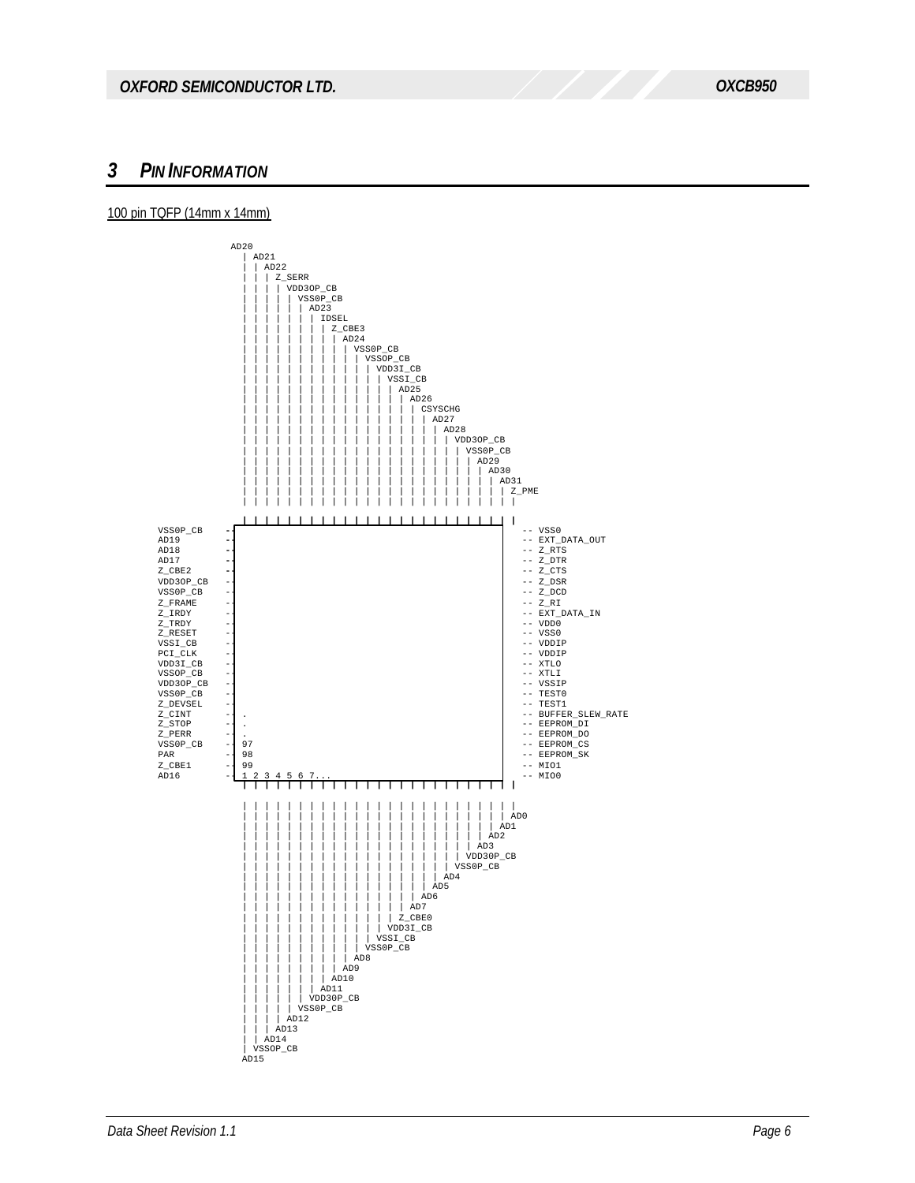# 3 PIN INFORMATION

100 pin TQFP (14mm x 14mm)

```
             AD20
               | AD21
               | | AD22
               | | | Z_SERR
               | | | | VDD3OP_CB
               | | | | | VSS0P_CB
               | | | | | | AD23
               | | | | | | | IDSEL
               | | | | | | | | Z_CBE3
               | | | | | | | | | AD24
               | | | | | | | | | | VSS0P_CB
               | | | | | | | | | | | VSSOP_CB
               | | | | | | | | | | | | VDD3I_CB
               | | | | | | | | | | | | | VSSI_CB
               | | | | | | | | | | | | | | AD25
               | | | | | | | | | | | | | | | AD26
               | | | | | | | | | | | | | | | | CSYSCHG
               | | | | | | | | | | | | | | | | | AD27
               | | | | | | | | | | | | | | | | | | AD28
               | | | | | | | | | | | | | | | | | | | VDD3OP_CB
               | | | | | | | | | | | | | | | | | | | | VSS0P_CB
               | | | | | | | | | | | | | | | | | | | | | AD29
               | | | | | | | | | | | | | | | | | | | | | | AD30
               | | | | | | | | | | | | | | | | | | | | | | | AD31
               | | | | | | | | | | | | | | | | | | | | | | | | Z_PME
               | | | | | | | | | | | | | | | | | | | | | | | | |

               | | | | | | | | | | | | | | | | | | | | | | | | |
VSS0P_CB    -                                                          -- VSS0
AD19        -                                                          -- EXT_DATA_OUT
AD18        -                                                          -- Z_RTS
AD17        -                                                          -- Z_DTR
Z_CBE2      -                                                          -- Z_CTS
VDD3OP_CB   -                                                          -- Z_DSR
VSS0P_CB    -                                                          -- Z_DCD
Z_FRAME     -                                                          -- Z_RI
Z_IRDY      -                                                          -- EXT_DATA_IN
Z_TRDY      -                                                          -- VDD0
Z_RESET     -                                                          -- VSS0
VSSI_CB     -                                                          -- VDDIP
PCI_CLK     -                                                          -- VDDIP
VDD3I_CB    -                                                          -- XTLO
VSSOP_CB    -                                                          -- XTLI
VDD3OP_CB   -                                                          -- VSSIP
VSS0P_CB    -                                                          -- TEST0
Z_DEVSEL    -                                                          -- TEST1
Z_CINT      -  .                                                       -- BUFFER_SLEW_RATE
Z_STOP      -  .                                                       -- EEPROM_DI
Z_PERR      -  .                                                       -- EEPROM_DO
VSS0P_CB    -  97                                                      -- EEPROM_CS
PAR         -  98                                                      -- EEPROM_SK
Z_CBE1      -  99                                                      -- MIO1
AD16        -  1 2 3 4 5 6 7...                                        -- MIO0
               | | | | | | | | | | | | | | | | | | | | | | | | |

               | | | | | | | | | | | | | | | | | | | | | | | | |
               | | | | | | | | | | | | | | | | | | | | | | | | AD0
               | | | | | | | | | | | | | | | | | | | | | | | AD1
               | | | | | | | | | | | | | | | | | | | | | | AD2
               | | | | | | | | | | | | | | | | | | | | | AD3
               | | | | | | | | | | | | | | | | | | | | VDD30P_CB
               | | | | | | | | | | | | | | | | | | | VSS0P_CB
               | | | | | | | | | | | | | | | | | | AD4
               | | | | | | | | | | | | | | | | | AD5
               | | | | | | | | | | | | | | | | AD6
               | | | | | | | | | | | | | | | AD7
               | | | | | | | | | | | | | | Z_CBE0
               | | | | | | | | | | | | | VDD3I_CB
               | | | | | | | | | | | | VSSI_CB
               | | | | | | | | | | | VSS0P_CB
               | | | | | | | | | | AD8
               | | | | | | | | | AD9
               | | | | | | | | AD10
               | | | | | | | AD11
               | | | | | | VDD30P_CB
               | | | | | VSS0P_CB
               | | | | AD12
               | | | AD13
               | | AD14
               | VSSOP_CB
               AD15
```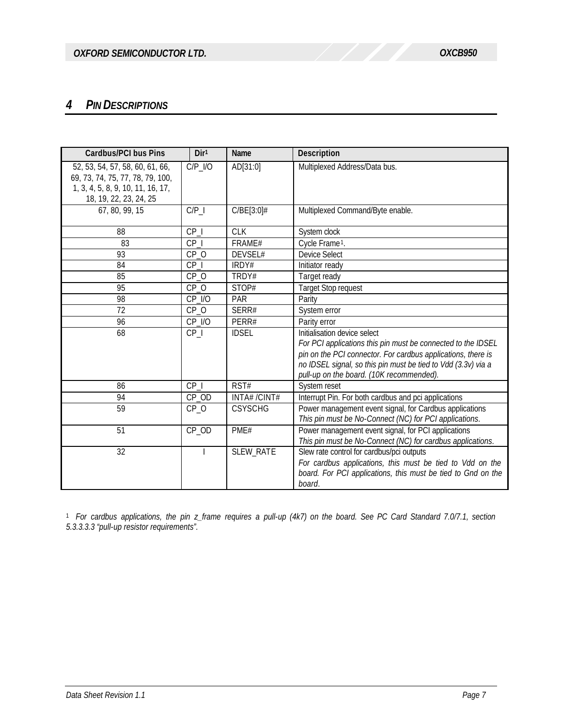## 4 PIN DESCRIPTIONS

| Cardbus/PCI bus Pins | Dir[1] | Name | Description |
|---|---|---|---|
| 52, 53, 54, 57, 58, 60, 61, 66, 69, 73, 74, 75, 77, 78, 79, 100, 1, 3, 4, 5, 8, 9, 10, 11, 16, 17, 18, 19, 22, 23, 24, 25 | C/P_I/O | AD[31:0] | Multiplexed Address/Data bus. |
| 67, 80, 99, 15 | C/P_I | C/BE[3:0]# | Multiplexed Command/Byte enable. |
| 88 | CP_I | CLK | System clock |
| 83 | CP_I | FRAME# | Cycle Frame[1]. |
| 93 | CP_O | DEVSEL# | Device Select |
| 84 | CP_I | IRDY# | Initiator ready |
| 85 | CP_O | TRDY# | Target ready |
| 95 | CP_O | STOP# | Target Stop request |
| 98 | CP_I/O | PAR | Parity |
| 72 | CP_O | SERR# | System error |
| 96 | CP_I/O | PERR# | Parity error |
| 68 | CP_I | IDSEL | Initialisation device select *For PCI applications this pin must be connected to the IDSEL pin on the PCI connector. For cardbus applications, there is no IDSEL signal, so this pin must be tied to Vdd (3.3v) via a pull-up on the board. (10K recommended).* |
| 86 | CP_I | RST# | System reset |
| 94 | CP_OD | INTA# /CINT# | Interrupt Pin. For both cardbus and pci applications |
| 59 | CP_O | CSYSCHG | Power management event signal, for Cardbus applications *This pin must be No-Connect (NC) for PCI applications.* |
| 51 | CP_OD | PME# | Power management event signal, for PCI applications *This pin must be No-Connect (NC) for cardbus applications.* |
| 32 | I | SLEW_RATE | Slew rate control for cardbus/pci outputs *For cardbus applications, this must be tied to Vdd on the board. For PCI applications, this must be tied to Gnd on the board.* |

[1] *For cardbus applications, the pin z_frame requires a pull-up (4k7) on the board. See PC Card Standard 7.0/7.1, section 5.3.3.3.3 "pull-up resistor requirements".*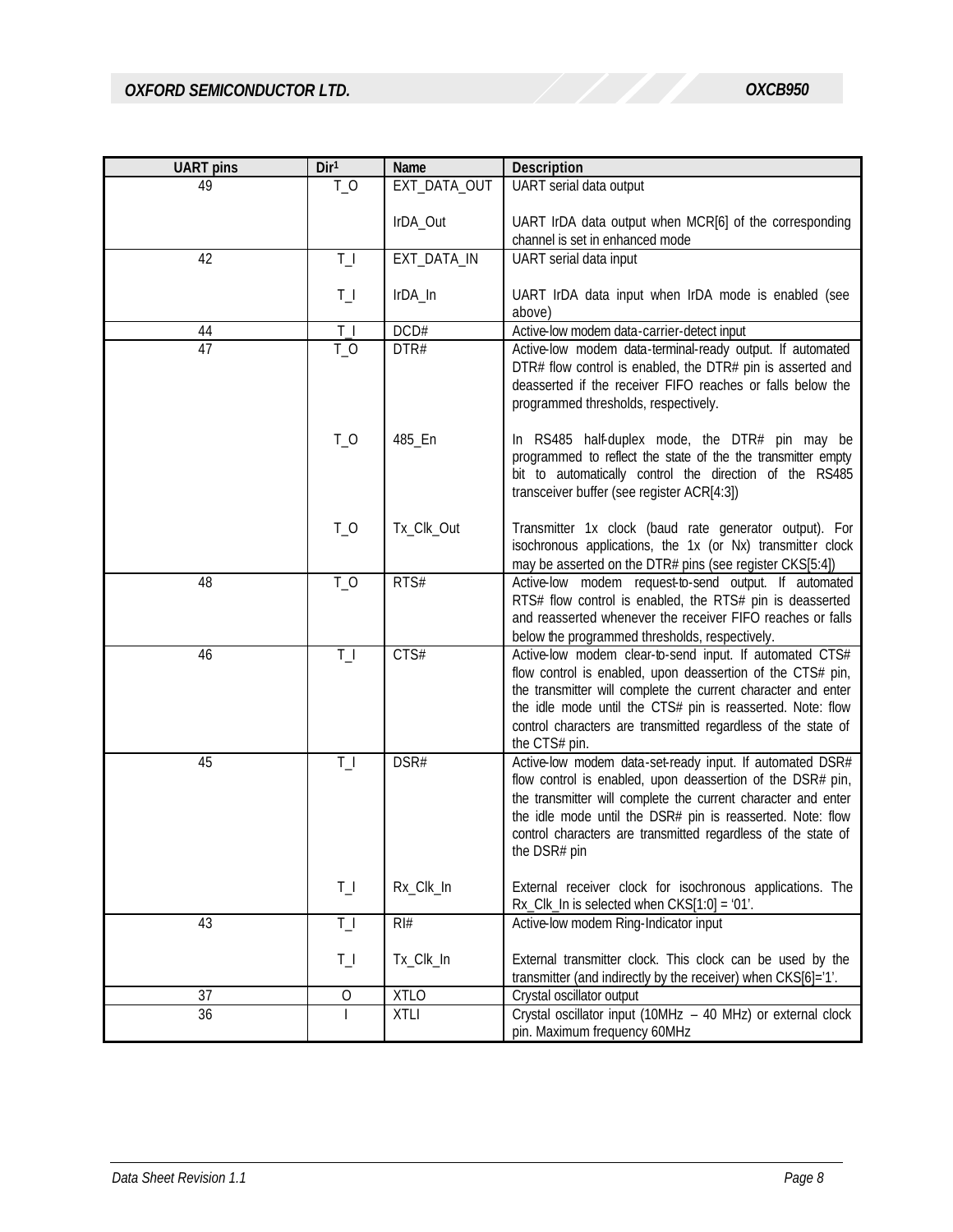| UART pins | Dir[1] | Name | Description |
|---|---|---|---|
| 49 | T_O | EXT_DATA_OUT | UART serial data output |
| | | IrDA_Out | UART IrDA data output when MCR[6] of the corresponding channel is set in enhanced mode |
| 42 | T_I | EXT_DATA_IN | UART serial data input |
| | T_I | IrDA_In | UART IrDA data input when IrDA mode is enabled (see above) |
| 44 | T_I | DCD# | Active-low modem data-carrier-detect input |
| 47 | T_O | DTR# | Active-low modem data-terminal-ready output. If automated DTR# flow control is enabled, the DTR# pin is asserted and deasserted if the receiver FIFO reaches or falls below the programmed thresholds, respectively. |
| | T_O | 485_En | In RS485 half-duplex mode, the DTR# pin may be programmed to reflect the state of the the transmitter empty bit to automatically control the direction of the RS485 transceiver buffer (see register ACR[4:3]) |
| | T_O | Tx_Clk_Out | Transmitter 1x clock (baud rate generator output). For isochronous applications, the 1x (or Nx) transmitter clock may be asserted on the DTR# pins (see register CKS[5:4]) |
| 48 | T_O | RTS# | Active-low modem request-to-send output. If automated RTS# flow control is enabled, the RTS# pin is deasserted and reasserted whenever the receiver FIFO reaches or falls below the programmed thresholds, respectively. |
| 46 | T_I | CTS# | Active-low modem clear-to-send input. If automated CTS# flow control is enabled, upon deassertion of the CTS# pin, the transmitter will complete the current character and enter the idle mode until the CTS# pin is reasserted. Note: flow control characters are transmitted regardless of the state of the CTS# pin. |
| 45 | T_I | DSR# | Active-low modem data-set-ready input. If automated DSR# flow control is enabled, upon deassertion of the DSR# pin, the transmitter will complete the current character and enter the idle mode until the DSR# pin is reasserted. Note: flow control characters are transmitted regardless of the state of the DSR# pin |
| | T_I | Rx_Clk_In | External receiver clock for isochronous applications. The Rx_Clk_In is selected when CKS[1:0] = '01'. |
| 43 | T_I | RI# | Active-low modem Ring-Indicator input |
| | T_I | Tx_Clk_In | External transmitter clock. This clock can be used by the transmitter (and indirectly by the receiver) when CKS[6]='1'. |
| 37 | O | XTLO | Crystal oscillator output |
| 36 | I | XTLI | Crystal oscillator input (10MHz – 40 MHz) or external clock pin. Maximum frequency 60MHz |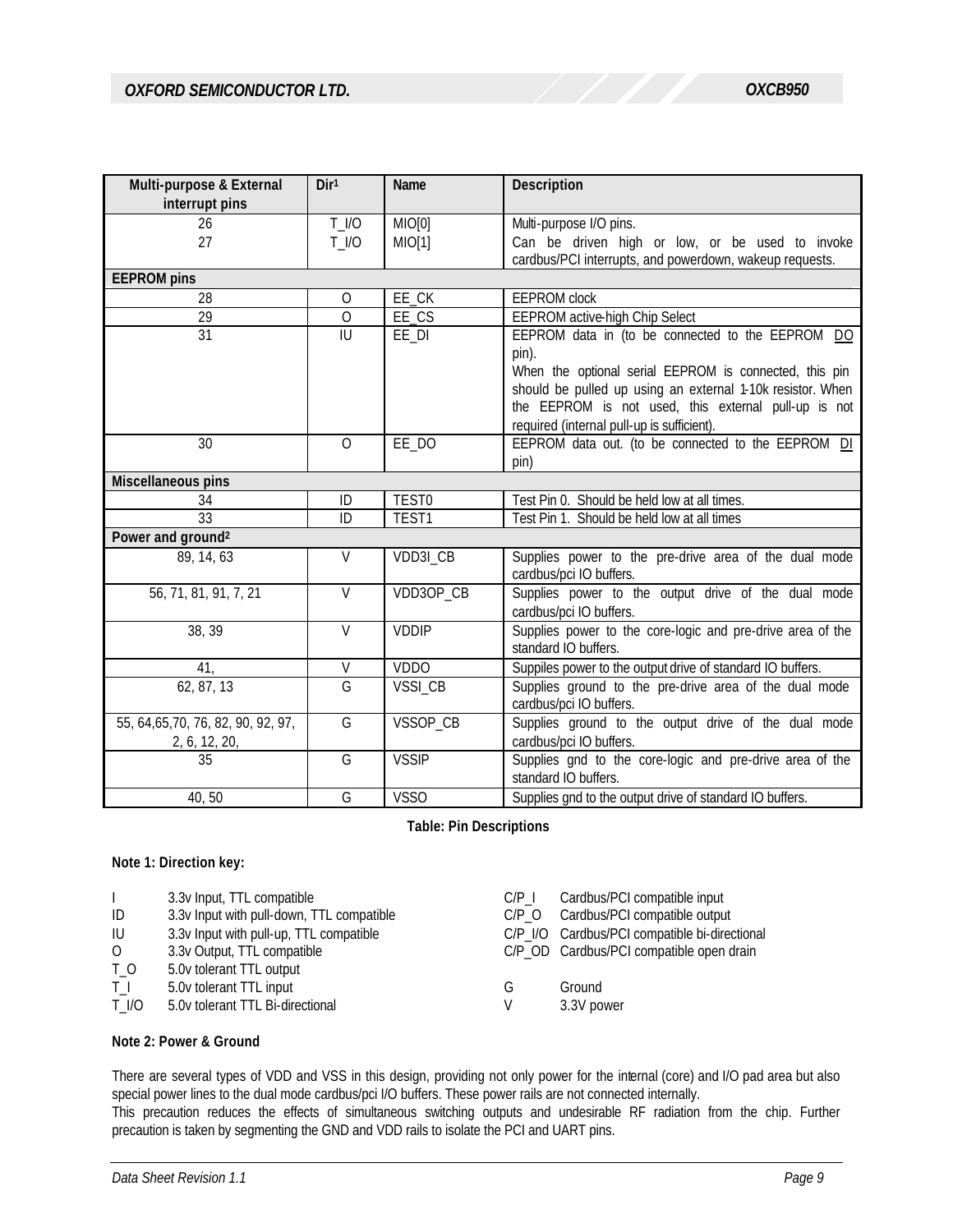| Multi-purpose & External interrupt pins | Dir[1] | Name | Description |
|---|---|---|---|
| 26<br>27 | T_I/O<br>T_I/O | MIO[0]<br>MIO[1] | Multi-purpose I/O pins.<br>Can be driven high or low, or be used to invoke cardbus/PCI interrupts, and powerdown, wakeup requests. |
| **EEPROM pins** | | | |
| 28 | O | EE_CK | EEPROM clock |
| 29 | O | EE_CS | EEPROM active-high Chip Select |
| 31 | IU | EE_DI | EEPROM data in (to be connected to the EEPROM DO pin).<br>When the optional serial EEPROM is connected, this pin should be pulled up using an external 1-10k resistor. When the EEPROM is not used, this external pull-up is not required (internal pull-up is sufficient). |
| 30 | O | EE_DO | EEPROM data out. (to be connected to the EEPROM DI pin) |
| **Miscellaneous pins** | | | |
| 34 | ID | TEST0 | Test Pin 0. Should be held low at all times. |
| 33 | ID | TEST1 | Test Pin 1. Should be held low at all times |
| **Power and ground[2]** | | | |
| 89, 14, 63 | V | VDD3I_CB | Supplies power to the pre-drive area of the dual mode cardbus/pci IO buffers. |
| 56, 71, 81, 91, 7, 21 | V | VDD3OP_CB | Supplies power to the output drive of the dual mode cardbus/pci IO buffers. |
| 38, 39 | V | VDDIP | Supplies power to the core-logic and pre-drive area of the standard IO buffers. |
| 41, | V | VDDO | Suppiles power to the output drive of standard IO buffers. |
| 62, 87, 13 | G | VSSI_CB | Supplies ground to the pre-drive area of the dual mode cardbus/pci IO buffers. |
| 55, 64,65,70, 76, 82, 90, 92, 97, 2, 6, 12, 20, | G | VSSOP_CB | Supplies ground to the output drive of the dual mode cardbus/pci IO buffers. |
| 35 | G | VSSIP | Supplies gnd to the core-logic and pre-drive area of the standard IO buffers. |
| 40, 50 | G | VSSO | Supplies gnd to the output drive of standard IO buffers. |

**Table: Pin Descriptions**

**Note 1: Direction key:**

| | |
|---|---|
| I | 3.3v Input, TTL compatible |
| ID | 3.3v Input with pull-down, TTL compatible |
| IU | 3.3v Input with pull-up, TTL compatible |
| O | 3.3v Output, TTL compatible |
| T_O | 5.0v tolerant TTL output |
| T_I | 5.0v tolerant TTL input |
| T_I/O | 5.0v tolerant TTL Bi-directional |
| C/P_I | Cardbus/PCI compatible input |
| C/P_O | Cardbus/PCI compatible output |
| C/P_I/O | Cardbus/PCI compatible bi-directional |
| C/P_OD | Cardbus/PCI compatible open drain |
| G | Ground |
| V | 3.3V power |

**Note 2: Power & Ground**

There are several types of VDD and VSS in this design, providing not only power for the internal (core) and I/O pad area but also special power lines to the dual mode cardbus/pci I/O buffers. These power rails are not connected internally.
This precaution reduces the effects of simultaneous switching outputs and undesirable RF radiation from the chip. Further precaution is taken by segmenting the GND and VDD rails to isolate the PCI and UART pins.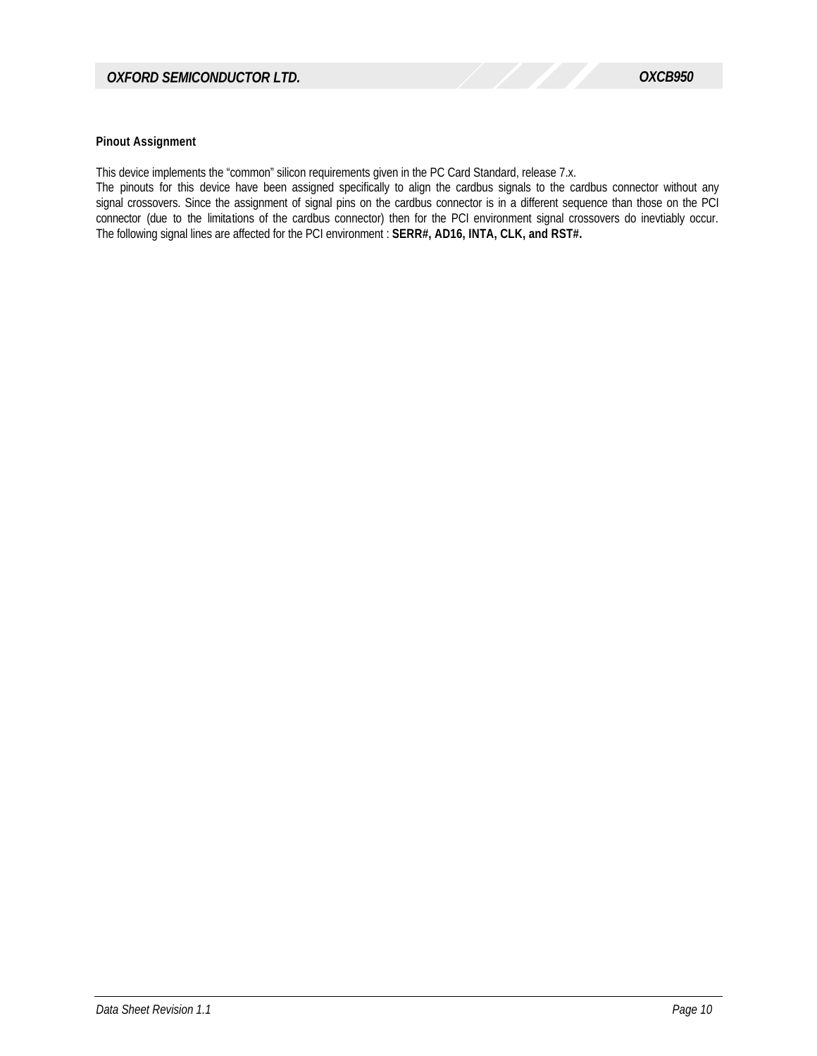### Pinout Assignment

This device implements the “common” silicon requirements given in the PC Card Standard, release 7.x.
The pinouts for this device have been assigned specifically to align the cardbus signals to the cardbus connector without any signal crossovers. Since the assignment of signal pins on the cardbus connector is in a different sequence than those on the PCI connector (due to the limitations of the cardbus connector) then for the PCI environment signal crossovers do inevtiably occur. The following signal lines are affected for the PCI environment : **SERR#, AD16, INTA, CLK, and RST#.**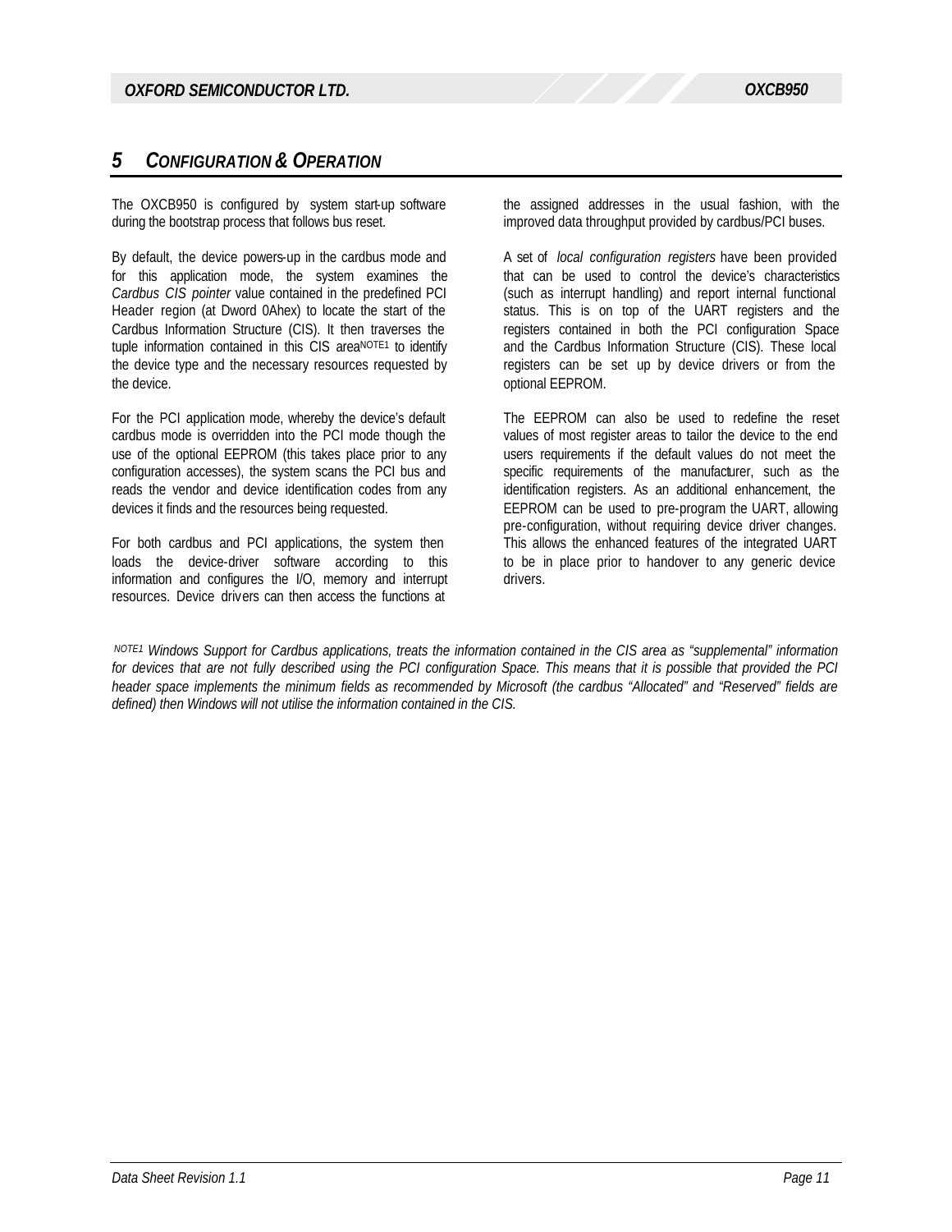# 5 CONFIGURATION & OPERATION

The OXCB950 is configured by system start-up software during the bootstrap process that follows bus reset.

By default, the device powers-up in the cardbus mode and for this application mode, the system examines the *Cardbus CIS pointer* value contained in the predefined PCI Header region (at Dword 0Ahex) to locate the start of the Cardbus Information Structure (CIS). It then traverses the tuple information contained in this CIS area[NOTE1] to identify the device type and the necessary resources requested by the device.

For the PCI application mode, whereby the device's default cardbus mode is overridden into the PCI mode though the use of the optional EEPROM (this takes place prior to any configuration accesses), the system scans the PCI bus and reads the vendor and device identification codes from any devices it finds and the resources being requested.

For both cardbus and PCI applications, the system then loads the device-driver software according to this information and configures the I/O, memory and interrupt resources. Device drivers can then access the functions at the assigned addresses in the usual fashion, with the improved data throughput provided by cardbus/PCI buses.

A set of *local configuration registers* have been provided that can be used to control the device's characteristics (such as interrupt handling) and report internal functional status. This is on top of the UART registers and the registers contained in both the PCI configuration Space and the Cardbus Information Structure (CIS). These local registers can be set up by device drivers or from the optional EEPROM.

The EEPROM can also be used to redefine the reset values of most register areas to tailor the device to the end users requirements if the default values do not meet the specific requirements of the manufacturer, such as the identification registers. As an additional enhancement, the EEPROM can be used to pre-program the UART, allowing pre-configuration, without requiring device driver changes. This allows the enhanced features of the integrated UART to be in place prior to handover to any generic device drivers.

*[NOTE1] Windows Support for Cardbus applications, treats the information contained in the CIS area as "supplemental" information for devices that are not fully described using the PCI configuration Space. This means that it is possible that provided the PCI header space implements the minimum fields as recommended by Microsoft (the cardbus "Allocated" and "Reserved" fields are defined) then Windows will not utilise the information contained in the CIS.*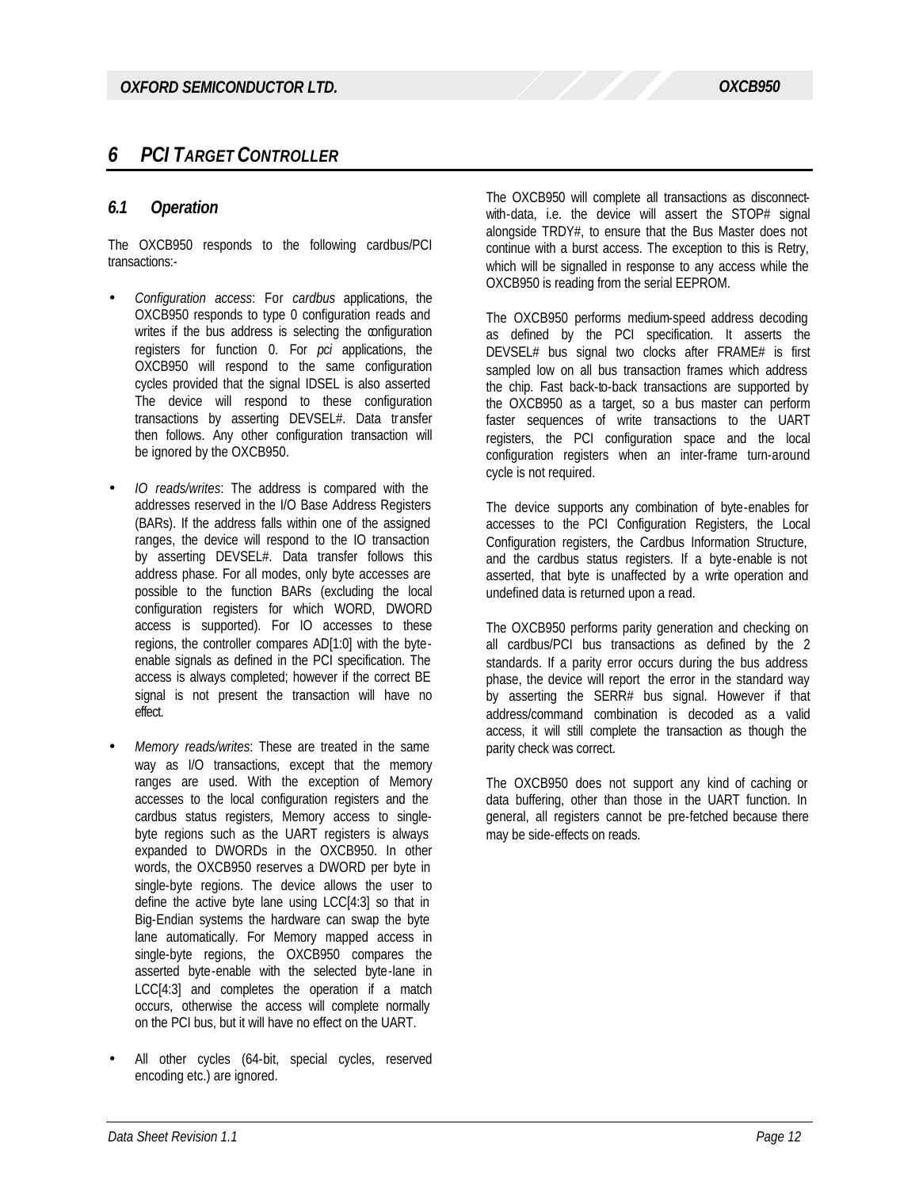# 6 PCI TARGET CONTROLLER

## 6.1 Operation

The OXCB950 responds to the following cardbus/PCI transactions:-

- *Configuration access*: For *cardbus* applications, the OXCB950 responds to type 0 configuration reads and writes if the bus address is selecting the configuration registers for function 0. For *pci* applications, the OXCB950 will respond to the same configuration cycles provided that the signal IDSEL is also asserted The device will respond to these configuration transactions by asserting DEVSEL#. Data transfer then follows. Any other configuration transaction will be ignored by the OXCB950.

- *IO reads/writes*: The address is compared with the addresses reserved in the I/O Base Address Registers (BARs). If the address falls within one of the assigned ranges, the device will respond to the IO transaction by asserting DEVSEL#. Data transfer follows this address phase. For all modes, only byte accesses are possible to the function BARs (excluding the local configuration registers for which WORD, DWORD access is supported). For IO accesses to these regions, the controller compares AD[1:0] with the byte-enable signals as defined in the PCI specification. The access is always completed; however if the correct BE signal is not present the transaction will have no effect.

- *Memory reads/writes*: These are treated in the same way as I/O transactions, except that the memory ranges are used. With the exception of Memory accesses to the local configuration registers and the cardbus status registers, Memory access to single-byte regions such as the UART registers is always expanded to DWORDs in the OXCB950. In other words, the OXCB950 reserves a DWORD per byte in single-byte regions. The device allows the user to define the active byte lane using LCC[4:3] so that in Big-Endian systems the hardware can swap the byte lane automatically. For Memory mapped access in single-byte regions, the OXCB950 compares the asserted byte-enable with the selected byte-lane in LCC[4:3] and completes the operation if a match occurs, otherwise the access will complete normally on the PCI bus, but it will have no effect on the UART.

- All other cycles (64-bit, special cycles, reserved encoding etc.) are ignored.

The OXCB950 will complete all transactions as disconnect-with-data, i.e. the device will assert the STOP# signal alongside TRDY#, to ensure that the Bus Master does not continue with a burst access. The exception to this is Retry, which will be signalled in response to any access while the OXCB950 is reading from the serial EEPROM.

The OXCB950 performs medium-speed address decoding as defined by the PCI specification. It asserts the DEVSEL# bus signal two clocks after FRAME# is first sampled low on all bus transaction frames which address the chip. Fast back-to-back transactions are supported by the OXCB950 as a target, so a bus master can perform faster sequences of write transactions to the UART registers, the PCI configuration space and the local configuration registers when an inter-frame turn-around cycle is not required.

The device supports any combination of byte-enables for accesses to the PCI Configuration Registers, the Local Configuration registers, the Cardbus Information Structure, and the cardbus status registers. If a byte-enable is not asserted, that byte is unaffected by a write operation and undefined data is returned upon a read.

The OXCB950 performs parity generation and checking on all cardbus/PCI bus transactions as defined by the 2 standards. If a parity error occurs during the bus address phase, the device will report the error in the standard way by asserting the SERR# bus signal. However if that address/command combination is decoded as a valid access, it will still complete the transaction as though the parity check was correct.

The OXCB950 does not support any kind of caching or data buffering, other than those in the UART function. In general, all registers cannot be pre-fetched because there may be side-effects on reads.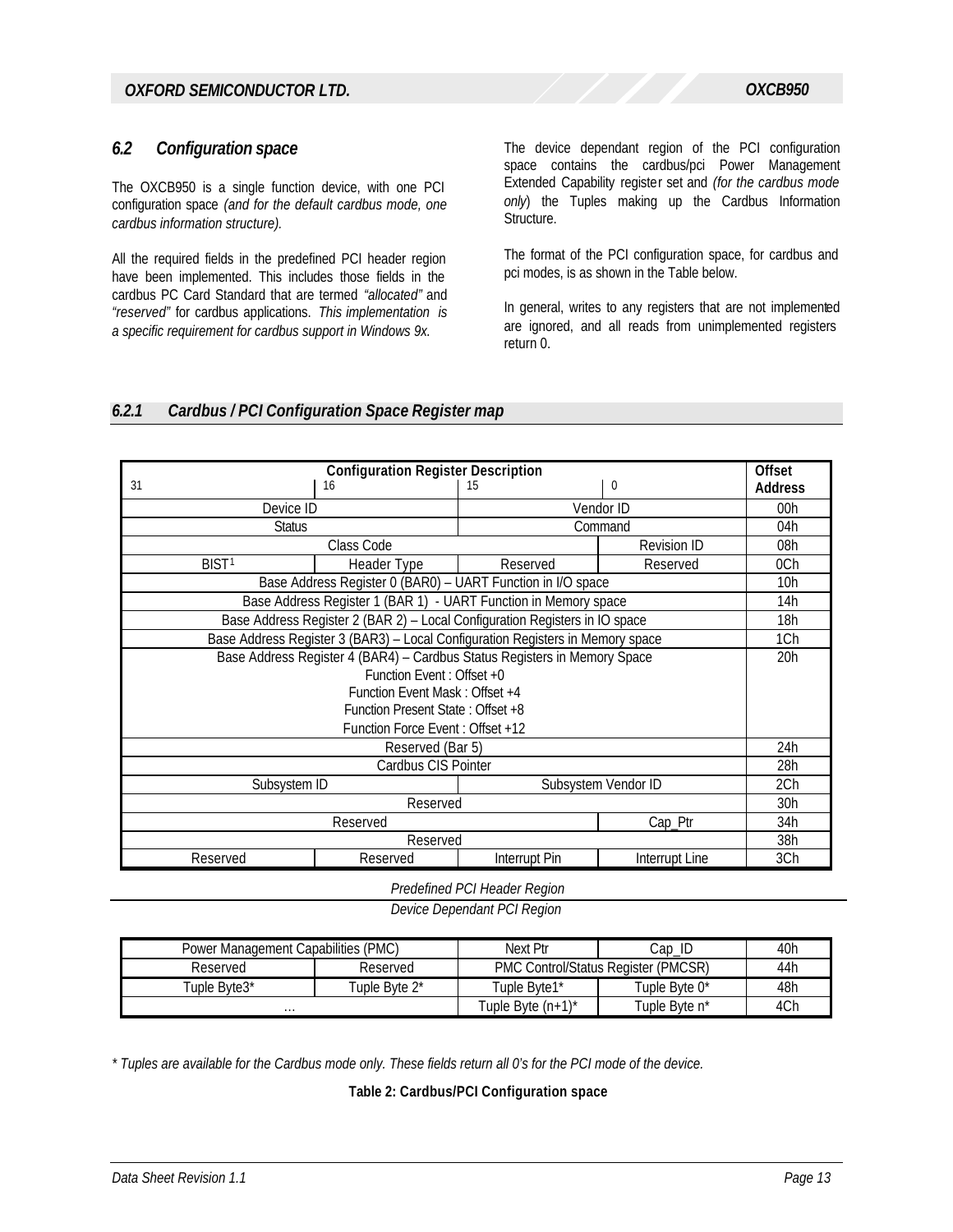## 6.2 Configuration space

The OXCB950 is a single function device, with one PCI configuration space *(and for the default cardbus mode, one cardbus information structure).*

All the required fields in the predefined PCI header region have been implemented. This includes those fields in the cardbus PC Card Standard that are termed *"allocated"* and *"reserved"* for cardbus applications. *This implementation is a specific requirement for cardbus support in Windows 9x.*

The device dependant region of the PCI configuration space contains the cardbus/pci Power Management Extended Capability register set and *(for the cardbus mode only*) the Tuples making up the Cardbus Information Structure.

The format of the PCI configuration space, for cardbus and pci modes, is as shown in the Table below.

In general, writes to any registers that are not implemented are ignored, and all reads from unimplemented registers return 0.

### 6.2.1 Cardbus / PCI Configuration Space Register map

| Configuration Register Description 31 | 16 | 15 | 0 | Offset Address |
|---|---|---|---|---|
| Device ID | | Vendor ID | | 00h |
| Status | | Command | | 04h |
| Class Code | | | Revision ID | 08h |
| BIST[1] | Header Type | Reserved | Reserved | 0Ch |
| Base Address Register 0 (BAR0) – UART Function in I/O space | | | | 10h |
| Base Address Register 1 (BAR 1) - UART Function in Memory space | | | | 14h |
| Base Address Register 2 (BAR 2) – Local Configuration Registers in IO space | | | | 18h |
| Base Address Register 3 (BAR3) – Local Configuration Registers in Memory space | | | | 1Ch |
| Base Address Register 4 (BAR4) – Cardbus Status Registers in Memory Space<br>Function Event : Offset +0<br>Function Event Mask : Offset +4<br>Function Present State : Offset +8<br>Function Force Event : Offset +12 | | | | 20h |
| Reserved (Bar 5) | | | | 24h |
| Cardbus CIS Pointer | | | | 28h |
| Subsystem ID | | Subsystem Vendor ID | | 2Ch |
| Reserved | | | | 30h |
| Reserved | | | Cap_Ptr | 34h |
| Reserved | | | | 38h |
| Reserved | Reserved | Interrupt Pin | Interrupt Line | 3Ch |

*Predefined PCI Header Region*

*Device Dependant PCI Region*

| Power Management Capabilities (PMC) | | Next Ptr | Cap_ID | 40h |
|---|---|---|---|---|
| Reserved | Reserved | PMC Control/Status Register (PMCSR) | | 44h |
| Tuple Byte3* | Tuple Byte 2* | Tuple Byte1* | Tuple Byte 0* | 48h |
| … | | Tuple Byte (n+1)* | Tuple Byte n* | 4Ch |

*\* Tuples are available for the Cardbus mode only. These fields return all 0's for the PCI mode of the device.*

**Table 2: Cardbus/PCI Configuration space**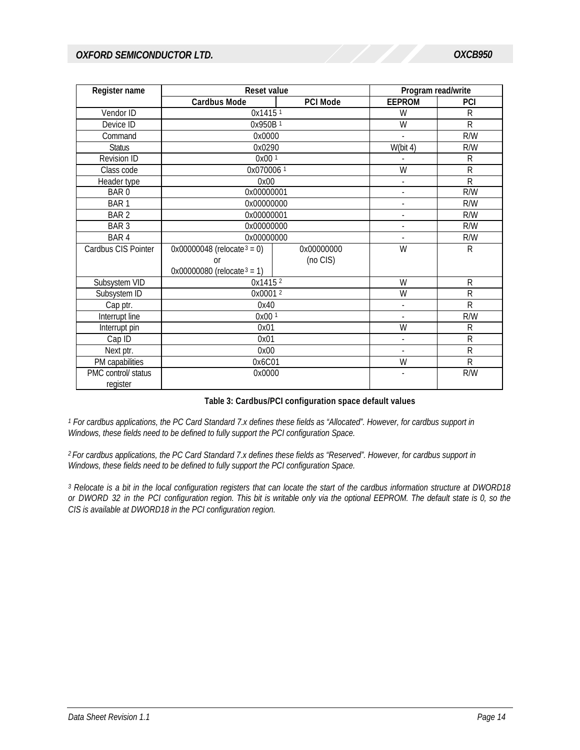| Register name | Reset value | | Program read/write | |
|---|---|---|---|---|
| | Cardbus Mode | PCI Mode | EEPROM | PCI |
| Vendor ID | 0x1415 [1] | | W | R |
| Device ID | 0x950B [1] | | W | R |
| Command | 0x0000 | | - | R/W |
| Status | 0x0290 | | W(bit 4) | R/W |
| Revision ID | 0x00 [1] | | - | R |
| Class code | 0x070006 [1] | | W | R |
| Header type | 0x00 | | - | R |
| BAR 0 | 0x00000001 | | - | R/W |
| BAR 1 | 0x00000000 | | - | R/W |
| BAR 2 | 0x00000001 | | - | R/W |
| BAR 3 | 0x00000000 | | - | R/W |
| BAR 4 | 0x00000000 | | - | R/W |
| Cardbus CIS Pointer | 0x00000048 (relocate [3] = 0) or 0x00000080 (relocate [3] = 1) | 0x00000000 (no CIS) | W | R |
| Subsystem VID | 0x1415 [2] | | W | R |
| Subsystem ID | 0x0001 [2] | | W | R |
| Cap ptr. | 0x40 | | - | R |
| Interrupt line | 0x00 [1] | | - | R/W |
| Interrupt pin | 0x01 | | W | R |
| Cap ID | 0x01 | | - | R |
| Next ptr. | 0x00 | | - | R |
| PM capabilities | 0x6C01 | | W | R |
| PMC control/ status register | 0x0000 | | - | R/W |

**Table 3: Cardbus/PCI configuration space default values**

*[1] For cardbus applications, the PC Card Standard 7.x defines these fields as "Allocated". However, for cardbus support in Windows, these fields need to be defined to fully support the PCI configuration Space.*

*[2] For cardbus applications, the PC Card Standard 7.x defines these fields as "Reserved". However, for cardbus support in Windows, these fields need to be defined to fully support the PCI configuration Space.*

*[3] Relocate is a bit in the local configuration registers that can locate the start of the cardbus information structure at DWORD18 or DWORD 32 in the PCI configuration region. This bit is writable only via the optional EEPROM. The default state is 0, so the CIS is available at DWORD18 in the PCI configuration region.*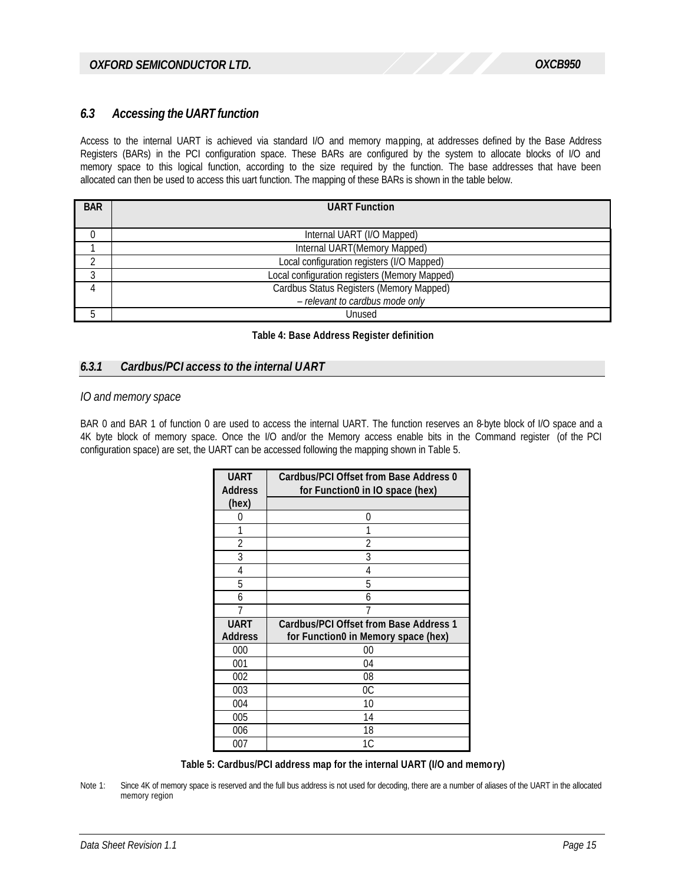## 6.3 Accessing the UART function

Access to the internal UART is achieved via standard I/O and memory mapping, at addresses defined by the Base Address Registers (BARs) in the PCI configuration space. These BARs are configured by the system to allocate blocks of I/O and memory space to this logical function, according to the size required by the function. The base addresses that have been allocated can then be used to access this uart function. The mapping of these BARs is shown in the table below.

| BAR | UART Function |
|---|---|
| 0 | Internal UART (I/O Mapped) |
| 1 | Internal UART(Memory Mapped) |
| 2 | Local configuration registers (I/O Mapped) |
| 3 | Local configuration registers (Memory Mapped) |
| 4 | Cardbus Status Registers (Memory Mapped) *– relevant to cardbus mode only* |
| 5 | Unused |

**Table 4: Base Address Register definition**

### 6.3.1 Cardbus/PCI access to the internal UART

*IO and memory space*

BAR 0 and BAR 1 of function 0 are used to access the internal UART. The function reserves an 8-byte block of I/O space and a 4K byte block of memory space. Once the I/O and/or the Memory access enable bits in the Command register (of the PCI configuration space) are set, the UART can be accessed following the mapping shown in Table 5.

| UART Address (hex) | Cardbus/PCI Offset from Base Address 0 for Function0 in IO space (hex) |
|---|---|
| 0 | 0 |
| 1 | 1 |
| 2 | 2 |
| 3 | 3 |
| 4 | 4 |
| 5 | 5 |
| 6 | 6 |
| 7 | 7 |
| **UART Address** | **Cardbus/PCI Offset from Base Address 1 for Function0 in Memory space (hex)** |
| 000 | 00 |
| 001 | 04 |
| 002 | 08 |
| 003 | 0C |
| 004 | 10 |
| 005 | 14 |
| 006 | 18 |
| 007 | 1C |

**Table 5: Cardbus/PCI address map for the internal UART (I/O and memory)**

Note 1: Since 4K of memory space is reserved and the full bus address is not used for decoding, there are a number of aliases of the UART in the allocated memory region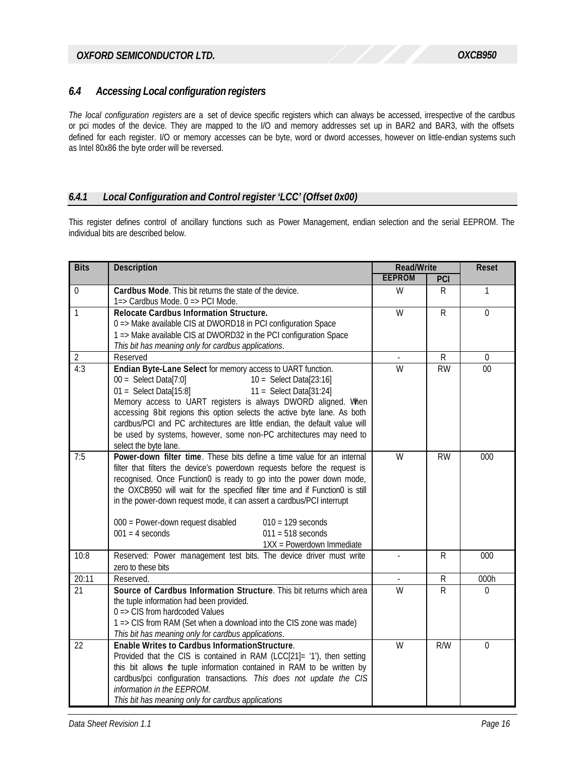### 6.4 Accessing Local configuration registers

*The local configuration registers* are a set of device specific registers which can always be accessed, irrespective of the cardbus or pci modes of the device. They are mapped to the I/O and memory addresses set up in BAR2 and BAR3, with the offsets defined for each register. I/O or memory accesses can be byte, word or dword accesses, however on little-endian systems such as Intel 80x86 the byte order will be reversed.

#### 6.4.1 Local Configuration and Control register 'LCC' (Offset 0x00)

This register defines control of ancillary functions such as Power Management, endian selection and the serial EEPROM. The individual bits are described below.

| Bits | Description | Read/Write | | Reset |
|---|---|---|---|---|
| | | EEPROM | PCI | |
| 0 | **Cardbus Mode**. This bit returns the state of the device.<br>1=> Cardbus Mode. 0 => PCI Mode. | W | R | 1 |
| 1 | **Relocate Cardbus Information Structure.**<br>0 => Make available CIS at DWORD18 in PCI configuration Space<br>1 => Make available CIS at DWORD32 in the PCI configuration Space<br>*This bit has meaning only for cardbus applications*. | W | R | 0 |
| 2 | Reserved | - | R | 0 |
| 4:3 | **Endian Byte-Lane Select** for memory access to UART function.<br>00 = Select Data[7:0] 10 = Select Data[23:16]<br>01 = Select Data[15:8] 11 = Select Data[31:24]<br>Memory access to UART registers is always DWORD aligned. When accessing 8-bit regions this option selects the active byte lane. As both cardbus/PCI and PC architectures are little endian, the default value will be used by systems, however, some non-PC architectures may need to select the byte lane. | W | RW | 00 |
| 7:5 | **Power-down filter time**. These bits define a time value for an internal filter that filters the device's powerdown requests before the request is recognised. Once Function0 is ready to go into the power down mode, the OXCB950 will wait for the specified filter time and if Function0 is still in the power-down request mode, it can assert a cardbus/PCI interrupt<br><br>000 = Power-down request disabled 010 = 129 seconds<br>001 = 4 seconds 011 = 518 seconds<br>1XX = Powerdown Immediate | W | RW | 000 |
| 10:8 | Reserved: Power management test bits. The device driver must write zero to these bits | - | R | 000 |
| 20:11 | Reserved. | - | R | 000h |
| 21 | **Source of Cardbus Information Structure**. This bit returns which area the tuple information had been provided.<br>0 => CIS from hardcoded Values<br>1 => CIS from RAM (Set when a download into the CIS zone was made)<br>*This bit has meaning only for cardbus applications*. | W | R | 0 |
| 22 | **Enable Writes to Cardbus InformationStructure**.<br>Provided that the CIS is contained in RAM (LCC[21]= '1'), then setting this bit allows the tuple information contained in RAM to be written by cardbus/pci configuration transactions. *This does not update the CIS information in the EEPROM.*<br>*This bit has meaning only for cardbus applications* | W | R/W | 0 |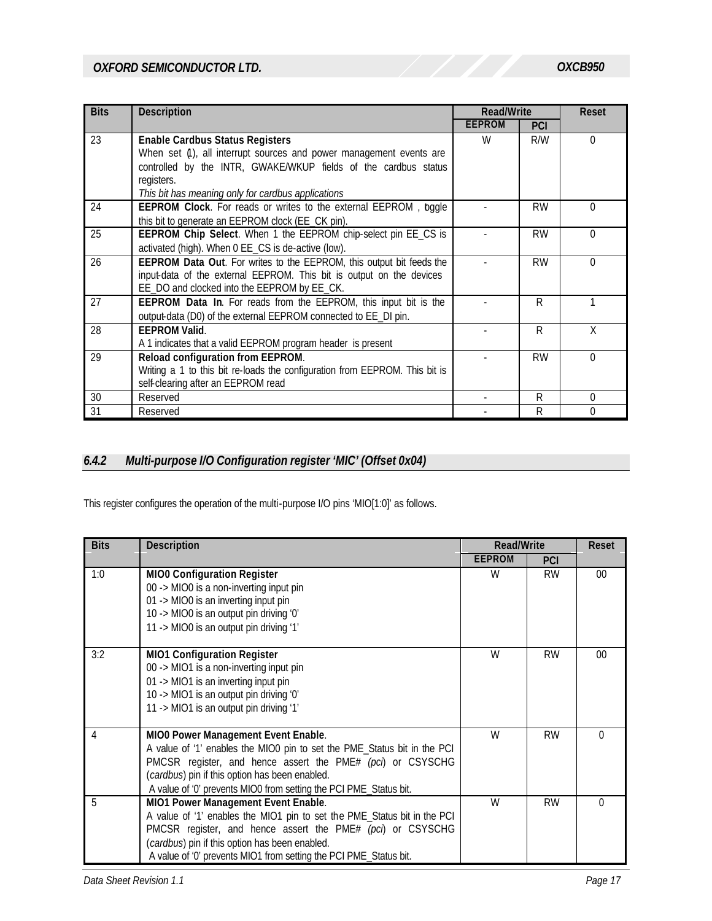| Bits | Description | Read/Write | | Reset |
|---|---|---|---|---|
| | | EEPROM | PCI | |
| 23 | **Enable Cardbus Status Registers**<br>When set (1), all interrupt sources and power management events are controlled by the INTR, GWAKE/WKUP fields of the cardbus status registers.<br>*This bit has meaning only for cardbus applications* | W | R/W | 0 |
| 24 | **EEPROM Clock**. For reads or writes to the external EEPROM , toggle this bit to generate an EEPROM clock (EE_CK pin). | - | RW | 0 |
| 25 | **EEPROM Chip Select**. When 1 the EEPROM chip-select pin EE_CS is activated (high). When 0 EE_CS is de-active (low). | - | RW | 0 |
| 26 | **EEPROM Data Out**. For writes to the EEPROM, this output bit feeds the input-data of the external EEPROM. This bit is output on the devices EE_DO and clocked into the EEPROM by EE_CK. | - | RW | 0 |
| 27 | **EEPROM Data In**. For reads from the EEPROM, this input bit is the output-data (D0) of the external EEPROM connected to EE_DI pin. | - | R | 1 |
| 28 | **EEPROM Valid**.<br>A 1 indicates that a valid EEPROM program header is present | - | R | X |
| 29 | **Reload configuration from EEPROM**.<br>Writing a 1 to this bit re-loads the configuration from EEPROM. This bit is self-clearing after an EEPROM read | - | RW | 0 |
| 30 | Reserved | - | R | 0 |
| 31 | Reserved | - | R | 0 |

### 6.4.2 Multi-purpose I/O Configuration register 'MIC' (Offset 0x04)

This register configures the operation of the multi-purpose I/O pins 'MIO[1:0]' as follows.

| Bits | Description | Read/Write | | Reset |
|---|---|---|---|---|
| | | EEPROM | PCI | |
| 1:0 | **MIO0 Configuration Register**<br>00 -> MIO0 is a non-inverting input pin<br>01 -> MIO0 is an inverting input pin<br>10 -> MIO0 is an output pin driving '0'<br>11 -> MIO0 is an output pin driving '1' | W | RW | 00 |
| 3:2 | **MIO1 Configuration Register**<br>00 -> MIO1 is a non-inverting input pin<br>01 -> MIO1 is an inverting input pin<br>10 -> MIO1 is an output pin driving '0'<br>11 -> MIO1 is an output pin driving '1' | W | RW | 00 |
| 4 | **MIO0 Power Management Event Enable**.<br>A value of '1' enables the MIO0 pin to set the PME_Status bit in the PCI PMCSR register, and hence assert the PME# (*pci*) or CSYSCHG (*cardbus*) pin if this option has been enabled.<br>A value of '0' prevents MIO0 from setting the PCI PME_Status bit. | W | RW | 0 |
| 5 | **MIO1 Power Management Event Enable**.<br>A value of '1' enables the MIO1 pin to set the PME_Status bit in the PCI PMCSR register, and hence assert the PME# (*pci*) or CSYSCHG (*cardbus*) pin if this option has been enabled.<br>A value of '0' prevents MIO1 from setting the PCI PME_Status bit. | W | RW | 0 |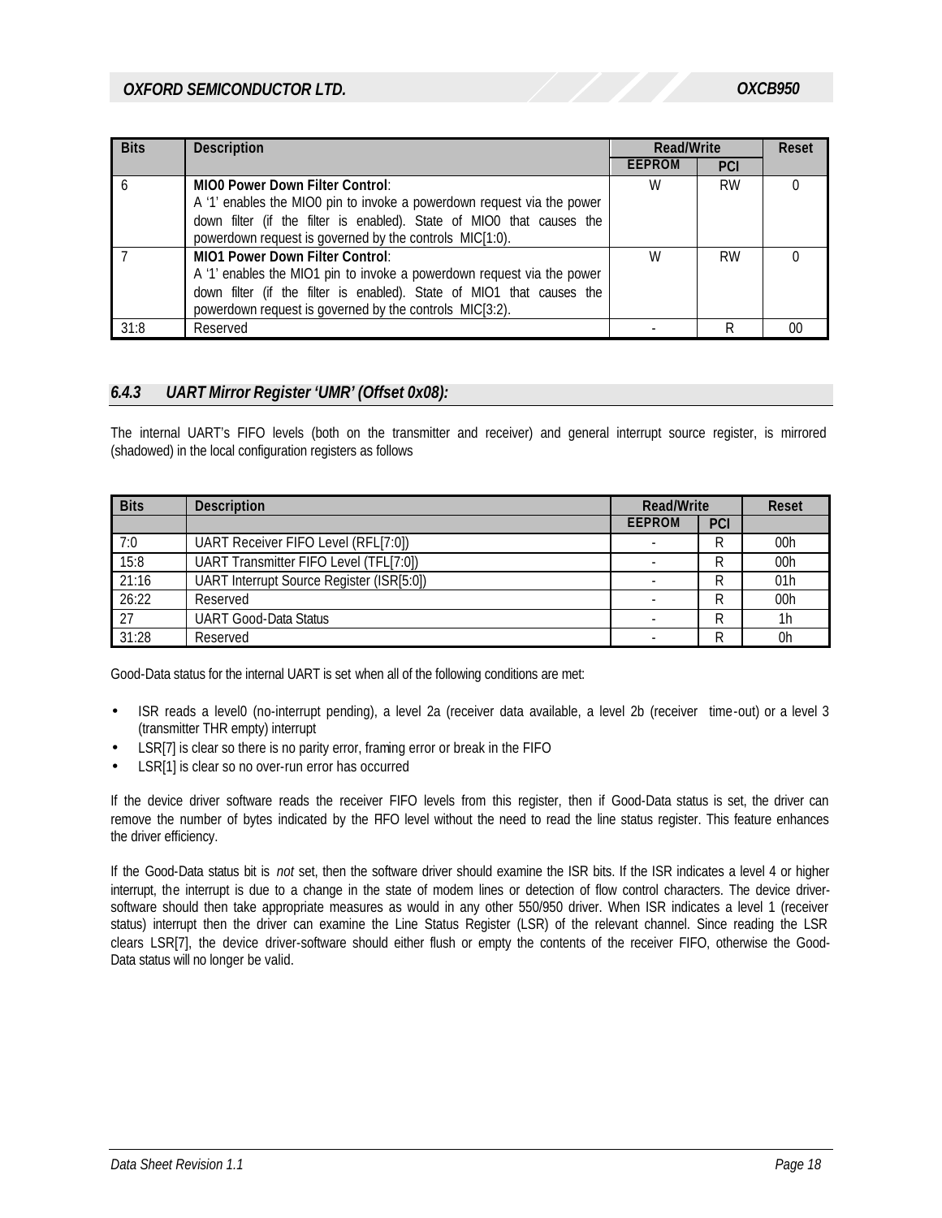| Bits | Description | Read/Write | | Reset |
|---|---|---|---|---|
| | | EEPROM | PCI | |
| 6 | **MIO0 Power Down Filter Control**: A '1' enables the MIO0 pin to invoke a powerdown request via the power down filter (if the filter is enabled). State of MIO0 that causes the powerdown request is governed by the controls MIC[1:0). | W | RW | 0 |
| 7 | **MIO1 Power Down Filter Control**: A '1' enables the MIO1 pin to invoke a powerdown request via the power down filter (if the filter is enabled). State of MIO1 that causes the powerdown request is governed by the controls MIC[3:2). | W | RW | 0 |
| 31:8 | Reserved | - | R | 00 |

### 6.4.3 UART Mirror Register 'UMR' (Offset 0x08):

The internal UART's FIFO levels (both on the transmitter and receiver) and general interrupt source register, is mirrored (shadowed) in the local configuration registers as follows

| Bits | Description | Read/Write | | Reset |
|---|---|---|---|---|
| | | EEPROM | PCI | |
| 7:0 | UART Receiver FIFO Level (RFL[7:0]) | - | R | 00h |
| 15:8 | UART Transmitter FIFO Level (TFL[7:0]) | - | R | 00h |
| 21:16 | UART Interrupt Source Register (ISR[5:0]) | - | R | 01h |
| 26:22 | Reserved | - | R | 00h |
| 27 | UART Good-Data Status | - | R | 1h |
| 31:28 | Reserved | - | R | 0h |

Good-Data status for the internal UART is set when all of the following conditions are met:

- ISR reads a level0 (no-interrupt pending), a level 2a (receiver data available, a level 2b (receiver time-out) or a level 3 (transmitter THR empty) interrupt
- LSR[7] is clear so there is no parity error, framing error or break in the FIFO
- LSR[1] is clear so no over-run error has occurred

If the device driver software reads the receiver FIFO levels from this register, then if Good-Data status is set, the driver can remove the number of bytes indicated by the FIFO level without the need to read the line status register. This feature enhances the driver efficiency.

If the Good-Data status bit is *not* set, then the software driver should examine the ISR bits. If the ISR indicates a level 4 or higher interrupt, the interrupt is due to a change in the state of modem lines or detection of flow control characters. The device driver-software should then take appropriate measures as would in any other 550/950 driver. When ISR indicates a level 1 (receiver status) interrupt then the driver can examine the Line Status Register (LSR) of the relevant channel. Since reading the LSR clears LSR[7], the device driver-software should either flush or empty the contents of the receiver FIFO, otherwise the Good-Data status will no longer be valid.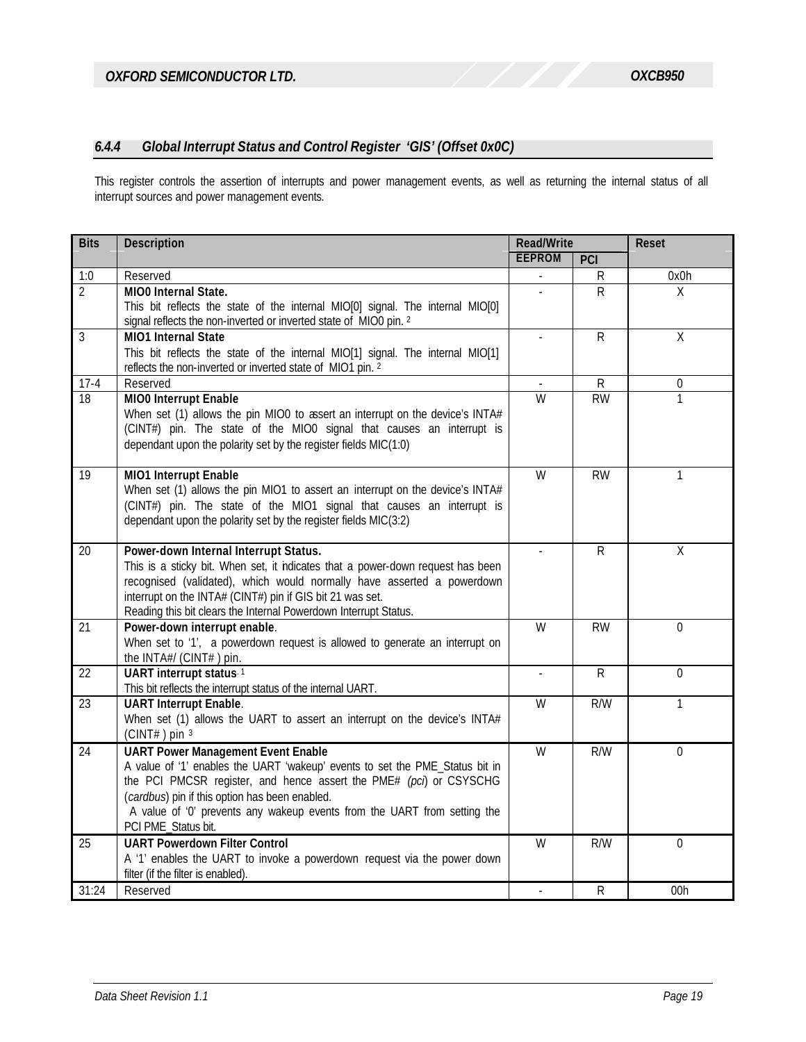### 6.4.4 Global Interrupt Status and Control Register 'GIS' (Offset 0x0C)

This register controls the assertion of interrupts and power management events, as well as returning the internal status of all interrupt sources and power management events.

| Bits | Description | Read/Write | | Reset |
|---|---|---|---|---|
| | | EEPROM | PCI | |
| 1:0 | Reserved | - | R | 0x0h |
| 2 | **MIO0 Internal State.**<br>This bit reflects the state of the internal MIO[0] signal. The internal MIO[0] signal reflects the non-inverted or inverted state of MIO0 pin. [2] | - | R | X |
| 3 | **MIO1 Internal State**<br>This bit reflects the state of the internal MIO[1] signal. The internal MIO[1] reflects the non-inverted or inverted state of MIO1 pin. [2] | - | R | X |
| 17-4 | Reserved | - | R | 0 |
| 18 | **MIO0 Interrupt Enable**<br>When set (1) allows the pin MIO0 to assert an interrupt on the device's INTA# (CINT#) pin. The state of the MIO0 signal that causes an interrupt is dependant upon the polarity set by the register fields MIC(1:0) | W | RW | 1 |
| 19 | **MIO1 Interrupt Enable**<br>When set (1) allows the pin MIO1 to assert an interrupt on the device's INTA# (CINT#) pin. The state of the MIO1 signal that causes an interrupt is dependant upon the polarity set by the register fields MIC(3:2) | W | RW | 1 |
| 20 | **Power-down Internal Interrupt Status.**<br>This is a sticky bit. When set, it indicates that a power-down request has been recognised (validated), which would normally have asserted a powerdown interrupt on the INTA# (CINT#) pin if GIS bit 21 was set.<br>Reading this bit clears the Internal Powerdown Interrupt Status. | - | R | X |
| 21 | **Power-down interrupt enable**.<br>When set to '1', a powerdown request is allowed to generate an interrupt on the INTA#/ (CINT# ) pin. | W | RW | 0 |
| 22 | **UART interrupt status**. [1]<br>This bit reflects the interrupt status of the internal UART. | - | R | 0 |
| 23 | **UART Interrupt Enable**.<br>When set (1) allows the UART to assert an interrupt on the device's INTA# (CINT# ) pin [3] | W | R/W | 1 |
| 24 | **UART Power Management Event Enable**<br>A value of '1' enables the UART 'wakeup' events to set the PME_Status bit in the PCI PMCSR register, and hence assert the PME# (*pci*) or CSYSCHG (*cardbus*) pin if this option has been enabled.<br>A value of '0' prevents any wakeup events from the UART from setting the PCI PME_Status bit. | W | R/W | 0 |
| 25 | **UART Powerdown Filter Control**<br>A '1' enables the UART to invoke a powerdown request via the power down filter (if the filter is enabled). | W | R/W | 0 |
| 31:24 | Reserved | - | R | 00h |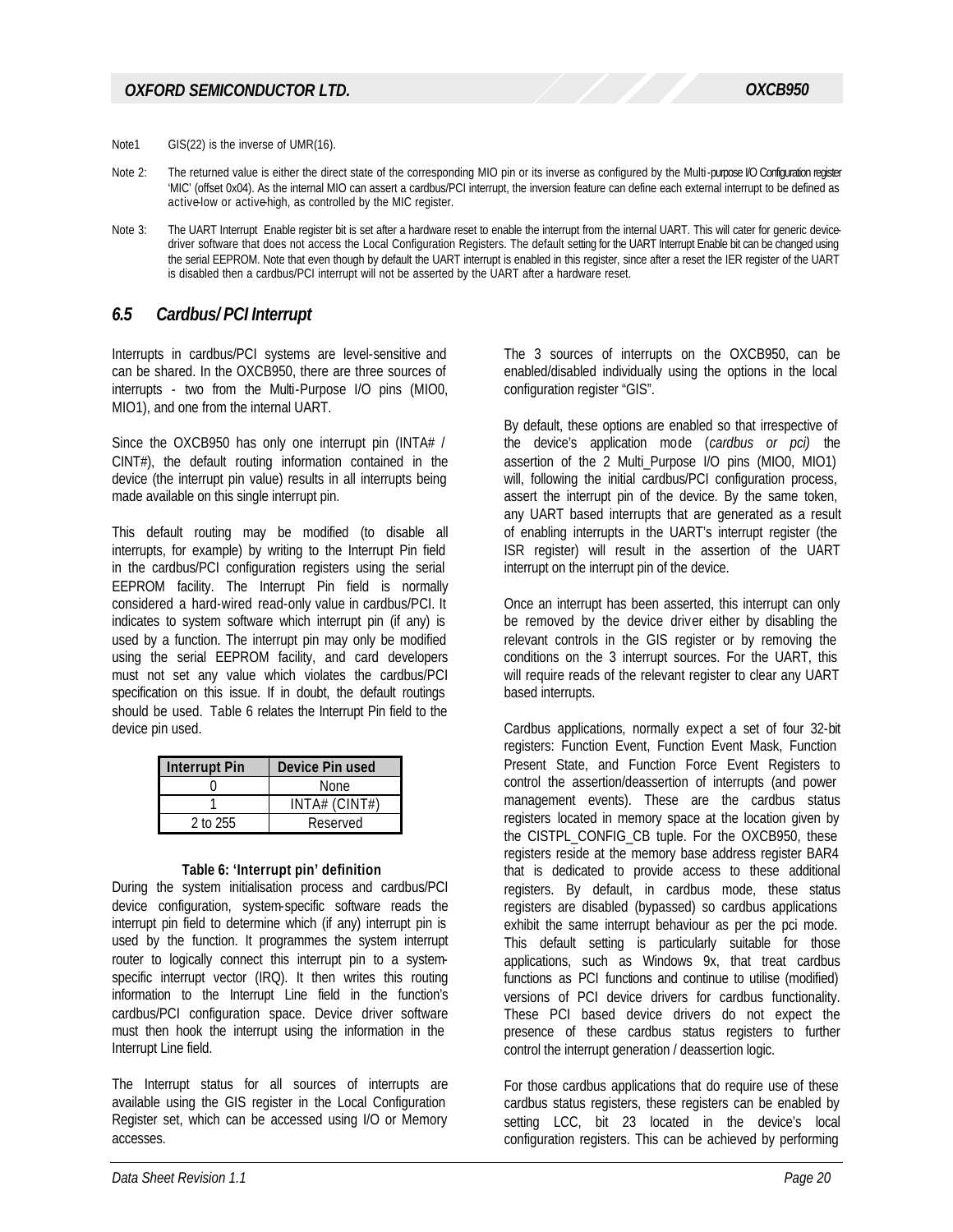Note1 GIS(22) is the inverse of UMR(16).

Note 2: The returned value is either the direct state of the corresponding MIO pin or its inverse as configured by the Multi-purpose I/O Configuration register 'MIC' (offset 0x04). As the internal MIO can assert a cardbus/PCI interrupt, the inversion feature can define each external interrupt to be defined as active-low or active-high, as controlled by the MIC register.

Note 3: The UART Interrupt Enable register bit is set after a hardware reset to enable the interrupt from the internal UART. This will cater for generic device-driver software that does not access the Local Configuration Registers. The default setting for the UART Interrupt Enable bit can be changed using the serial EEPROM. Note that even though by default the UART interrupt is enabled in this register, since after a reset the IER register of the UART is disabled then a cardbus/PCI interrupt will not be asserted by the UART after a hardware reset.

## 6.5 Cardbus/ PCI Interrupt

Interrupts in cardbus/PCI systems are level-sensitive and can be shared. In the OXCB950, there are three sources of interrupts - two from the Multi-Purpose I/O pins (MIO0, MIO1), and one from the internal UART.

Since the OXCB950 has only one interrupt pin (INTA# / CINT#), the default routing information contained in the device (the interrupt pin value) results in all interrupts being made available on this single interrupt pin.

This default routing may be modified (to disable all interrupts, for example) by writing to the Interrupt Pin field in the cardbus/PCI configuration registers using the serial EEPROM facility. The Interrupt Pin field is normally considered a hard-wired read-only value in cardbus/PCI. It indicates to system software which interrupt pin (if any) is used by a function. The interrupt pin may only be modified using the serial EEPROM facility, and card developers must not set any value which violates the cardbus/PCI specification on this issue. If in doubt, the default routings should be used. Table 6 relates the Interrupt Pin field to the device pin used.

| Interrupt Pin | Device Pin used |
|---|---|
| 0 | None |
| 1 | INTA# (CINT#) |
| 2 to 255 | Reserved |

**Table 6: 'Interrupt pin' definition**

During the system initialisation process and cardbus/PCI device configuration, system-specific software reads the interrupt pin field to determine which (if any) interrupt pin is used by the function. It programmes the system interrupt router to logically connect this interrupt pin to a system-specific interrupt vector (IRQ). It then writes this routing information to the Interrupt Line field in the function's cardbus/PCI configuration space. Device driver software must then hook the interrupt using the information in the Interrupt Line field.

The Interrupt status for all sources of interrupts are available using the GIS register in the Local Configuration Register set, which can be accessed using I/O or Memory accesses.

The 3 sources of interrupts on the OXCB950, can be enabled/disabled individually using the options in the local configuration register "GIS".

By default, these options are enabled so that irrespective of the device's application mode (*cardbus or pci)* the assertion of the 2 Multi_Purpose I/O pins (MIO0, MIO1) will, following the initial cardbus/PCI configuration process, assert the interrupt pin of the device. By the same token, any UART based interrupts that are generated as a result of enabling interrupts in the UART's interrupt register (the ISR register) will result in the assertion of the UART interrupt on the interrupt pin of the device.

Once an interrupt has been asserted, this interrupt can only be removed by the device driver either by disabling the relevant controls in the GIS register or by removing the conditions on the 3 interrupt sources. For the UART, this will require reads of the relevant register to clear any UART based interrupts.

Cardbus applications, normally expect a set of four 32-bit registers: Function Event, Function Event Mask, Function Present State, and Function Force Event Registers to control the assertion/deassertion of interrupts (and power management events). These are the cardbus status registers located in memory space at the location given by the CISTPL_CONFIG_CB tuple. For the OXCB950, these registers reside at the memory base address register BAR4 that is dedicated to provide access to these additional registers. By default, in cardbus mode, these status registers are disabled (bypassed) so cardbus applications exhibit the same interrupt behaviour as per the pci mode. This default setting is particularly suitable for those applications, such as Windows 9x, that treat cardbus functions as PCI functions and continue to utilise (modified) versions of PCI device drivers for cardbus functionality. These PCI based device drivers do not expect the presence of these cardbus status registers to further control the interrupt generation / deassertion logic.

For those cardbus applications that do require use of these cardbus status registers, these registers can be enabled by setting LCC, bit 23 located in the device's local configuration registers. This can be achieved by performing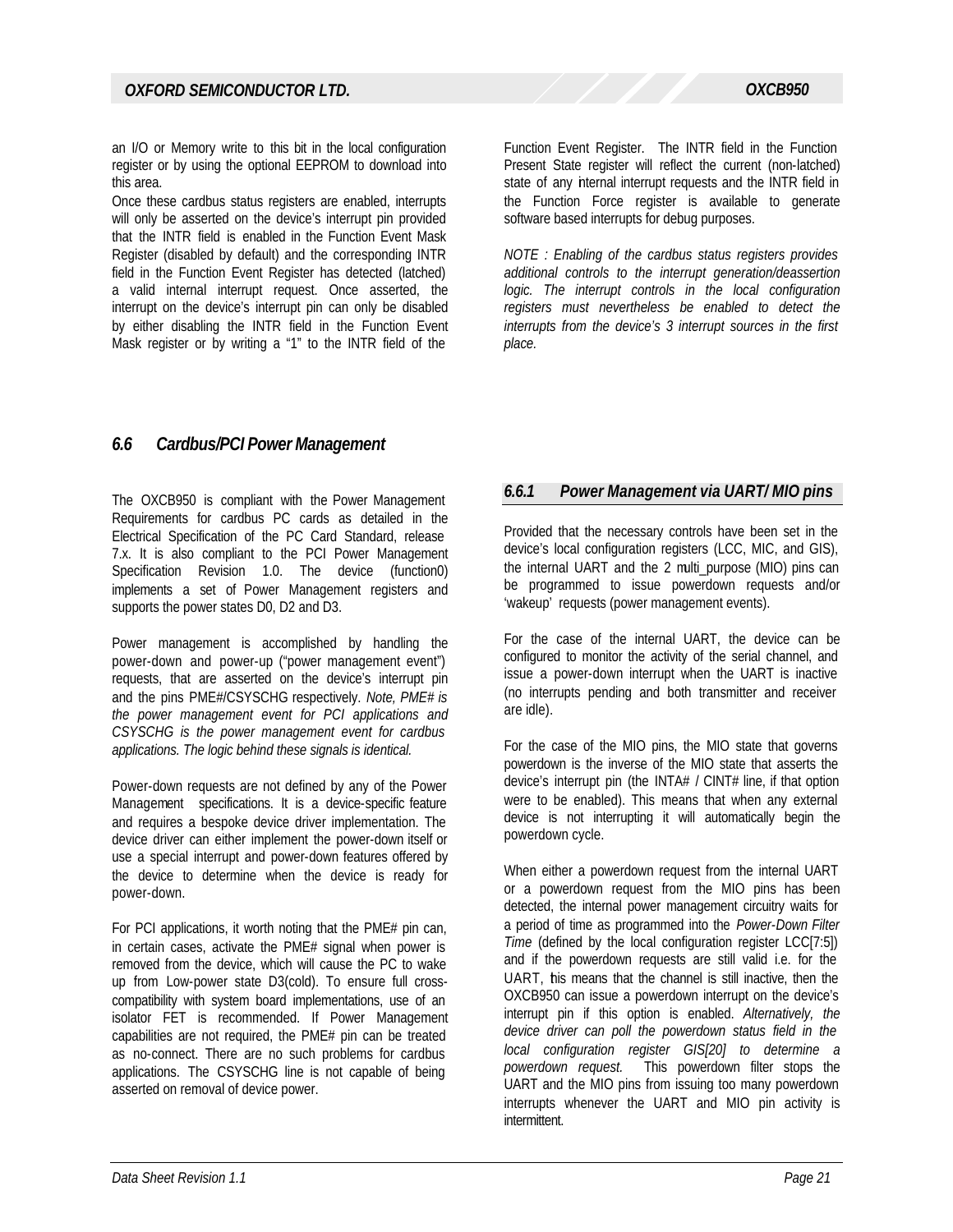an I/O or Memory write to this bit in the local configuration register or by using the optional EEPROM to download into this area.

Once these cardbus status registers are enabled, interrupts will only be asserted on the device's interrupt pin provided that the INTR field is enabled in the Function Event Mask Register (disabled by default) and the corresponding INTR field in the Function Event Register has detected (latched) a valid internal interrupt request. Once asserted, the interrupt on the device's interrupt pin can only be disabled by either disabling the INTR field in the Function Event Mask register or by writing a "1" to the INTR field of the Function Event Register. The INTR field in the Function Present State register will reflect the current (non-latched) state of any internal interrupt requests and the INTR field in the Function Force register is available to generate software based interrupts for debug purposes.

*NOTE : Enabling of the cardbus status registers provides additional controls to the interrupt generation/deassertion logic. The interrupt controls in the local configuration registers must nevertheless be enabled to detect the interrupts from the device's 3 interrupt sources in the first place.*

## 6.6 Cardbus/PCI Power Management

The OXCB950 is compliant with the Power Management Requirements for cardbus PC cards as detailed in the Electrical Specification of the PC Card Standard, release 7.x. It is also compliant to the PCI Power Management Specification Revision 1.0. The device (function0) implements a set of Power Management registers and supports the power states D0, D2 and D3.

Power management is accomplished by handling the power-down and power-up ("power management event") requests, that are asserted on the device's interrupt pin and the pins PME#/CSYSCHG respectively. *Note, PME# is the power management event for PCI applications and CSYSCHG is the power management event for cardbus applications. The logic behind these signals is identical.*

Power-down requests are not defined by any of the Power Management specifications. It is a device-specific feature and requires a bespoke device driver implementation. The device driver can either implement the power-down itself or use a special interrupt and power-down features offered by the device to determine when the device is ready for power-down.

For PCI applications, it worth noting that the PME# pin can, in certain cases, activate the PME# signal when power is removed from the device, which will cause the PC to wake up from Low-power state D3(cold). To ensure full cross-compatibility with system board implementations, use of an isolator FET is recommended. If Power Management capabilities are not required, the PME# pin can be treated as no-connect. There are no such problems for cardbus applications. The CSYSCHG line is not capable of being asserted on removal of device power.

### 6.6.1 Power Management via UART/ MIO pins

Provided that the necessary controls have been set in the device's local configuration registers (LCC, MIC, and GIS), the internal UART and the 2 multi_purpose (MIO) pins can be programmed to issue powerdown requests and/or 'wakeup' requests (power management events).

For the case of the internal UART, the device can be configured to monitor the activity of the serial channel, and issue a power-down interrupt when the UART is inactive (no interrupts pending and both transmitter and receiver are idle).

For the case of the MIO pins, the MIO state that governs powerdown is the inverse of the MIO state that asserts the device's interrupt pin (the INTA# / CINT# line, if that option were to be enabled). This means that when any external device is not interrupting it will automatically begin the powerdown cycle.

When either a powerdown request from the internal UART or a powerdown request from the MIO pins has been detected, the internal power management circuitry waits for a period of time as programmed into the *Power-Down Filter Time* (defined by the local configuration register LCC[7:5]) and if the powerdown requests are still valid i.e. for the UART, this means that the channel is still inactive, then the OXCB950 can issue a powerdown interrupt on the device's interrupt pin if this option is enabled. *Alternatively, the device driver can poll the powerdown status field in the local configuration register GIS[20] to determine a powerdown request.* This powerdown filter stops the UART and the MIO pins from issuing too many powerdown interrupts whenever the UART and MIO pin activity is intermittent.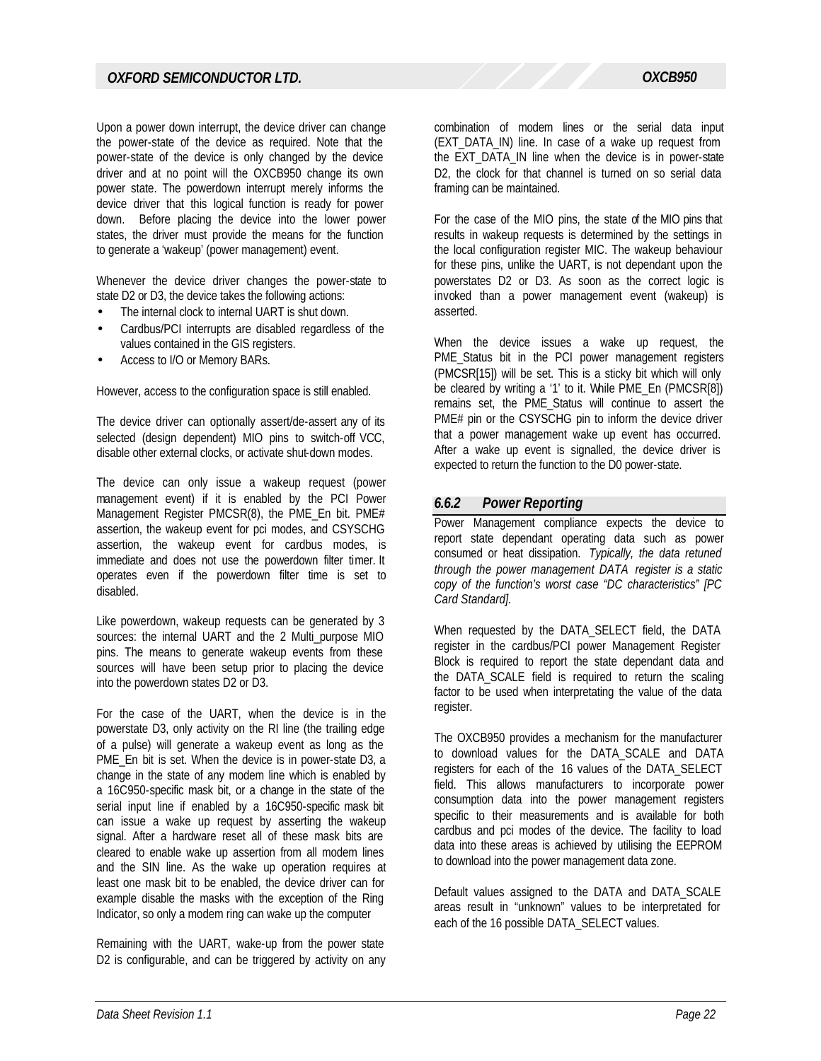Upon a power down interrupt, the device driver can change the power-state of the device as required. Note that the power-state of the device is only changed by the device driver and at no point will the OXCB950 change its own power state. The powerdown interrupt merely informs the device driver that this logical function is ready for power down. Before placing the device into the lower power states, the driver must provide the means for the function to generate a 'wakeup' (power management) event.

Whenever the device driver changes the power-state to state D2 or D3, the device takes the following actions:

- The internal clock to internal UART is shut down.
- Cardbus/PCI interrupts are disabled regardless of the values contained in the GIS registers.
- Access to I/O or Memory BARs.

However, access to the configuration space is still enabled.

The device driver can optionally assert/de-assert any of its selected (design dependent) MIO pins to switch-off VCC, disable other external clocks, or activate shut-down modes.

The device can only issue a wakeup request (power management event) if it is enabled by the PCI Power Management Register PMCSR(8), the PME_En bit. PME# assertion, the wakeup event for pci modes, and CSYSCHG assertion, the wakeup event for cardbus modes, is immediate and does not use the powerdown filter timer. It operates even if the powerdown filter time is set to disabled.

Like powerdown, wakeup requests can be generated by 3 sources: the internal UART and the 2 Multi_purpose MIO pins. The means to generate wakeup events from these sources will have been setup prior to placing the device into the powerdown states D2 or D3.

For the case of the UART, when the device is in the powerstate D3, only activity on the RI line (the trailing edge of a pulse) will generate a wakeup event as long as the PME_En bit is set. When the device is in power-state D3, a change in the state of any modem line which is enabled by a 16C950-specific mask bit, or a change in the state of the serial input line if enabled by a 16C950-specific mask bit can issue a wake up request by asserting the wakeup signal. After a hardware reset all of these mask bits are cleared to enable wake up assertion from all modem lines and the SIN line. As the wake up operation requires at least one mask bit to be enabled, the device driver can for example disable the masks with the exception of the Ring Indicator, so only a modem ring can wake up the computer

Remaining with the UART, wake-up from the power state D2 is configurable, and can be triggered by activity on any combination of modem lines or the serial data input (EXT_DATA_IN) line. In case of a wake up request from the EXT_DATA_IN line when the device is in power-state D2, the clock for that channel is turned on so serial data framing can be maintained.

For the case of the MIO pins, the state of the MIO pins that results in wakeup requests is determined by the settings in the local configuration register MIC. The wakeup behaviour for these pins, unlike the UART, is not dependant upon the powerstates D2 or D3. As soon as the correct logic is invoked than a power management event (wakeup) is asserted.

When the device issues a wake up request, the PME_Status bit in the PCI power management registers (PMCSR[15]) will be set. This is a sticky bit which will only be cleared by writing a '1' to it. While PME_En (PMCSR[8]) remains set, the PME_Status will continue to assert the PME# pin or the CSYSCHG pin to inform the device driver that a power management wake up event has occurred. After a wake up event is signalled, the device driver is expected to return the function to the D0 power-state.

### 6.6.2 Power Reporting

Power Management compliance expects the device to report state dependant operating data such as power consumed or heat dissipation. *Typically, the data retuned through the power management DATA register is a static copy of the function's worst case "DC characteristics" [PC Card Standard].*

When requested by the DATA_SELECT field, the DATA register in the cardbus/PCI power Management Register Block is required to report the state dependant data and the DATA_SCALE field is required to return the scaling factor to be used when interpretating the value of the data register.

The OXCB950 provides a mechanism for the manufacturer to download values for the DATA_SCALE and DATA registers for each of the 16 values of the DATA_SELECT field. This allows manufacturers to incorporate power consumption data into the power management registers specific to their measurements and is available for both cardbus and pci modes of the device. The facility to load data into these areas is achieved by utilising the EEPROM to download into the power management data zone.

Default values assigned to the DATA and DATA_SCALE areas result in "unknown" values to be interpreted for each of the 16 possible DATA_SELECT values.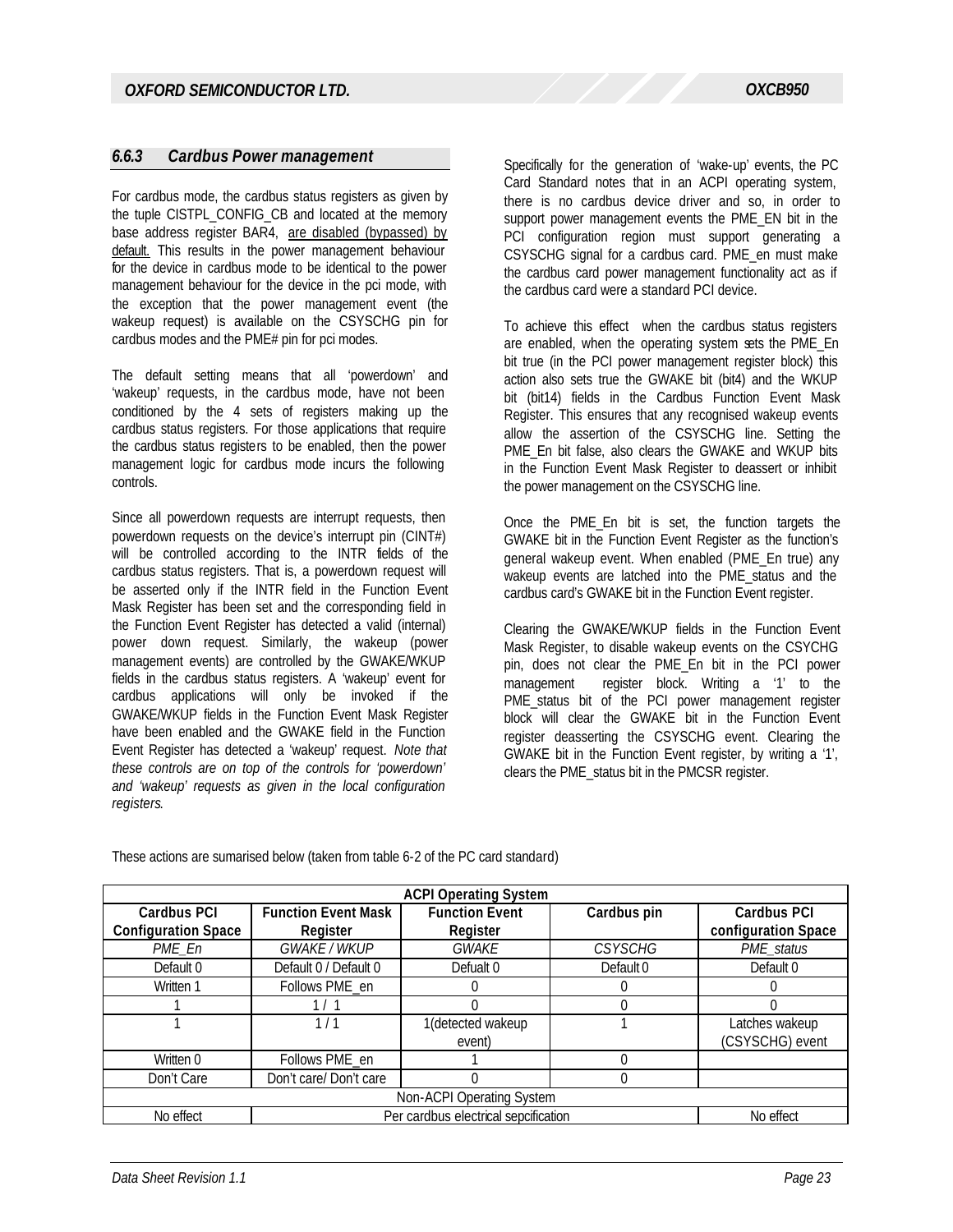### 6.6.3 Cardbus Power management

For cardbus mode, the cardbus status registers as given by the tuple CISTPL_CONFIG_CB and located at the memory base address register BAR4, are disabled (bypassed) by default. This results in the power management behaviour for the device in cardbus mode to be identical to the power management behaviour for the device in the pci mode, with the exception that the power management event (the wakeup request) is available on the CSYSCHG pin for cardbus modes and the PME# pin for pci modes.

The default setting means that all 'powerdown' and 'wakeup' requests, in the cardbus mode, have not been conditioned by the 4 sets of registers making up the cardbus status registers. For those applications that require the cardbus status registers to be enabled, then the power management logic for cardbus mode incurs the following controls.

Since all powerdown requests are interrupt requests, then powerdown requests on the device's interrupt pin (CINT#) will be controlled according to the INTR fields of the cardbus status registers. That is, a powerdown request will be asserted only if the INTR field in the Function Event Mask Register has been set and the corresponding field in the Function Event Register has detected a valid (internal) power down request. Similarly, the wakeup (power management events) are controlled by the GWAKE/WKUP fields in the cardbus status registers. A 'wakeup' event for cardbus applications will only be invoked if the GWAKE/WKUP fields in the Function Event Mask Register have been enabled and the GWAKE field in the Function Event Register has detected a 'wakeup' request. *Note that these controls are on top of the controls for 'powerdown' and 'wakeup' requests as given in the local configuration registers.*

Specifically for the generation of 'wake-up' events, the PC Card Standard notes that in an ACPI operating system, there is no cardbus device driver and so, in order to support power management events the PME_EN bit in the PCI configuration region must support generating a CSYSCHG signal for a cardbus card. PME_en must make the cardbus card power management functionality act as if the cardbus card were a standard PCI device.

To achieve this effect when the cardbus status registers are enabled, when the operating system sets the PME_En bit true (in the PCI power management register block) this action also sets true the GWAKE bit (bit4) and the WKUP bit (bit14) fields in the Cardbus Function Event Mask Register. This ensures that any recognised wakeup events allow the assertion of the CSYSCHG line. Setting the PME_En bit false, also clears the GWAKE and WKUP bits in the Function Event Mask Register to deassert or inhibit the power management on the CSYSCHG line.

Once the PME_En bit is set, the function targets the GWAKE bit in the Function Event Register as the function's general wakeup event. When enabled (PME_En true) any wakeup events are latched into the PME_status and the cardbus card's GWAKE bit in the Function Event register.

Clearing the GWAKE/WKUP fields in the Function Event Mask Register, to disable wakeup events on the CSYCHG pin, does not clear the PME_En bit in the PCI power management register block. Writing a '1' to the PME_status bit of the PCI power management register block will clear the GWAKE bit in the Function Event register deasserting the CSYSCHG event. Clearing the GWAKE bit in the Function Event register, by writing a '1', clears the PME_status bit in the PMCSR register.

These actions are sumarised below (taken from table 6-2 of the PC card standard)

| ACPI Operating System | | | | |
|---|---|---|---|---|
| **Cardbus PCI Configuration Space** | **Function Event Mask Register** | **Function Event Register** | **Cardbus pin** | **Cardbus PCI configuration Space** |
| *PME_En* | *GWAKE / WKUP* | *GWAKE* | *CSYSCHG* | *PME_status* |
| Default 0 | Default 0 / Default 0 | Defualt 0 | Default 0 | Default 0 |
| Written 1 | Follows PME_en | 0 | 0 | 0 |
| 1 | 1 / 1 | 0 | 0 | 0 |
| 1 | 1 / 1 | 1(detected wakeup event) | 1 | Latches wakeup (CSYSCHG) event |
| Written 0 | Follows PME_en | 1 | 0 | |
| Don't Care | Don't care/ Don't care | 0 | 0 | |
| Non-ACPI Operating System | | | | |
| No effect | Per cardbus electrical sepcification | | | No effect |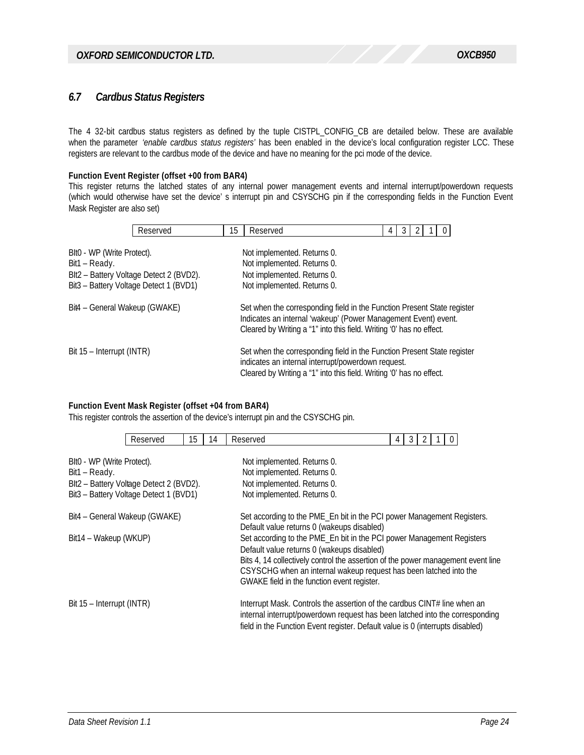## 6.7 Cardbus Status Registers

The 4 32-bit cardbus status registers as defined by the tuple CISTPL_CONFIG_CB are detailed below. These are available when the parameter *'enable cardbus status registers'* has been enabled in the device's local configuration register LCC. These registers are relevant to the cardbus mode of the device and have no meaning for the pci mode of the device.

**Function Event Register (offset +00 from BAR4)**

This register returns the latched states of any internal power management events and internal interrupt/powerdown requests (which would otherwise have set the device' s interrupt pin and CSYSCHG pin if the corresponding fields in the Function Event Mask Register are also set)

| Reserved | 15 | Reserved | 4 | 3 | 2 | 1 | 0 |
|---|---|---|---|---|---|---|---|

| | |
|---|---|
| BIt0 - WP (Write Protect). | Not implemented. Returns 0. |
| Bit1 – Ready. | Not implemented. Returns 0. |
| BIt2 – Battery Voltage Detect 2 (BVD2). | Not implemented. Returns 0. |
| Bit3 – Battery Voltage Detect 1 (BVD1) | Not implemented. Returns 0. |
| Bit4 – General Wakeup (GWAKE) | Set when the corresponding field in the Function Present State register Indicates an internal 'wakeup' (Power Management Event) event. Cleared by Writing a "1" into this field. Writing '0' has no effect. |
| Bit 15 – Interrupt (INTR) | Set when the corresponding field in the Function Present State register indicates an internal interrupt/powerdown request. Cleared by Writing a "1" into this field. Writing '0' has no effect. |

**Function Event Mask Register (offset +04 from BAR4)**

This register controls the assertion of the device's interrupt pin and the CSYSCHG pin.

| Reserved | 15 | 14 | Reserved | 4 | 3 | 2 | 1 | 0 |
|---|---|---|---|---|---|---|---|---|

| | |
|---|---|
| BIt0 - WP (Write Protect). | Not implemented. Returns 0. |
| Bit1 – Ready. | Not implemented. Returns 0. |
| BIt2 – Battery Voltage Detect 2 (BVD2). | Not implemented. Returns 0. |
| Bit3 – Battery Voltage Detect 1 (BVD1) | Not implemented. Returns 0. |
| Bit4 – General Wakeup (GWAKE) | Set according to the PME_En bit in the PCI power Management Registers. Default value returns 0 (wakeups disabled) |
| Bit14 – Wakeup (WKUP) | Set according to the PME_En bit in the PCI power Management Registers Default value returns 0 (wakeups disabled) Bits 4, 14 collectively control the assertion of the power management event line CSYSCHG when an internal wakeup request has been latched into the GWAKE field in the function event register. |
| Bit 15 – Interrupt (INTR) | Interrupt Mask. Controls the assertion of the cardbus CINT# line when an internal interrupt/powerdown request has been latched into the corresponding field in the Function Event register. Default value is 0 (interrupts disabled) |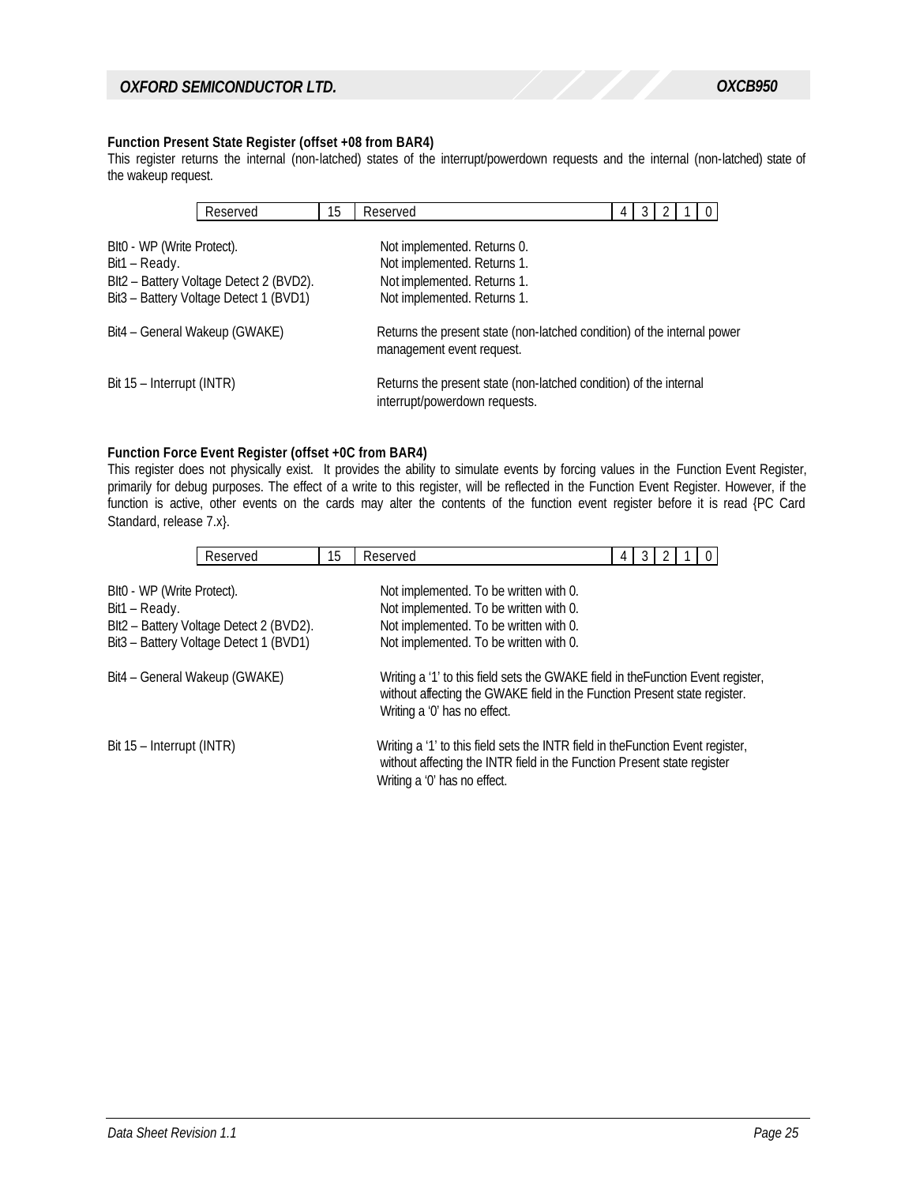**Function Present State Register (offset +08 from BAR4)**

This register returns the internal (non-latched) states of the interrupt/powerdown requests and the internal (non-latched) state of the wakeup request.

| Reserved | 15 | Reserved | 4 | 3 | 2 | 1 | 0 |
|---|---|---|---|---|---|---|---|

| | |
|---|---|
| BIt0 - WP (Write Protect). | Not implemented. Returns 0. |
| Bit1 – Ready. | Not implemented. Returns 1. |
| BIt2 – Battery Voltage Detect 2 (BVD2). | Not implemented. Returns 1. |
| Bit3 – Battery Voltage Detect 1 (BVD1) | Not implemented. Returns 1. |
| Bit4 – General Wakeup (GWAKE) | Returns the present state (non-latched condition) of the internal power management event request. |
| Bit 15 – Interrupt (INTR) | Returns the present state (non-latched condition) of the internal interrupt/powerdown requests. |

**Function Force Event Register (offset +0C from BAR4)**

This register does not physically exist. It provides the ability to simulate events by forcing values in the Function Event Register, primarily for debug purposes. The effect of a write to this register, will be reflected in the Function Event Register. However, if the function is active, other events on the cards may alter the contents of the function event register before it is read {PC Card Standard, release 7.x}.

| Reserved | 15 | Reserved | 4 | 3 | 2 | 1 | 0 |
|---|---|---|---|---|---|---|---|

| | |
|---|---|
| BIt0 - WP (Write Protect). | Not implemented. To be written with 0. |
| Bit1 – Ready. | Not implemented. To be written with 0. |
| BIt2 – Battery Voltage Detect 2 (BVD2). | Not implemented. To be written with 0. |
| Bit3 – Battery Voltage Detect 1 (BVD1) | Not implemented. To be written with 0. |
| Bit4 – General Wakeup (GWAKE) | Writing a '1' to this field sets the GWAKE field in theFunction Event register, without affecting the GWAKE field in the Function Present state register. Writing a '0' has no effect. |
| Bit 15 – Interrupt (INTR) | Writing a '1' to this field sets the INTR field in theFunction Event register, without affecting the INTR field in the Function Present state register Writing a '0' has no effect. |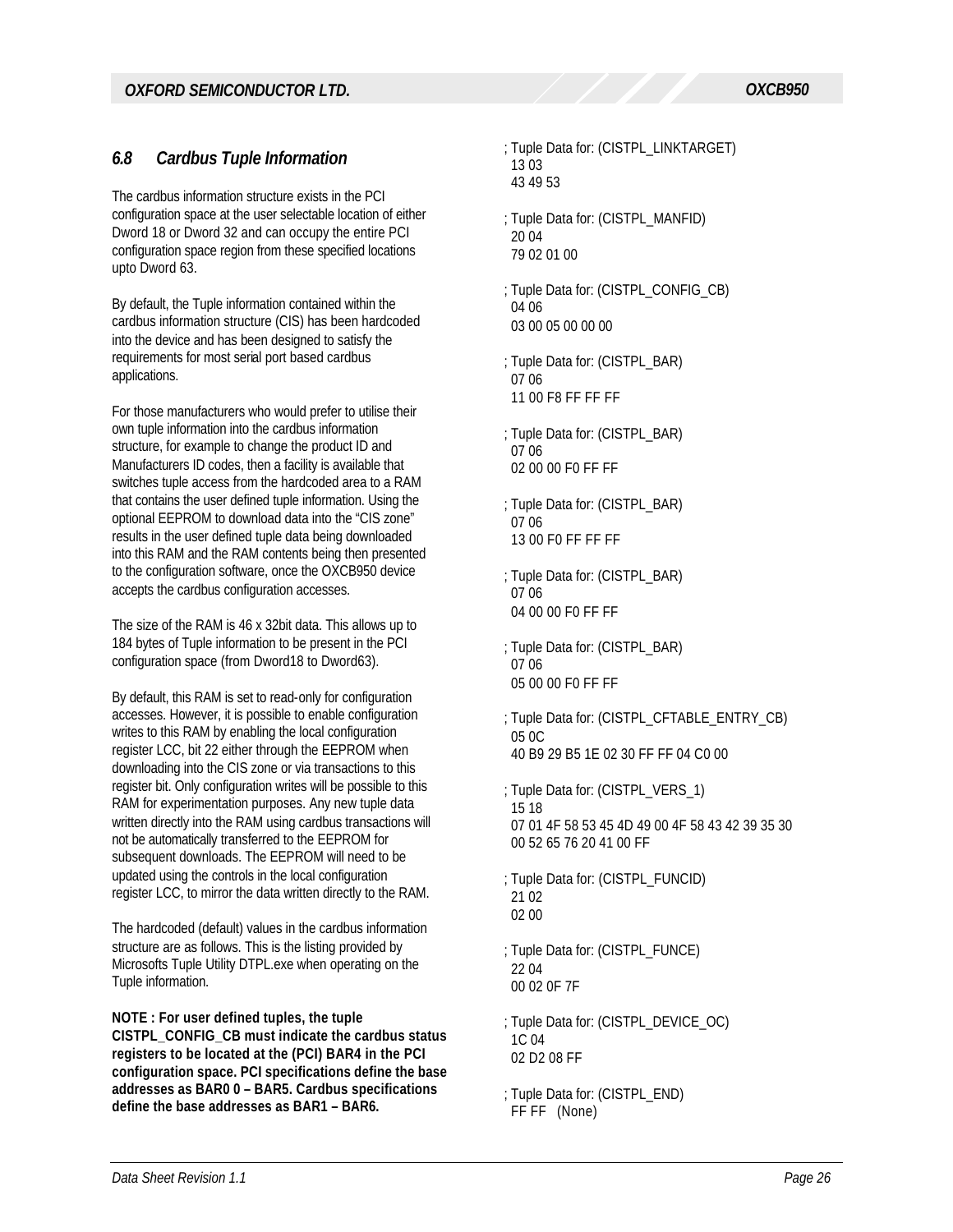## 6.8 Cardbus Tuple Information

The cardbus information structure exists in the PCI configuration space at the user selectable location of either Dword 18 or Dword 32 and can occupy the entire PCI configuration space region from these specified locations upto Dword 63.

By default, the Tuple information contained within the cardbus information structure (CIS) has been hardcoded into the device and has been designed to satisfy the requirements for most serial port based cardbus applications.

For those manufacturers who would prefer to utilise their own tuple information into the cardbus information structure, for example to change the product ID and Manufacturers ID codes, then a facility is available that switches tuple access from the hardcoded area to a RAM that contains the user defined tuple information. Using the optional EEPROM to download data into the “CIS zone” results in the user defined tuple data being downloaded into this RAM and the RAM contents being then presented to the configuration software, once the OXCB950 device accepts the cardbus configuration accesses.

The size of the RAM is 46 x 32bit data. This allows up to 184 bytes of Tuple information to be present in the PCI configuration space (from Dword18 to Dword63).

By default, this RAM is set to read-only for configuration accesses. However, it is possible to enable configuration writes to this RAM by enabling the local configuration register LCC, bit 22 either through the EEPROM when downloading into the CIS zone or via transactions to this register bit. Only configuration writes will be possible to this RAM for experimentation purposes. Any new tuple data written directly into the RAM using cardbus transactions will not be automatically transferred to the EEPROM for subsequent downloads. The EEPROM will need to be updated using the controls in the local configuration register LCC, to mirror the data written directly to the RAM.

The hardcoded (default) values in the cardbus information structure are as follows. This is the listing provided by Microsofts Tuple Utility DTPL.exe when operating on the Tuple information.

**NOTE : For user defined tuples, the tuple CISTPL_CONFIG_CB must indicate the cardbus status registers to be located at the (PCI) BAR4 in the PCI configuration space. PCI specifications define the base addresses as BAR0 0 – BAR5. Cardbus specifications define the base addresses as BAR1 – BAR6.**

```
; Tuple Data for: (CISTPL_LINKTARGET)
  13 03
  43 49 53

; Tuple Data for: (CISTPL_MANFID)
  20 04
  79 02 01 00

; Tuple Data for: (CISTPL_CONFIG_CB)
  04 06
  03 00 05 00 00 00

; Tuple Data for: (CISTPL_BAR)
  07 06
  11 00 F8 FF FF FF

; Tuple Data for: (CISTPL_BAR)
  07 06
  02 00 00 F0 FF FF

; Tuple Data for: (CISTPL_BAR)
  07 06
  13 00 F0 FF FF FF

; Tuple Data for: (CISTPL_BAR)
  07 06
  04 00 00 F0 FF FF

; Tuple Data for: (CISTPL_BAR)
  07 06
  05 00 00 F0 FF FF

; Tuple Data for: (CISTPL_CFTABLE_ENTRY_CB)
  05 0C
  40 B9 29 B5 1E 02 30 FF FF 04 C0 00

; Tuple Data for: (CISTPL_VERS_1)
  15 18
  07 01 4F 58 53 45 4D 49 00 4F 58 43 42 39 35 30
  00 52 65 76 20 41 00 FF

; Tuple Data for: (CISTPL_FUNCID)
  21 02
  02 00

; Tuple Data for: (CISTPL_FUNCE)
  22 04
  00 02 0F 7F

; Tuple Data for: (CISTPL_DEVICE_OC)
  1C 04
  02 D2 08 FF

; Tuple Data for: (CISTPL_END)
  FF FF   (None)
```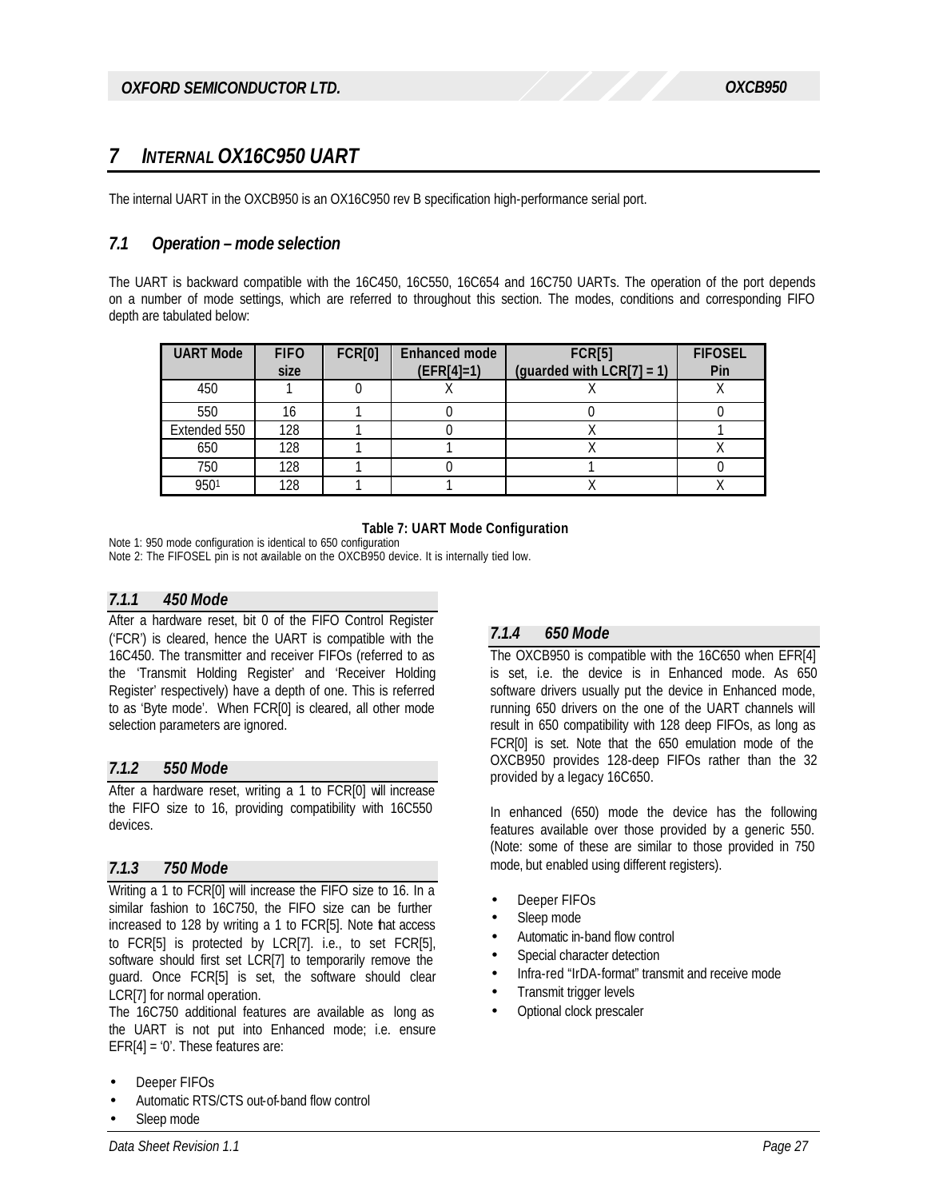# 7 INTERNAL OX16C950 UART

The internal UART in the OXCB950 is an OX16C950 rev B specification high-performance serial port.

## 7.1 Operation – mode selection

The UART is backward compatible with the 16C450, 16C550, 16C654 and 16C750 UARTs. The operation of the port depends on a number of mode settings, which are referred to throughout this section. The modes, conditions and corresponding FIFO depth are tabulated below:

| UART Mode | FIFO size | FCR[0] | Enhanced mode (EFR[4]=1) | FCR[5] (guarded with LCR[7] = 1) | FIFOSEL Pin |
|---|---|---|---|---|---|
| 450 | 1 | 0 | X | X | X |
| 550 | 16 | 1 | 0 | 0 | 0 |
| Extended 550 | 128 | 1 | 0 | X | 1 |
| 650 | 128 | 1 | 1 | X | X |
| 750 | 128 | 1 | 0 | 1 | 0 |
| 950[1] | 128 | 1 | 1 | X | X |

**Table 7: UART Mode Configuration**

Note 1: 950 mode configuration is identical to 650 configuration
Note 2: The FIFOSEL pin is not available on the OXCB950 device. It is internally tied low.

### 7.1.1 450 Mode

After a hardware reset, bit 0 of the FIFO Control Register ('FCR') is cleared, hence the UART is compatible with the 16C450. The transmitter and receiver FIFOs (referred to as the 'Transmit Holding Register' and 'Receiver Holding Register' respectively) have a depth of one. This is referred to as 'Byte mode'. When FCR[0] is cleared, all other mode selection parameters are ignored.

### 7.1.2 550 Mode

After a hardware reset, writing a 1 to FCR[0] will increase the FIFO size to 16, providing compatibility with 16C550 devices.

### 7.1.3 750 Mode

Writing a 1 to FCR[0] will increase the FIFO size to 16. In a similar fashion to 16C750, the FIFO size can be further increased to 128 by writing a 1 to FCR[5]. Note that access to FCR[5] is protected by LCR[7]. i.e., to set FCR[5], software should first set LCR[7] to temporarily remove the guard. Once FCR[5] is set, the software should clear LCR[7] for normal operation.
The 16C750 additional features are available as long as the UART is not put into Enhanced mode; i.e. ensure EFR[4] = '0'. These features are:

- Deeper FIFOs
- Automatic RTS/CTS out-of-band flow control
- Sleep mode

### 7.1.4 650 Mode

The OXCB950 is compatible with the 16C650 when EFR[4] is set, i.e. the device is in Enhanced mode. As 650 software drivers usually put the device in Enhanced mode, running 650 drivers on the one of the UART channels will result in 650 compatibility with 128 deep FIFOs, as long as FCR[0] is set. Note that the 650 emulation mode of the OXCB950 provides 128-deep FIFOs rather than the 32 provided by a legacy 16C650.

In enhanced (650) mode the device has the following features available over those provided by a generic 550. (Note: some of these are similar to those provided in 750 mode, but enabled using different registers).

- Deeper FIFOs
- Sleep mode
- Automatic in-band flow control
- Special character detection
- Infra-red "IrDA-format" transmit and receive mode
- Transmit trigger levels
- Optional clock prescaler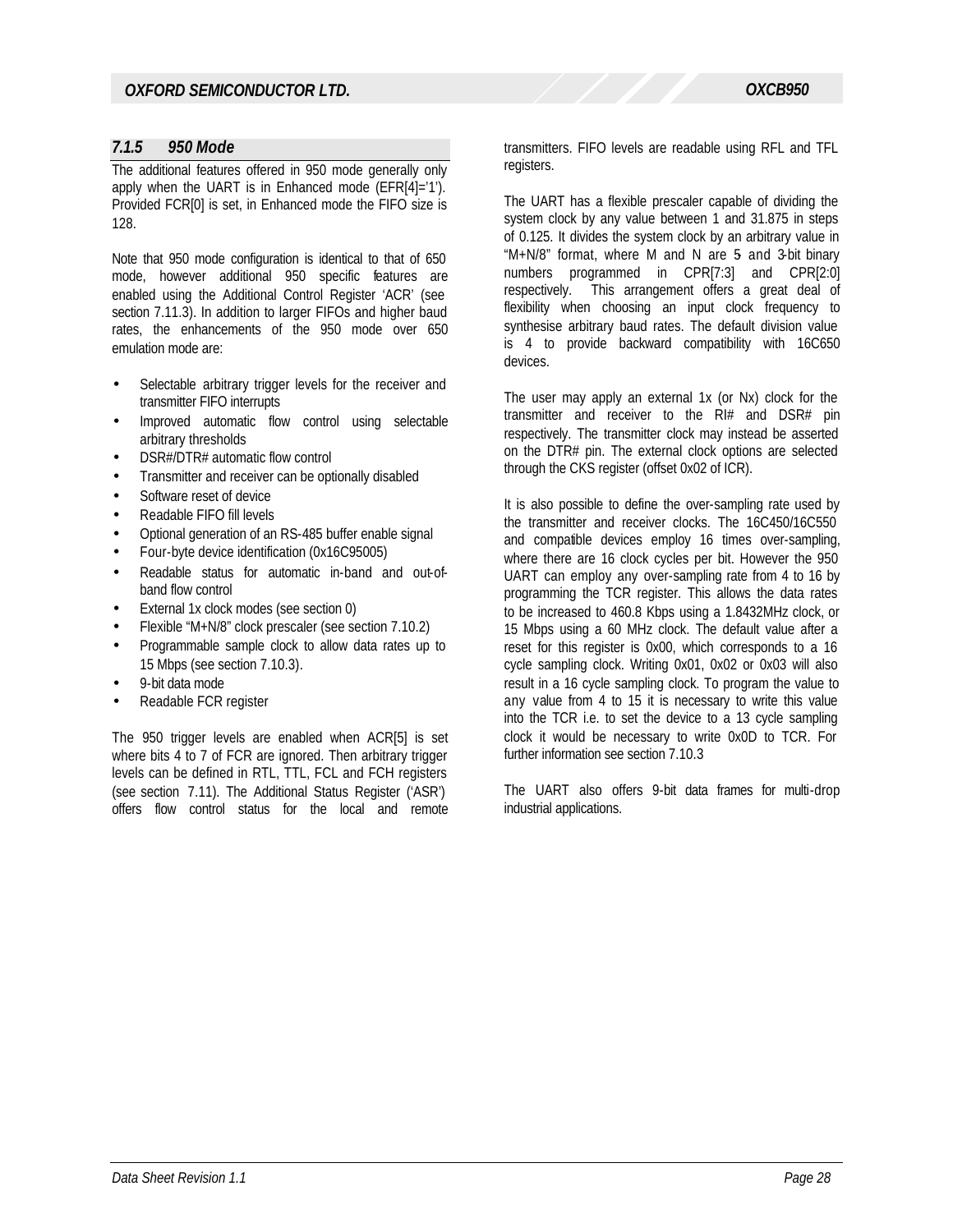### *7.1.5 950 Mode*

The additional features offered in 950 mode generally only apply when the UART is in Enhanced mode (EFR[4]='1'). Provided FCR[0] is set, in Enhanced mode the FIFO size is 128.

Note that 950 mode configuration is identical to that of 650 mode, however additional 950 specific features are enabled using the Additional Control Register 'ACR' (see section 7.11.3). In addition to larger FIFOs and higher baud rates, the enhancements of the 950 mode over 650 emulation mode are:

- Selectable arbitrary trigger levels for the receiver and transmitter FIFO interrupts
- Improved automatic flow control using selectable arbitrary thresholds
- DSR#/DTR# automatic flow control
- Transmitter and receiver can be optionally disabled
- Software reset of device
- Readable FIFO fill levels
- Optional generation of an RS-485 buffer enable signal
- Four-byte device identification (0x16C95005)
- Readable status for automatic in-band and out-of-band flow control
- External 1x clock modes (see section 0)
- Flexible "M+N/8" clock prescaler (see section 7.10.2)
- Programmable sample clock to allow data rates up to 15 Mbps (see section 7.10.3).
- 9-bit data mode
- Readable FCR register

The 950 trigger levels are enabled when ACR[5] is set where bits 4 to 7 of FCR are ignored. Then arbitrary trigger levels can be defined in RTL, TTL, FCL and FCH registers (see section 7.11). The Additional Status Register ('ASR') offers flow control status for the local and remote transmitters. FIFO levels are readable using RFL and TFL registers.

The UART has a flexible prescaler capable of dividing the system clock by any value between 1 and 31.875 in steps of 0.125. It divides the system clock by an arbitrary value in "M+N/8" format, where M and N are 5- and 3-bit binary numbers programmed in CPR[7:3] and CPR[2:0] respectively. This arrangement offers a great deal of flexibility when choosing an input clock frequency to synthesise arbitrary baud rates. The default division value is 4 to provide backward compatibility with 16C650 devices.

The user may apply an external 1x (or Nx) clock for the transmitter and receiver to the RI# and DSR# pin respectively. The transmitter clock may instead be asserted on the DTR# pin. The external clock options are selected through the CKS register (offset 0x02 of ICR).

It is also possible to define the over-sampling rate used by the transmitter and receiver clocks. The 16C450/16C550 and compatible devices employ 16 times over-sampling, where there are 16 clock cycles per bit. However the 950 UART can employ any over-sampling rate from 4 to 16 by programming the TCR register. This allows the data rates to be increased to 460.8 Kbps using a 1.8432MHz clock, or 15 Mbps using a 60 MHz clock. The default value after a reset for this register is 0x00, which corresponds to a 16 cycle sampling clock. Writing 0x01, 0x02 or 0x03 will also result in a 16 cycle sampling clock. To program the value to any value from 4 to 15 it is necessary to write this value into the TCR i.e. to set the device to a 13 cycle sampling clock it would be necessary to write 0x0D to TCR. For further information see section 7.10.3

The UART also offers 9-bit data frames for multi-drop industrial applications.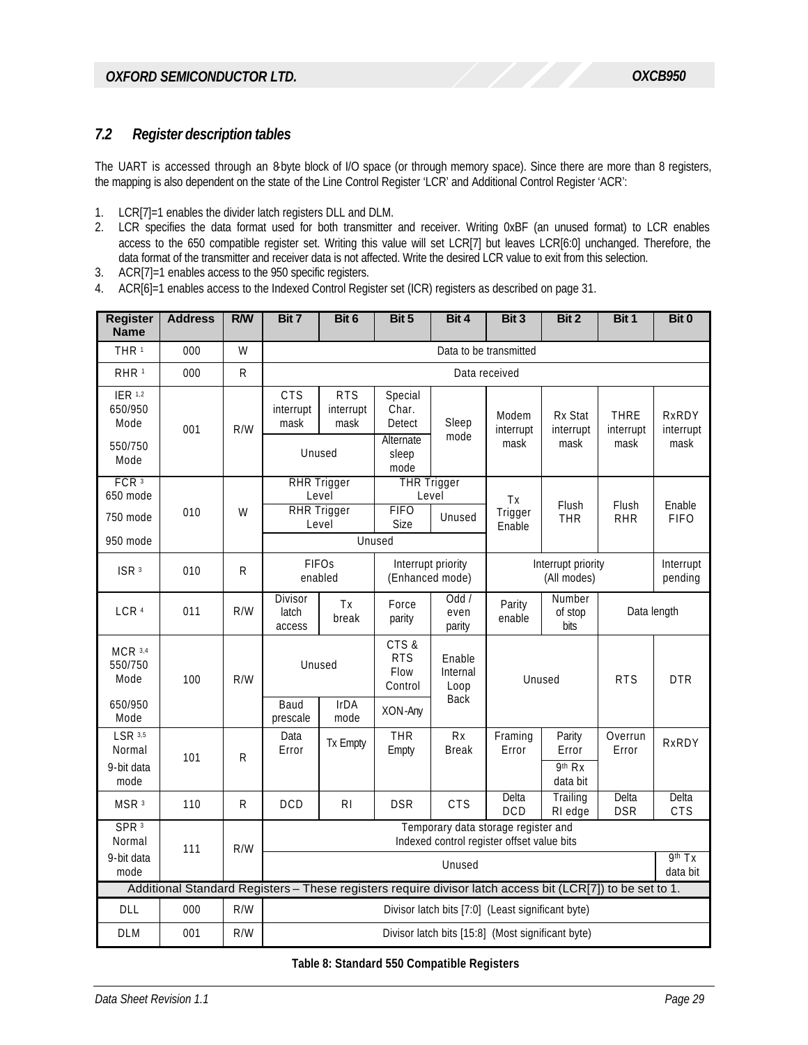## 7.2 Register description tables

The UART is accessed through an 8-byte block of I/O space (or through memory space). Since there are more than 8 registers, the mapping is also dependent on the state of the Line Control Register 'LCR' and Additional Control Register 'ACR':

1. LCR[7]=1 enables the divider latch registers DLL and DLM.
2. LCR specifies the data format used for both transmitter and receiver. Writing 0xBF (an unused format) to LCR enables access to the 650 compatible register set. Writing this value will set LCR[7] but leaves LCR[6:0] unchanged. Therefore, the data format of the transmitter and receiver data is not affected. Write the desired LCR value to exit from this selection.
3. ACR[7]=1 enables access to the 950 specific registers.
4. ACR[6]=1 enables access to the Indexed Control Register set (ICR) registers as described on page 31.

| Register Name | Address | R/W | Bit 7 | Bit 6 | Bit 5 | Bit 4 | Bit 3 | Bit 2 | Bit 1 | Bit 0 |
|---|---|---|---|---|---|---|---|---|---|---|
| THR [1] | 000 | W | Data to be transmitted | | | | | | | |
| RHR [1] | 000 | R | Data received | | | | | | | |
| IER [1,2] 650/950 Mode | 001 | R/W | CTS interrupt mask | RTS interrupt mask | Special Char. Detect | Sleep mode | Modem interrupt mask | Rx Stat interrupt mask | THRE interrupt mask | RxRDY interrupt mask |
| 550/750 Mode | | | Unused | | Alternate sleep mode | | | | | |
| FCR [3] 650 mode | 010 | W | RHR Trigger Level | | THR Trigger Level | | Tx Trigger Enable | Flush THR | Flush RHR | Enable FIFO |
| 750 mode | | | RHR Trigger Level | | FIFO Size | Unused | | | | |
| 950 mode | | | Unused | | | | | | | |
| ISR [3] | 010 | R | FIFOs enabled | | Interrupt priority (Enhanced mode) | | Interrupt priority (All modes) | | | Interrupt pending |
| LCR [4] | 011 | R/W | Divisor latch access | Tx break | Force parity | Odd / even parity | Parity enable | Number of stop bits | Data length | |
| MCR [3,4] 550/750 Mode | 100 | R/W | Unused | | CTS & RTS Flow Control | Enable Internal Loop Back | Unused | | RTS | DTR |
| 650/950 Mode | | | Baud prescale | IrDA mode | XON-Any | | | | | |
| LSR [3,5] Normal | 101 | R | Data Error | Tx Empty | THR Empty | Rx Break | Framing Error | Parity Error | Overrun Error | RxRDY |
| 9-bit data mode | | | | | | | | 9th Rx data bit | | |
| MSR [3] | 110 | R | DCD | RI | DSR | CTS | Delta DCD | Trailing RI edge | Delta DSR | Delta CTS |
| SPR [3] Normal | 111 | R/W | Temporary data storage register and Indexed control register offset value bits | | | | | | | |
| 9-bit data mode | | | Unused | | | | | | | 9th Tx data bit |
| Additional Standard Registers – These registers require divisor latch access bit (LCR[7]) to be set to 1. | | | | | | | | | | |
| DLL | 000 | R/W | Divisor latch bits [7:0] (Least significant byte) | | | | | | | |
| DLM | 001 | R/W | Divisor latch bits [15:8] (Most significant byte) | | | | | | | |

**Table 8: Standard 550 Compatible Registers**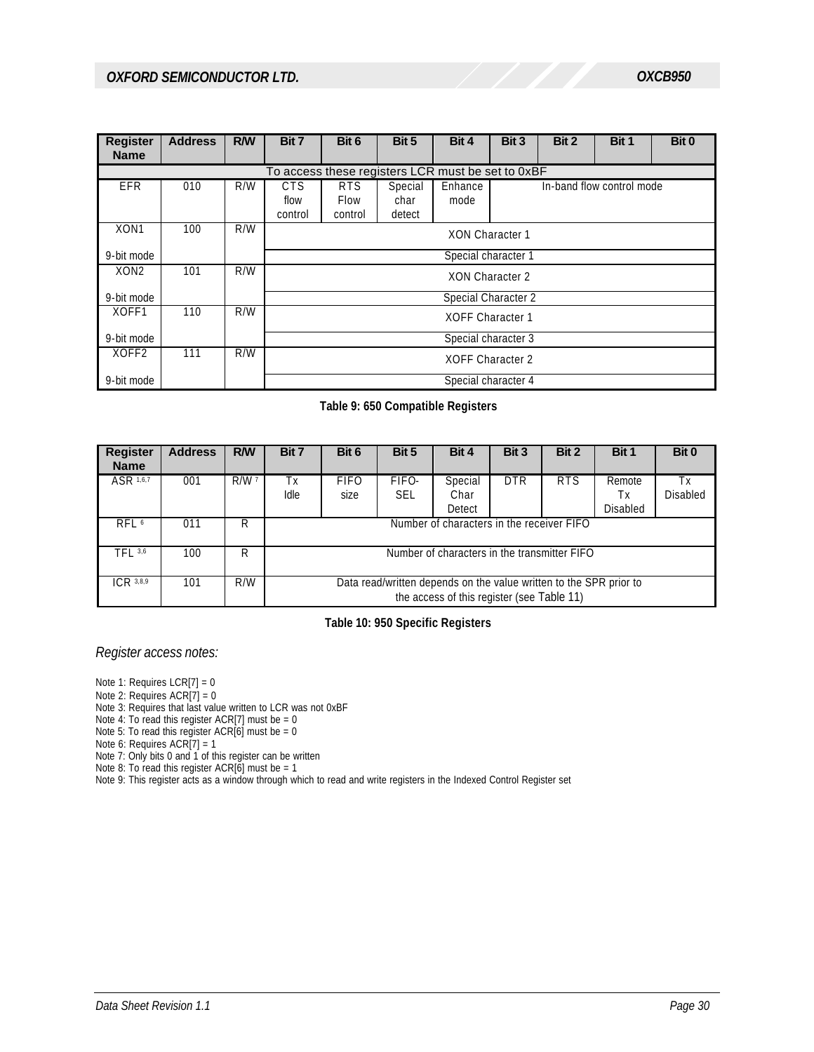| Register Name | Address | R/W | Bit 7 | Bit 6 | Bit 5 | Bit 4 | Bit 3 | Bit 2 | Bit 1 | Bit 0 |
|---|---|---|---|---|---|---|---|---|---|---|
| To access these registers LCR must be set to 0xBF | | | | | | | | | | |
| EFR | 010 | R/W | CTS flow control | RTS Flow control | Special char detect | Enhance mode | In-band flow control mode | | | |
| XON1 | 100 | R/W | XON Character 1 | | | | | | | |
| 9-bit mode | | | Special character 1 | | | | | | | |
| XON2 | 101 | R/W | XON Character 2 | | | | | | | |
| 9-bit mode | | | Special Character 2 | | | | | | | |
| XOFF1 | 110 | R/W | XOFF Character 1 | | | | | | | |
| 9-bit mode | | | Special character 3 | | | | | | | |
| XOFF2 | 111 | R/W | XOFF Character 2 | | | | | | | |
| 9-bit mode | | | Special character 4 | | | | | | | |

**Table 9: 650 Compatible Registers**

| Register Name | Address | R/W | Bit 7 | Bit 6 | Bit 5 | Bit 4 | Bit 3 | Bit 2 | Bit 1 | Bit 0 |
|---|---|---|---|---|---|---|---|---|---|---|
| ASR 1,6,7 | 001 | R/W 7 | Tx Idle | FIFO size | FIFO-SEL | Special Char Detect | DTR | RTS | Remote Tx Disabled | Tx Disabled |
| RFL 6 | 011 | R | Number of characters in the receiver FIFO | | | | | | | |
| TFL 3,6 | 100 | R | Number of characters in the transmitter FIFO | | | | | | | |
| ICR 3,8,9 | 101 | R/W | Data read/written depends on the value written to the SPR prior to the access of this register (see Table 11) | | | | | | | |

**Table 10: 950 Specific Registers**

*Register access notes:*

Note 1: Requires LCR[7] = 0
Note 2: Requires ACR[7] = 0
Note 3: Requires that last value written to LCR was not 0xBF
Note 4: To read this register ACR[7] must be = 0
Note 5: To read this register ACR[6] must be = 0
Note 6: Requires ACR[7] = 1
Note 7: Only bits 0 and 1 of this register can be written
Note 8: To read this register ACR[6] must be = 1
Note 9: This register acts as a window through which to read and write registers in the Indexed Control Register set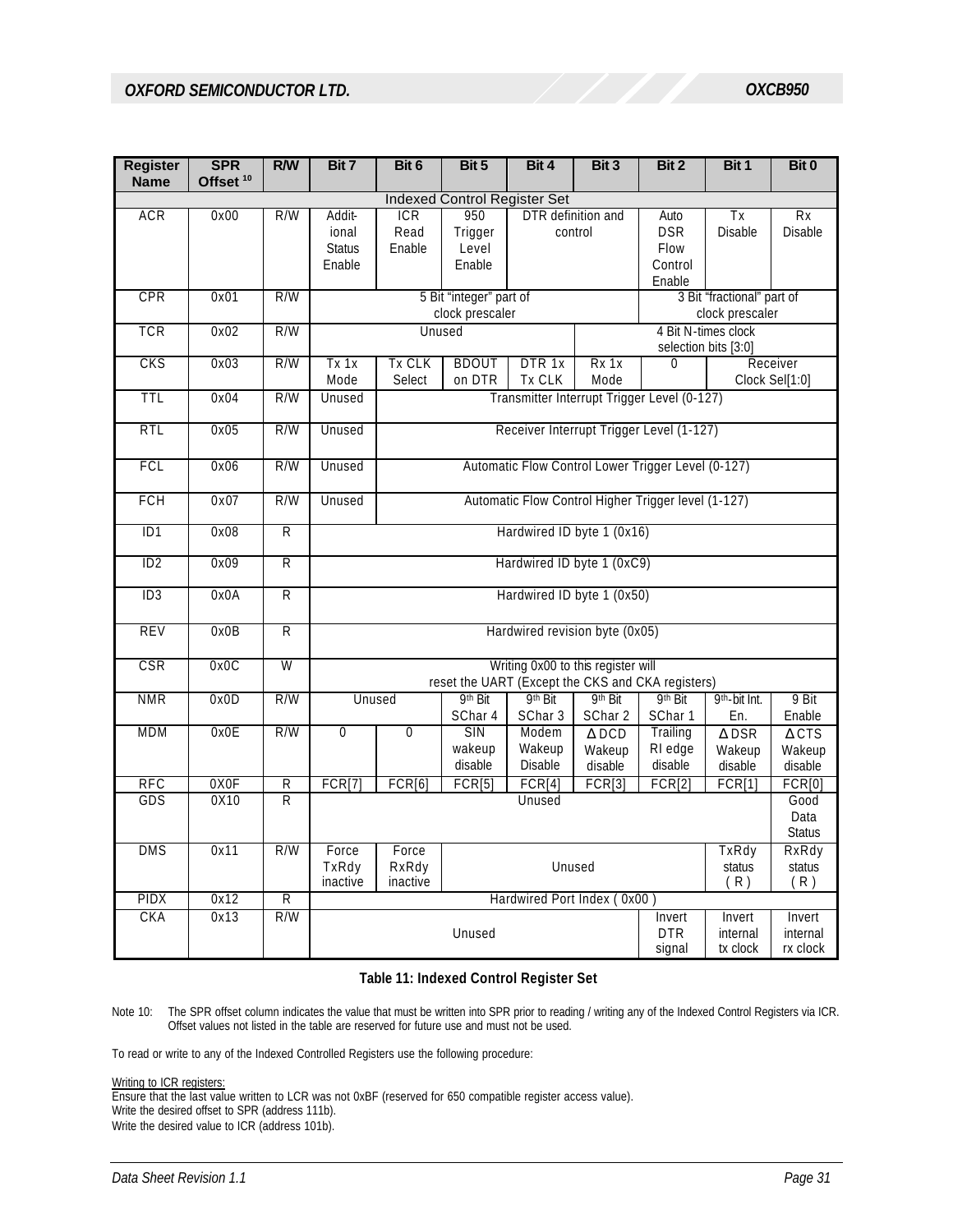| Register Name | SPR Offset [10] | R/W | Bit 7 | Bit 6 | Bit 5 | Bit 4 | Bit 3 | Bit 2 | Bit 1 | Bit 0 |
|---|---|---|---|---|---|---|---|---|---|---|
| Indexed Control Register Set | | | | | | | | | | |
| ACR | 0x00 | R/W | Additional Status Enable | ICR Read Enable | 950 Trigger Level Enable | DTR definition and control | | Auto DSR Flow Control Enable | Tx Disable | Rx Disable |
| CPR | 0x01 | R/W | 5 Bit "integer" part of clock prescaler | | | | | 3 Bit "fractional" part of clock prescaler | | |
| TCR | 0x02 | R/W | Unused | | | | 4 Bit N-times clock selection bits [3:0] | | | |
| CKS | 0x03 | R/W | Tx 1x Mode | Tx CLK Select | BDOUT on DTR | DTR 1x Tx CLK | Rx 1x Mode | 0 | Receiver Clock Sel[1:0] | |
| TTL | 0x04 | R/W | Unused | Transmitter Interrupt Trigger Level (0-127) | | | | | | |
| RTL | 0x05 | R/W | Unused | Receiver Interrupt Trigger Level (1-127) | | | | | | |
| FCL | 0x06 | R/W | Unused | Automatic Flow Control Lower Trigger Level (0-127) | | | | | | |
| FCH | 0x07 | R/W | Unused | Automatic Flow Control Higher Trigger level (1-127) | | | | | | |
| ID1 | 0x08 | R | Hardwired ID byte 1 (0x16) | | | | | | | |
| ID2 | 0x09 | R | Hardwired ID byte 1 (0xC9) | | | | | | | |
| ID3 | 0x0A | R | Hardwired ID byte 1 (0x50) | | | | | | | |
| REV | 0x0B | R | Hardwired revision byte (0x05) | | | | | | | |
| CSR | 0x0C | W | Writing 0x00 to this register will reset the UART (Except the CKS and CKA registers) | | | | | | | |
| NMR | 0x0D | R/W | Unused | | 9th Bit SChar 4 | 9th Bit SChar 3 | 9th Bit SChar 2 | 9th Bit SChar 1 | 9th-bit Int. En. | 9 Bit Enable |
| MDM | 0x0E | R/W | 0 | 0 | SIN wakeup disable | Modem Wakeup Disable | Δ DCD Wakeup disable | Trailing RI edge disable | Δ DSR Wakeup disable | Δ CTS Wakeup disable |
| RFC | 0X0F | R | FCR[7] | FCR[6] | FCR[5] | FCR[4] | FCR[3] | FCR[2] | FCR[1] | FCR[0] |
| GDS | 0X10 | R | Unused | | | | | | | Good Data Status |
| DMS | 0x11 | R/W | Force TxRdy inactive | Force RxRdy inactive | Unused | | | | TxRdy status ( R ) | RxRdy status ( R ) |
| PIDX | 0x12 | R | Hardwired Port Index ( 0x00 ) | | | | | | | |
| CKA | 0x13 | R/W | Unused | | | | | Invert DTR signal | Invert internal tx clock | Invert internal rx clock |

**Table 11: Indexed Control Register Set**

Note 10: The SPR offset column indicates the value that must be written into SPR prior to reading / writing any of the Indexed Control Registers via ICR. Offset values not listed in the table are reserved for future use and must not be used.

To read or write to any of the Indexed Controlled Registers use the following procedure:

Writing to ICR registers:

Ensure that the last value written to LCR was not 0xBF (reserved for 650 compatible register access value).
Write the desired offset to SPR (address 111b).
Write the desired value to ICR (address 101b).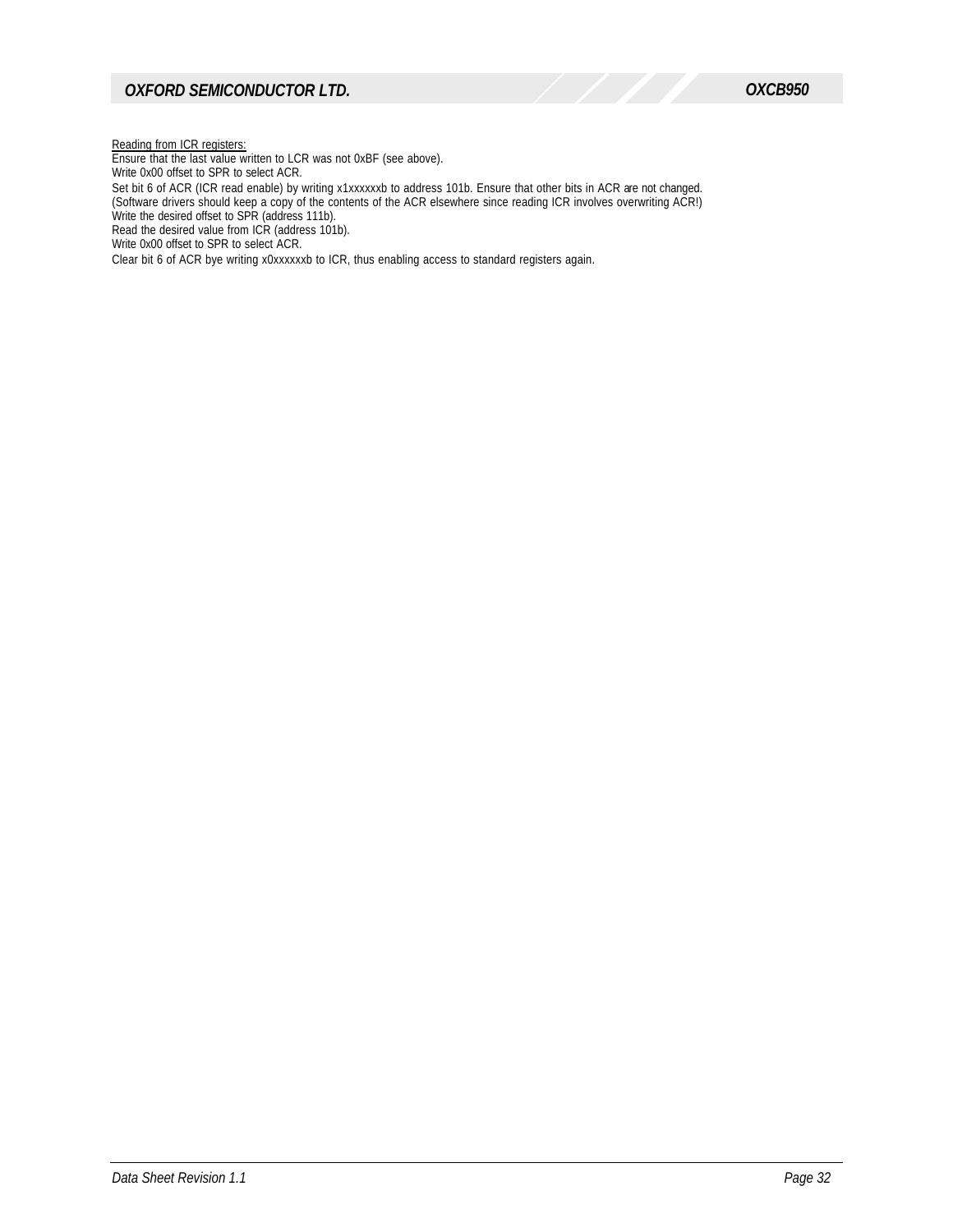Reading from ICR registers:

Ensure that the last value written to LCR was not 0xBF (see above).
Write 0x00 offset to SPR to select ACR.
Set bit 6 of ACR (ICR read enable) by writing x1xxxxxxb to address 101b. Ensure that other bits in ACR are not changed.
(Software drivers should keep a copy of the contents of the ACR elsewhere since reading ICR involves overwriting ACR!)
Write the desired offset to SPR (address 111b).
Read the desired value from ICR (address 101b).
Write 0x00 offset to SPR to select ACR.
Clear bit 6 of ACR bye writing x0xxxxxxb to ICR, thus enabling access to standard registers again.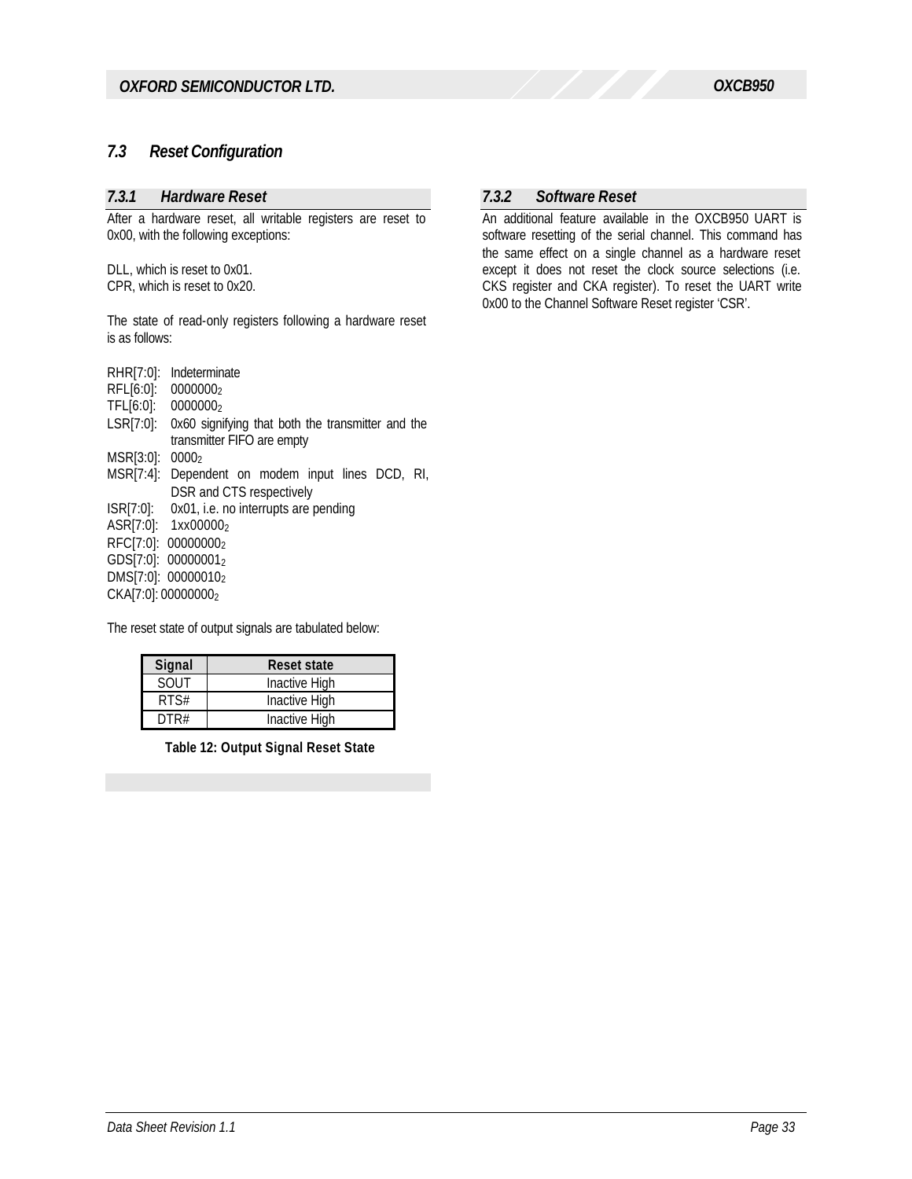## 7.3 Reset Configuration

### 7.3.1 Hardware Reset

After a hardware reset, all writable registers are reset to 0x00, with the following exceptions:

DLL, which is reset to 0x01.
CPR, which is reset to 0x20.

The state of read-only registers following a hardware reset is as follows:

RHR[7:0]: Indeterminate
RFL[6:0]: $0000000_2$
TFL[6:0]: $0000000_2$
LSR[7:0]: 0x60 signifying that both the transmitter and the transmitter FIFO are empty
MSR[3:0]: $0000_2$
MSR[7:4]: Dependent on modem input lines DCD, RI, DSR and CTS respectively
ISR[7:0]: 0x01, i.e. no interrupts are pending
ASR[7:0]: $1xx00000_2$
RFC[7:0]: $00000000_2$
GDS[7:0]: $00000001_2$
DMS[7:0]: $00000010_2$
CKA[7:0]: $00000000_2$

The reset state of output signals are tabulated below:

| Signal | Reset state |
|---|---|
| SOUT | Inactive High |
| RTS# | Inactive High |
| DTR# | Inactive High |

**Table 12: Output Signal Reset State**

### 7.3.2 Software Reset

An additional feature available in the OXCB950 UART is software resetting of the serial channel. This command has the same effect on a single channel as a hardware reset except it does not reset the clock source selections (i.e. CKS register and CKA register). To reset the UART write 0x00 to the Channel Software Reset register 'CSR'.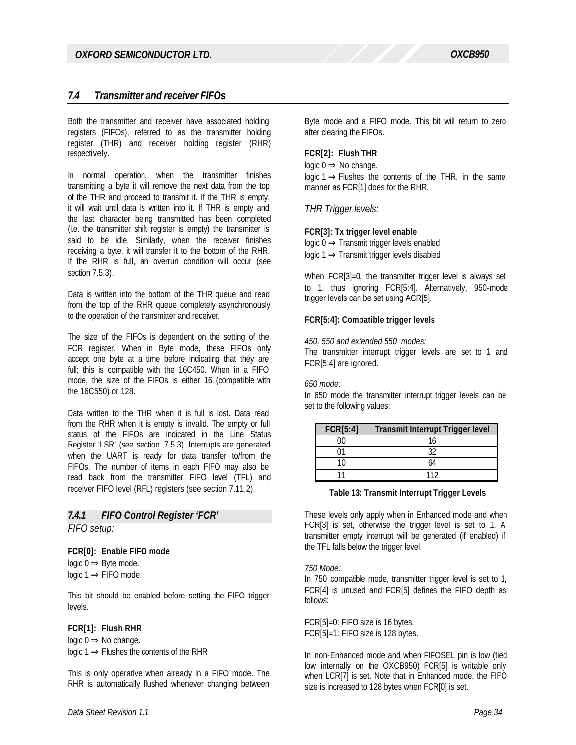## 7.4 Transmitter and receiver FIFOs

Both the transmitter and receiver have associated holding registers (FIFOs), referred to as the transmitter holding register (THR) and receiver holding register (RHR) respectively.

In normal operation, when the transmitter finishes transmitting a byte it will remove the next data from the top of the THR and proceed to transmit it. If the THR is empty, it will wait until data is written into it. If THR is empty and the last character being transmitted has been completed (i.e. the transmitter shift register is empty) the transmitter is said to be idle. Similarly, when the receiver finishes receiving a byte, it will transfer it to the bottom of the RHR. If the RHR is full, an overrun condition will occur (see section 7.5.3).

Data is written into the bottom of the THR queue and read from the top of the RHR queue completely asynchronously to the operation of the transmitter and receiver.

The size of the FIFOs is dependent on the setting of the FCR register. When in Byte mode, these FIFOs only accept one byte at a time before indicating that they are full; this is compatible with the 16C450. When in a FIFO mode, the size of the FIFOs is either 16 (compatible with the 16C550) or 128.

Data written to the THR when it is full is lost. Data read from the RHR when it is empty is invalid. The empty or full status of the FIFOs are indicated in the Line Status Register 'LSR' (see section 7.5.3). Interrupts are generated when the UART is ready for data transfer to/from the FIFOs. The number of items in each FIFO may also be read back from the transmitter FIFO level (TFL) and receiver FIFO level (RFL) registers (see section 7.11.2).

### 7.4.1 FIFO Control Register 'FCR'

*FIFO setup:*

**FCR[0]: Enable FIFO mode**

logic 0 ⇒ Byte mode.
logic 1 ⇒ FIFO mode.

This bit should be enabled before setting the FIFO trigger levels.

**FCR[1]: Flush RHR**

logic 0 ⇒ No change.
logic 1 ⇒ Flushes the contents of the RHR

This is only operative when already in a FIFO mode. The RHR is automatically flushed whenever changing between Byte mode and a FIFO mode. This bit will return to zero after clearing the FIFOs.

**FCR[2]: Flush THR**

logic 0 ⇒ No change.
logic 1 ⇒ Flushes the contents of the THR, in the same manner as FCR[1] does for the RHR.

*THR Trigger levels:*

**FCR[3]: Tx trigger level enable**

logic 0 ⇒ Transmit trigger levels enabled
logic 1 ⇒ Transmit trigger levels disabled

When FCR[3]=0, the transmitter trigger level is always set to 1, thus ignoring FCR[5:4]. Alternatively, 950-mode trigger levels can be set using ACR[5].

**FCR[5:4]: Compatible trigger levels**

*450, 550 and extended 550 modes:*
The transmitter interrupt trigger levels are set to 1 and FCR[5:4] are ignored.

*650 mode:*
In 650 mode the transmitter interrupt trigger levels can be set to the following values:

| FCR[5:4] | Transmit Interrupt Trigger level |
|---|---|
| 00 | 16 |
| 01 | 32 |
| 10 | 64 |
| 11 | 112 |

**Table 13: Transmit Interrupt Trigger Levels**

These levels only apply when in Enhanced mode and when FCR[3] is set, otherwise the trigger level is set to 1. A transmitter empty interrupt will be generated (if enabled) if the TFL falls below the trigger level.

*750 Mode:*
In 750 compatible mode, transmitter trigger level is set to 1, FCR[4] is unused and FCR[5] defines the FIFO depth as follows:

FCR[5]=0: FIFO size is 16 bytes.
FCR[5]=1: FIFO size is 128 bytes.

In non-Enhanced mode and when FIFOSEL pin is low (tied low internally on the OXCB950) FCR[5] is writable only when LCR[7] is set. Note that in Enhanced mode, the FIFO size is increased to 128 bytes when FCR[0] is set.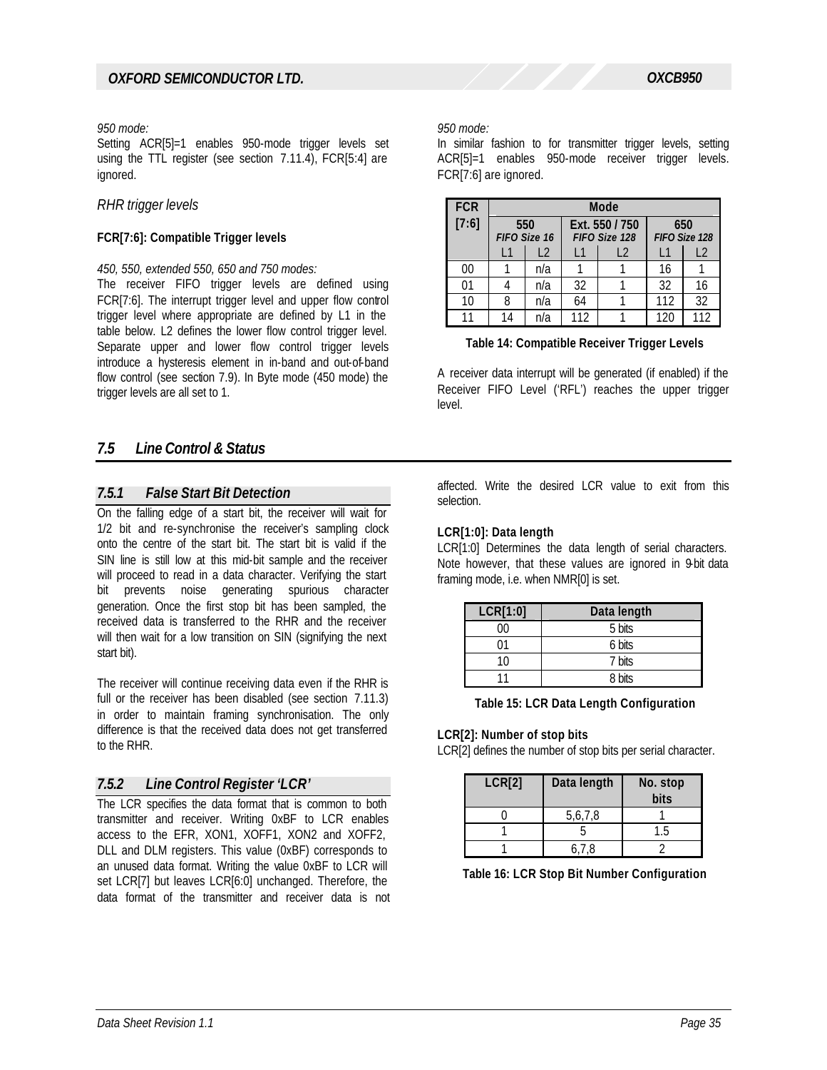*950 mode:*
Setting ACR[5]=1 enables 950-mode trigger levels set using the TTL register (see section 7.11.4), FCR[5:4] are ignored.

*RHR trigger levels*

**FCR[7:6]: Compatible Trigger levels**

*450, 550, extended 550, 650 and 750 modes:*
The receiver FIFO trigger levels are defined using FCR[7:6]. The interrupt trigger level and upper flow control trigger level where appropriate are defined by L1 in the table below. L2 defines the lower flow control trigger level. Separate upper and lower flow control trigger levels introduce a hysteresis element in in-band and out-of-band flow control (see section 7.9). In Byte mode (450 mode) the trigger levels are all set to 1.

*950 mode:*
In similar fashion to for transmitter trigger levels, setting ACR[5]=1 enables 950-mode receiver trigger levels. FCR[7:6] are ignored.

| FCR [7:6] | Mode | | | | | |
|---|---|---|---|---|---|---|
| | 550 *FIFO Size 16* | | Ext. 550 / 750 *FIFO Size 128* | | 650 *FIFO Size 128* | |
| | L1 | L2 | L1 | L2 | L1 | L2 |
| 00 | 1 | n/a | 1 | 1 | 16 | 1 |
| 01 | 4 | n/a | 32 | 1 | 32 | 16 |
| 10 | 8 | n/a | 64 | 1 | 112 | 32 |
| 11 | 14 | n/a | 112 | 1 | 120 | 112 |

**Table 14: Compatible Receiver Trigger Levels**

A receiver data interrupt will be generated (if enabled) if the Receiver FIFO Level ('RFL') reaches the upper trigger level.

## 7.5 Line Control & Status

### 7.5.1 False Start Bit Detection

On the falling edge of a start bit, the receiver will wait for 1/2 bit and re-synchronise the receiver's sampling clock onto the centre of the start bit. The start bit is valid if the SIN line is still low at this mid-bit sample and the receiver will proceed to read in a data character. Verifying the start bit prevents noise generating spurious character generation. Once the first stop bit has been sampled, the received data is transferred to the RHR and the receiver will then wait for a low transition on SIN (signifying the next start bit).

The receiver will continue receiving data even if the RHR is full or the receiver has been disabled (see section 7.11.3) in order to maintain framing synchronisation. The only difference is that the received data does not get transferred to the RHR.

### 7.5.2 Line Control Register 'LCR'

The LCR specifies the data format that is common to both transmitter and receiver. Writing 0xBF to LCR enables access to the EFR, XON1, XOFF1, XON2 and XOFF2, DLL and DLM registers. This value (0xBF) corresponds to an unused data format. Writing the value 0xBF to LCR will set LCR[7] but leaves LCR[6:0] unchanged. Therefore, the data format of the transmitter and receiver data is not affected. Write the desired LCR value to exit from this selection.

**LCR[1:0]: Data length**
LCR[1:0] Determines the data length of serial characters. Note however, that these values are ignored in 9-bit data framing mode, i.e. when NMR[0] is set.

| LCR[1:0] | Data length |
|---|---|
| 00 | 5 bits |
| 01 | 6 bits |
| 10 | 7 bits |
| 11 | 8 bits |

**Table 15: LCR Data Length Configuration**

**LCR[2]: Number of stop bits**
LCR[2] defines the number of stop bits per serial character.

| LCR[2] | Data length | No. stop bits |
|---|---|---|
| 0 | 5,6,7,8 | 1 |
| 1 | 5 | 1.5 |
| 1 | 6,7,8 | 2 |

**Table 16: LCR Stop Bit Number Configuration**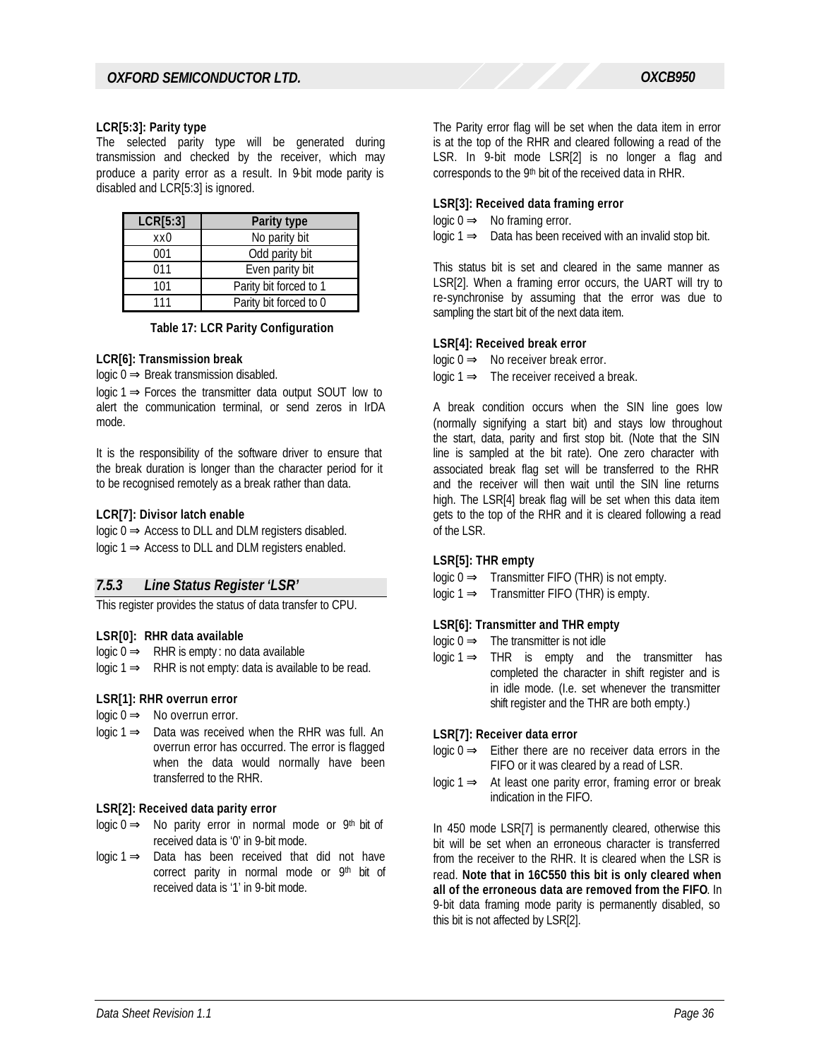**LCR[5:3]: Parity type**

The selected parity type will be generated during transmission and checked by the receiver, which may produce a parity error as a result. In 9-bit mode parity is disabled and LCR[5:3] is ignored.

| LCR[5:3] | Parity type |
|---|---|
| xx0 | No parity bit |
| 001 | Odd parity bit |
| 011 | Even parity bit |
| 101 | Parity bit forced to 1 |
| 111 | Parity bit forced to 0 |

**Table 17: LCR Parity Configuration**

**LCR[6]: Transmission break**

logic 0 ⇒ Break transmission disabled.

logic 1 ⇒ Forces the transmitter data output SOUT low to alert the communication terminal, or send zeros in IrDA mode.

It is the responsibility of the software driver to ensure that the break duration is longer than the character period for it to be recognised remotely as a break rather than data.

**LCR[7]: Divisor latch enable**

logic 0 ⇒ Access to DLL and DLM registers disabled.

logic 1 ⇒ Access to DLL and DLM registers enabled.

### *7.5.3 Line Status Register 'LSR'*

This register provides the status of data transfer to CPU.

**LSR[0]: RHR data available**

logic 0 ⇒ RHR is empty: no data available

logic 1 ⇒ RHR is not empty: data is available to be read.

**LSR[1]: RHR overrun error**

logic 0 ⇒ No overrun error.

logic 1 ⇒ Data was received when the RHR was full. An overrun error has occurred. The error is flagged when the data would normally have been transferred to the RHR.

**LSR[2]: Received data parity error**

logic 0 ⇒ No parity error in normal mode or 9th bit of received data is '0' in 9-bit mode.

logic 1 ⇒ Data has been received that did not have correct parity in normal mode or 9th bit of received data is '1' in 9-bit mode.

The Parity error flag will be set when the data item in error is at the top of the RHR and cleared following a read of the LSR. In 9-bit mode LSR[2] is no longer a flag and corresponds to the 9th bit of the received data in RHR.

**LSR[3]: Received data framing error**

logic 0 ⇒ No framing error.

logic 1 ⇒ Data has been received with an invalid stop bit.

This status bit is set and cleared in the same manner as LSR[2]. When a framing error occurs, the UART will try to re-synchronise by assuming that the error was due to sampling the start bit of the next data item.

**LSR[4]: Received break error**

logic 0 ⇒ No receiver break error.

logic 1 ⇒ The receiver received a break.

A break condition occurs when the SIN line goes low (normally signifying a start bit) and stays low throughout the start, data, parity and first stop bit. (Note that the SIN line is sampled at the bit rate). One zero character with associated break flag set will be transferred to the RHR and the receiver will then wait until the SIN line returns high. The LSR[4] break flag will be set when this data item gets to the top of the RHR and it is cleared following a read of the LSR.

**LSR[5]: THR empty**

logic 0 ⇒ Transmitter FIFO (THR) is not empty.

logic 1 ⇒ Transmitter FIFO (THR) is empty.

**LSR[6]: Transmitter and THR empty**

logic 0 ⇒ The transmitter is not idle

logic 1 ⇒ THR is empty and the transmitter has completed the character in shift register and is in idle mode. (I.e. set whenever the transmitter shift register and the THR are both empty.)

**LSR[7]: Receiver data error**

logic 0 ⇒ Either there are no receiver data errors in the FIFO or it was cleared by a read of LSR.

logic 1 ⇒ At least one parity error, framing error or break indication in the FIFO.

In 450 mode LSR[7] is permanently cleared, otherwise this bit will be set when an erroneous character is transferred from the receiver to the RHR. It is cleared when the LSR is read. **Note that in 16C550 this bit is only cleared when all of the erroneous data are removed from the FIFO**. In 9-bit data framing mode parity is permanently disabled, so this bit is not affected by LSR[2].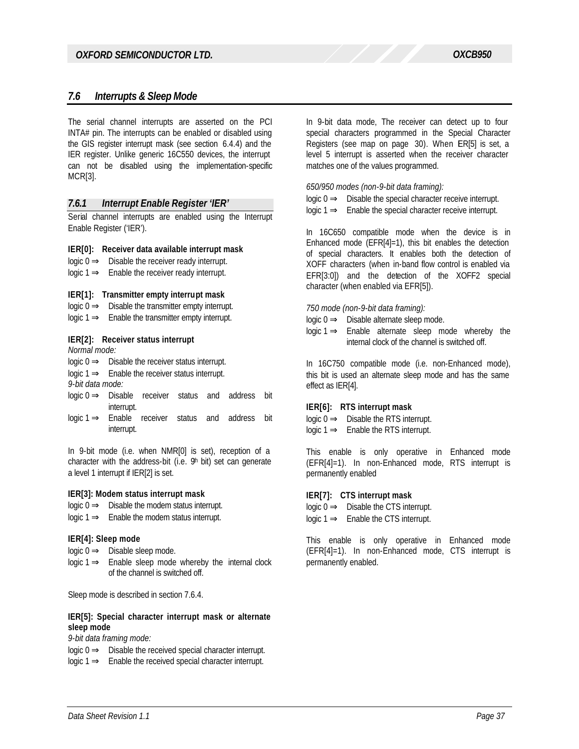## 7.6 Interrupts & Sleep Mode

The serial channel interrupts are asserted on the PCI INTA# pin. The interrupts can be enabled or disabled using the GIS register interrupt mask (see section 6.4.4) and the IER register. Unlike generic 16C550 devices, the interrupt can not be disabled using the implementation-specific MCR[3].

### 7.6.1 Interrupt Enable Register 'IER'

Serial channel interrupts are enabled using the Interrupt Enable Register ('IER').

**IER[0]: Receiver data available interrupt mask**

logic 0 ⇒ Disable the receiver ready interrupt.
logic 1 ⇒ Enable the receiver ready interrupt.

**IER[1]: Transmitter empty interrupt mask**

logic 0 ⇒ Disable the transmitter empty interrupt.
logic 1 ⇒ Enable the transmitter empty interrupt.

**IER[2]: Receiver status interrupt**

*Normal mode:*

logic 0 ⇒ Disable the receiver status interrupt.
logic 1 ⇒ Enable the receiver status interrupt.

*9-bit data mode:*

logic 0 ⇒ Disable receiver status and address bit interrupt.
logic 1 ⇒ Enable receiver status and address bit interrupt.

In 9-bit mode (i.e. when NMR[0] is set), reception of a character with the address-bit (i.e. 9th bit) set can generate a level 1 interrupt if IER[2] is set.

**IER[3]: Modem status interrupt mask**

logic 0 ⇒ Disable the modem status interrupt.
logic 1 ⇒ Enable the modem status interrupt.

**IER[4]: Sleep mode**

logic 0 ⇒ Disable sleep mode.
logic 1 ⇒ Enable sleep mode whereby the internal clock of the channel is switched off.

Sleep mode is described in section 7.6.4.

**IER[5]: Special character interrupt mask or alternate sleep mode**

*9-bit data framing mode:*

logic 0 ⇒ Disable the received special character interrupt.
logic 1 ⇒ Enable the received special character interrupt.

In 9-bit data mode, The receiver can detect up to four special characters programmed in the Special Character Registers (see map on page 30). When IER[5] is set, a level 5 interrupt is asserted when the receiver character matches one of the values programmed.

*650/950 modes (non-9-bit data framing):*

logic 0 ⇒ Disable the special character receive interrupt.
logic 1 ⇒ Enable the special character receive interrupt.

In 16C650 compatible mode when the device is in Enhanced mode (EFR[4]=1), this bit enables the detection of special characters. It enables both the detection of XOFF characters (when in-band flow control is enabled via EFR[3:0]) and the detection of the XOFF2 special character (when enabled via EFR[5]).

*750 mode (non-9-bit data framing):*

logic 0 ⇒ Disable alternate sleep mode.
logic 1 ⇒ Enable alternate sleep mode whereby the internal clock of the channel is switched off.

In 16C750 compatible mode (i.e. non-Enhanced mode), this bit is used an alternate sleep mode and has the same effect as IER[4].

**IER[6]: RTS interrupt mask**

logic 0 ⇒ Disable the RTS interrupt.
logic 1 ⇒ Enable the RTS interrupt.

This enable is only operative in Enhanced mode (EFR[4]=1). In non-Enhanced mode, RTS interrupt is permanently enabled

**IER[7]: CTS interrupt mask**

logic 0 ⇒ Disable the CTS interrupt.
logic 1 ⇒ Enable the CTS interrupt.

This enable is only operative in Enhanced mode (EFR[4]=1). In non-Enhanced mode, CTS interrupt is permanently enabled.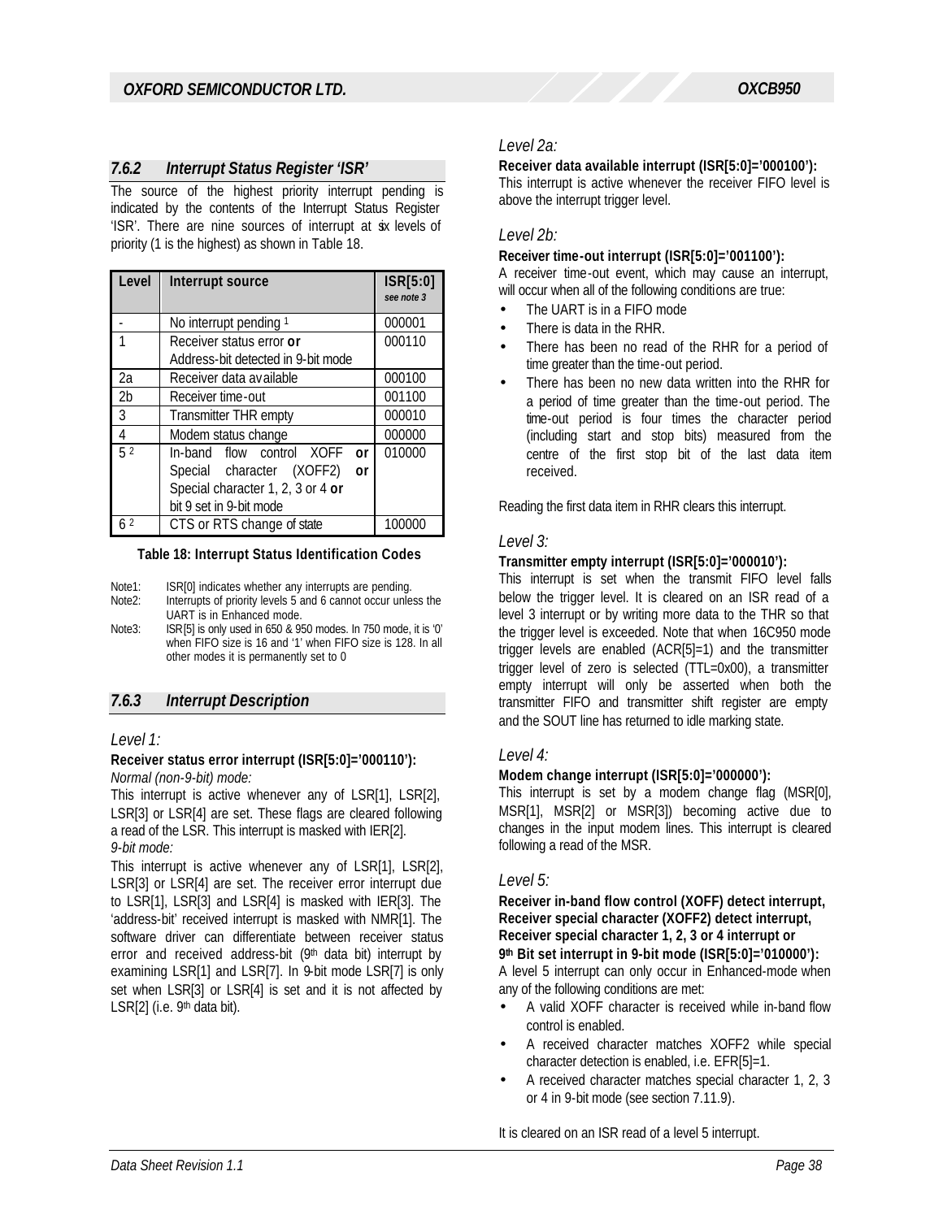### 7.6.2 Interrupt Status Register 'ISR'

The source of the highest priority interrupt pending is indicated by the contents of the Interrupt Status Register 'ISR'. There are nine sources of interrupt at six levels of priority (1 is the highest) as shown in Table 18.

| Level | Interrupt source | ISR[5:0] *see note 3* |
|---|---|---|
| - | No interrupt pending [1] | 000001 |
| 1 | Receiver status error **or** Address-bit detected in 9-bit mode | 000110 |
| 2a | Receiver data available | 000100 |
| 2b | Receiver time-out | 001100 |
| 3 | Transmitter THR empty | 000010 |
| 4 | Modem status change | 000000 |
| 5 [2] | In-band flow control XOFF **or** Special character (XOFF2) **or** Special character 1, 2, 3 or 4 **or** bit 9 set in 9-bit mode | 010000 |
| 6 [2] | CTS or RTS change of state | 100000 |

**Table 18: Interrupt Status Identification Codes**

Note1: ISR[0] indicates whether any interrupts are pending.
Note2: Interrupts of priority levels 5 and 6 cannot occur unless the UART is in Enhanced mode.
Note3: ISR[5] is only used in 650 & 950 modes. In 750 mode, it is '0' when FIFO size is 16 and '1' when FIFO size is 128. In all other modes it is permanently set to 0

### 7.6.3 Interrupt Description

*Level 1:*

**Receiver status error interrupt (ISR[5:0]='000110'):**
*Normal (non-9-bit) mode:*

This interrupt is active whenever any of LSR[1], LSR[2], LSR[3] or LSR[4] are set. These flags are cleared following a read of the LSR. This interrupt is masked with IER[2].

*9-bit mode:*

This interrupt is active whenever any of LSR[1], LSR[2], LSR[3] or LSR[4] are set. The receiver error interrupt due to LSR[1], LSR[3] and LSR[4] is masked with IER[3]. The 'address-bit' received interrupt is masked with NMR[1]. The software driver can differentiate between receiver status error and received address-bit (9th data bit) interrupt by examining LSR[1] and LSR[7]. In 9-bit mode LSR[7] is only set when LSR[3] or LSR[4] is set and it is not affected by LSR[2] (i.e. 9th data bit).

*Level 2a:*

**Receiver data available interrupt (ISR[5:0]='000100'):**
This interrupt is active whenever the receiver FIFO level is above the interrupt trigger level.

*Level 2b:*

**Receiver time-out interrupt (ISR[5:0]='001100'):**
A receiver time-out event, which may cause an interrupt, will occur when all of the following conditions are true:

- The UART is in a FIFO mode
- There is data in the RHR.
- There has been no read of the RHR for a period of time greater than the time-out period.
- There has been no new data written into the RHR for a period of time greater than the time-out period. The time-out period is four times the character period (including start and stop bits) measured from the centre of the first stop bit of the last data item received.

Reading the first data item in RHR clears this interrupt.

*Level 3:*

**Transmitter empty interrupt (ISR[5:0]='000010'):**
This interrupt is set when the transmit FIFO level falls below the trigger level. It is cleared on an ISR read of a level 3 interrupt or by writing more data to the THR so that the trigger level is exceeded. Note that when 16C950 mode trigger levels are enabled (ACR[5]=1) and the transmitter trigger level of zero is selected (TTL=0x00), a transmitter empty interrupt will only be asserted when both the transmitter FIFO and transmitter shift register are empty and the SOUT line has returned to idle marking state.

*Level 4:*

**Modem change interrupt (ISR[5:0]='000000'):**
This interrupt is set by a modem change flag (MSR[0], MSR[1], MSR[2] or MSR[3]) becoming active due to changes in the input modem lines. This interrupt is cleared following a read of the MSR.

*Level 5:*

**Receiver in-band flow control (XOFF) detect interrupt, Receiver special character (XOFF2) detect interrupt, Receiver special character 1, 2, 3 or 4 interrupt or 9th Bit set interrupt in 9-bit mode (ISR[5:0]='010000'):**
A level 5 interrupt can only occur in Enhanced-mode when any of the following conditions are met:

- A valid XOFF character is received while in-band flow control is enabled.
- A received character matches XOFF2 while special character detection is enabled, i.e. EFR[5]=1.
- A received character matches special character 1, 2, 3 or 4 in 9-bit mode (see section 7.11.9).

It is cleared on an ISR read of a level 5 interrupt.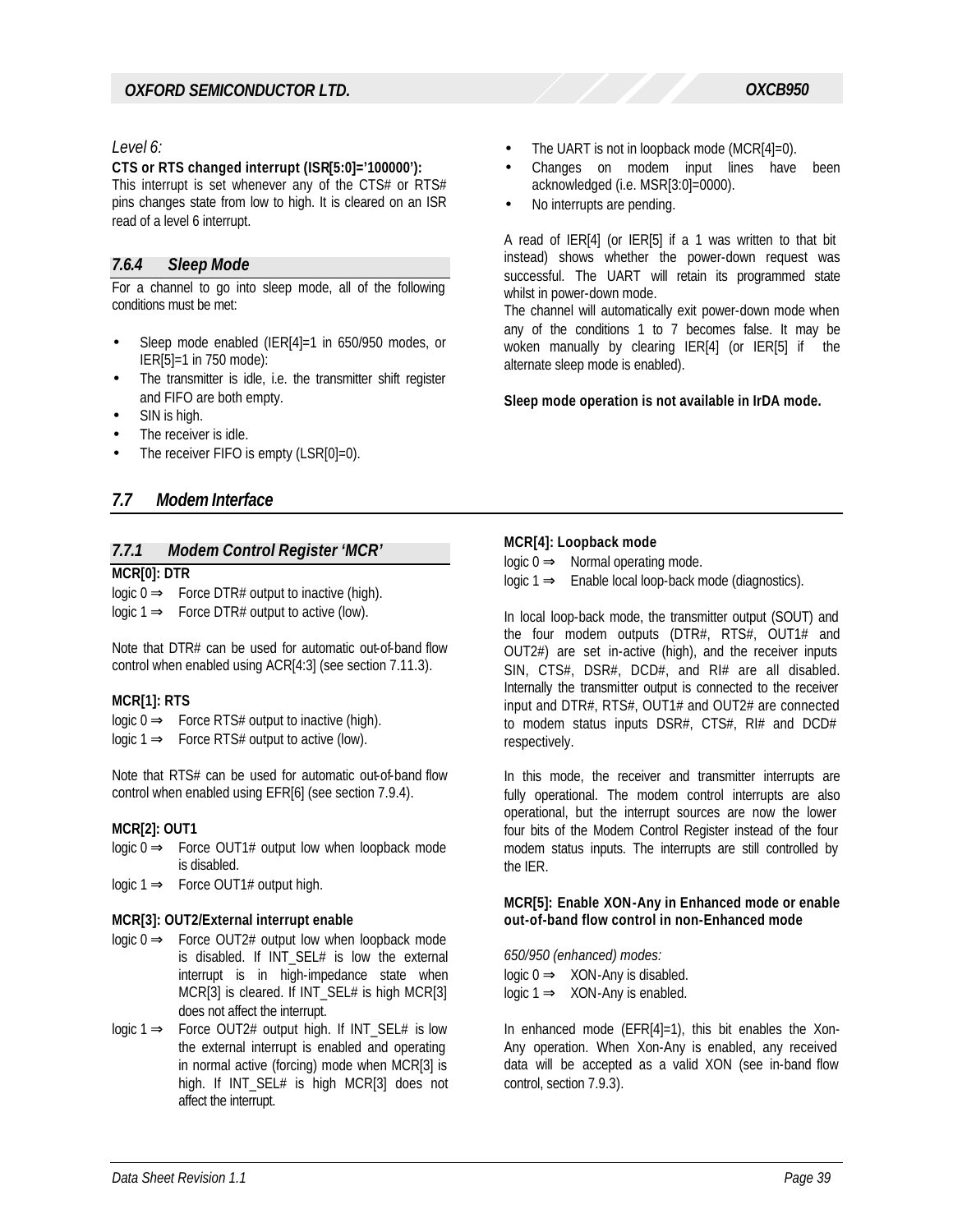*Level 6:*

**CTS or RTS changed interrupt (ISR[5:0]='100000'):**
This interrupt is set whenever any of the CTS# or RTS# pins changes state from low to high. It is cleared on an ISR read of a level 6 interrupt.

### *7.6.4 Sleep Mode*

For a channel to go into sleep mode, all of the following conditions must be met:

- Sleep mode enabled (IER[4]=1 in 650/950 modes, or IER[5]=1 in 750 mode):
- The transmitter is idle, i.e. the transmitter shift register and FIFO are both empty.
- SIN is high.
- The receiver is idle.
- The receiver FIFO is empty (LSR[0]=0).
- The UART is not in loopback mode (MCR[4]=0).
- Changes on modem input lines have been acknowledged (i.e. MSR[3:0]=0000).
- No interrupts are pending.

A read of IER[4] (or IER[5] if a 1 was written to that bit instead) shows whether the power-down request was successful. The UART will retain its programmed state whilst in power-down mode.
The channel will automatically exit power-down mode when any of the conditions 1 to 7 becomes false. It may be woken manually by clearing IER[4] (or IER[5] if the alternate sleep mode is enabled).

**Sleep mode operation is not available in IrDA mode.**

## *7.7 Modem Interface*

### *7.7.1 Modem Control Register 'MCR'*

**MCR[0]: DTR**

logic 0 ⇒ Force DTR# output to inactive (high).
logic 1 ⇒ Force DTR# output to active (low).

Note that DTR# can be used for automatic out-of-band flow control when enabled using ACR[4:3] (see section 7.11.3).

**MCR[1]: RTS**

logic 0 ⇒ Force RTS# output to inactive (high).
logic 1 ⇒ Force RTS# output to active (low).

Note that RTS# can be used for automatic out-of-band flow control when enabled using EFR[6] (see section 7.9.4).

**MCR[2]: OUT1**

logic 0 ⇒ Force OUT1# output low when loopback mode is disabled.
logic 1 ⇒ Force OUT1# output high.

**MCR[3]: OUT2/External interrupt enable**

logic 0 ⇒ Force OUT2# output low when loopback mode is disabled. If INT_SEL# is low the external interrupt is in high-impedance state when MCR[3] is cleared. If INT_SEL# is high MCR[3] does not affect the interrupt.
logic 1 ⇒ Force OUT2# output high. If INT_SEL# is low the external interrupt is enabled and operating in normal active (forcing) mode when MCR[3] is high. If INT_SEL# is high MCR[3] does not affect the interrupt.

**MCR[4]: Loopback mode**

logic 0 ⇒ Normal operating mode.
logic 1 ⇒ Enable local loop-back mode (diagnostics).

In local loop-back mode, the transmitter output (SOUT) and the four modem outputs (DTR#, RTS#, OUT1# and OUT2#) are set in-active (high), and the receiver inputs SIN, CTS#, DSR#, DCD#, and RI# are all disabled. Internally the transmitter output is connected to the receiver input and DTR#, RTS#, OUT1# and OUT2# are connected to modem status inputs DSR#, CTS#, RI# and DCD# respectively.

In this mode, the receiver and transmitter interrupts are fully operational. The modem control interrupts are also operational, but the interrupt sources are now the lower four bits of the Modem Control Register instead of the four modem status inputs. The interrupts are still controlled by the IER.

**MCR[5]: Enable XON-Any in Enhanced mode or enable out-of-band flow control in non-Enhanced mode**

*650/950 (enhanced) modes:*

logic 0 ⇒ XON-Any is disabled.
logic 1 ⇒ XON-Any is enabled.

In enhanced mode (EFR[4]=1), this bit enables the Xon-Any operation. When Xon-Any is enabled, any received data will be accepted as a valid XON (see in-band flow control, section 7.9.3).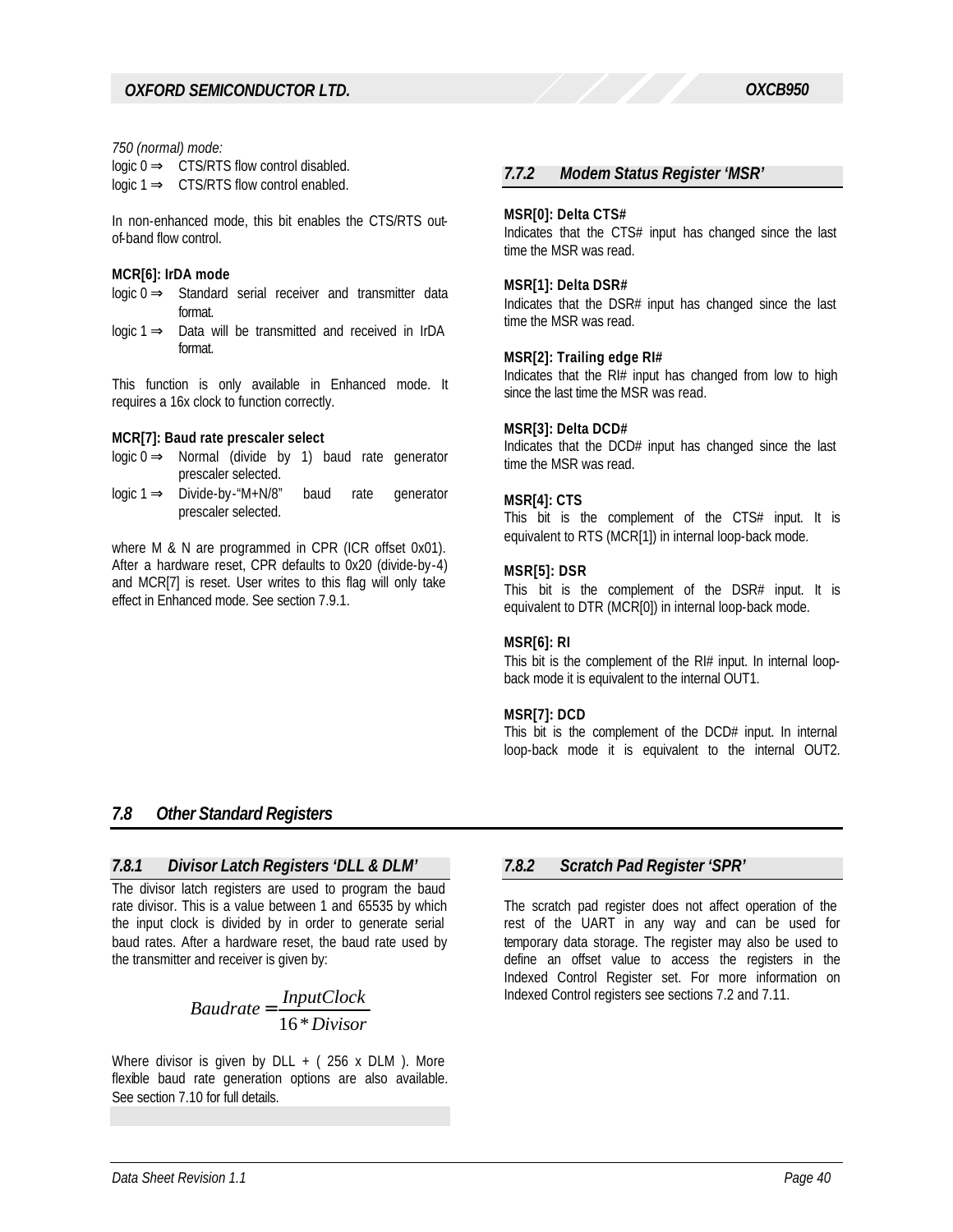*750 (normal) mode:*

logic 0 ⇒ CTS/RTS flow control disabled.
logic 1 ⇒ CTS/RTS flow control enabled.

In non-enhanced mode, this bit enables the CTS/RTS out-of-band flow control.

**MCR[6]: IrDA mode**

logic 0 ⇒ Standard serial receiver and transmitter data format.
logic 1 ⇒ Data will be transmitted and received in IrDA format.

This function is only available in Enhanced mode. It requires a 16x clock to function correctly.

**MCR[7]: Baud rate prescaler select**

logic 0 ⇒ Normal (divide by 1) baud rate generator prescaler selected.
logic 1 ⇒ Divide-by-"M+N/8" baud rate generator prescaler selected.

where M & N are programmed in CPR (ICR offset 0x01). After a hardware reset, CPR defaults to 0x20 (divide-by-4) and MCR[7] is reset. User writes to this flag will only take effect in Enhanced mode. See section 7.9.1.

### *7.7.2 Modem Status Register 'MSR'*

**MSR[0]: Delta CTS#**
Indicates that the CTS# input has changed since the last time the MSR was read.

**MSR[1]: Delta DSR#**
Indicates that the DSR# input has changed since the last time the MSR was read.

**MSR[2]: Trailing edge RI#**
Indicates that the RI# input has changed from low to high since the last time the MSR was read.

**MSR[3]: Delta DCD#**
Indicates that the DCD# input has changed since the last time the MSR was read.

**MSR[4]: CTS**
This bit is the complement of the CTS# input. It is equivalent to RTS (MCR[1]) in internal loop-back mode.

**MSR[5]: DSR**
This bit is the complement of the DSR# input. It is equivalent to DTR (MCR[0]) in internal loop-back mode.

**MSR[6]: RI**
This bit is the complement of the RI# input. In internal loop-back mode it is equivalent to the internal OUT1.

**MSR[7]: DCD**
This bit is the complement of the DCD# input. In internal loop-back mode it is equivalent to the internal OUT2.

## *7.8 Other Standard Registers*

### *7.8.1 Divisor Latch Registers 'DLL & DLM'*

The divisor latch registers are used to program the baud rate divisor. This is a value between 1 and 65535 by which the input clock is divided by in order to generate serial baud rates. After a hardware reset, the baud rate used by the transmitter and receiver is given by:

$$Baudrate = \frac{InputClock}{16 * Divisor}$$

Where divisor is given by DLL + ( 256 x DLM ). More flexible baud rate generation options are also available. See section 7.10 for full details.

### *7.8.2 Scratch Pad Register 'SPR'*

The scratch pad register does not affect operation of the rest of the UART in any way and can be used for temporary data storage. The register may also be used to define an offset value to access the registers in the Indexed Control Register set. For more information on Indexed Control registers see sections 7.2 and 7.11.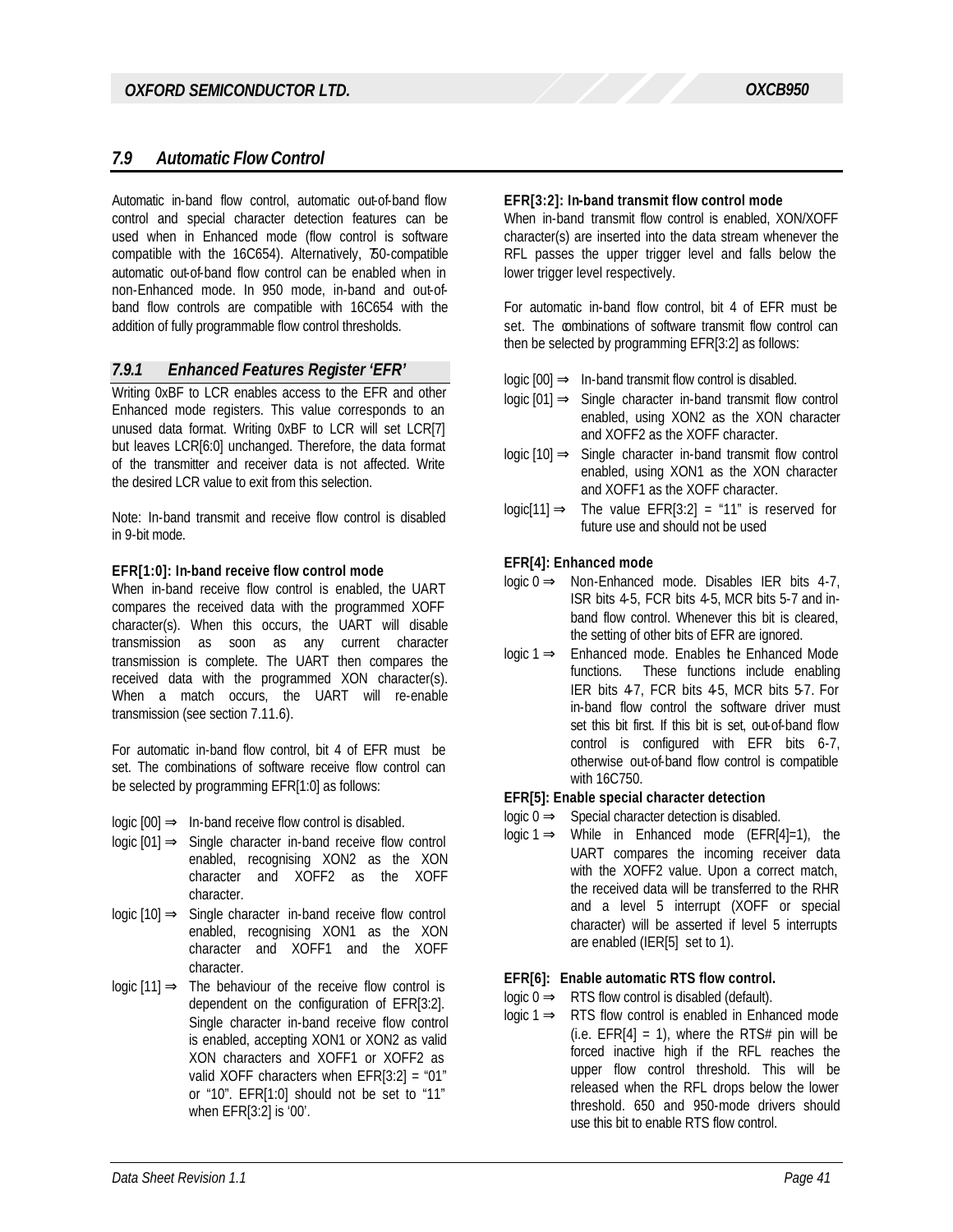## 7.9 Automatic Flow Control

Automatic in-band flow control, automatic out-of-band flow control and special character detection features can be used when in Enhanced mode (flow control is software compatible with the 16C654). Alternatively, 750-compatible automatic out-of-band flow control can be enabled when in non-Enhanced mode. In 950 mode, in-band and out-of-band flow controls are compatible with 16C654 with the addition of fully programmable flow control thresholds.

### 7.9.1 Enhanced Features Register 'EFR'

Writing 0xBF to LCR enables access to the EFR and other Enhanced mode registers. This value corresponds to an unused data format. Writing 0xBF to LCR will set LCR[7] but leaves LCR[6:0] unchanged. Therefore, the data format of the transmitter and receiver data is not affected. Write the desired LCR value to exit from this selection.

Note: In-band transmit and receive flow control is disabled in 9-bit mode.

**EFR[1:0]: In-band receive flow control mode**

When in-band receive flow control is enabled, the UART compares the received data with the programmed XOFF character(s). When this occurs, the UART will disable transmission as soon as any current character transmission is complete. The UART then compares the received data with the programmed XON character(s). When a match occurs, the UART will re-enable transmission (see section 7.11.6).

For automatic in-band flow control, bit 4 of EFR must be set. The combinations of software receive flow control can be selected by programming EFR[1:0] as follows:

- logic [00] ⇒ In-band receive flow control is disabled.
- logic [01] ⇒ Single character in-band receive flow control enabled, recognising XON2 as the XON character and XOFF2 as the XOFF character.
- logic [10] ⇒ Single character in-band receive flow control enabled, recognising XON1 as the XON character and XOFF1 and the XOFF character.
- logic [11] ⇒ The behaviour of the receive flow control is dependent on the configuration of EFR[3:2]. Single character in-band receive flow control is enabled, accepting XON1 or XON2 as valid XON characters and XOFF1 or XOFF2 as valid XOFF characters when EFR[3:2] = "01" or "10". EFR[1:0] should not be set to "11" when EFR[3:2] is '00'.

**EFR[3:2]: In-band transmit flow control mode**

When in-band transmit flow control is enabled, XON/XOFF character(s) are inserted into the data stream whenever the RFL passes the upper trigger level and falls below the lower trigger level respectively.

For automatic in-band flow control, bit 4 of EFR must be set. The combinations of software transmit flow control can then be selected by programming EFR[3:2] as follows:

- logic [00] ⇒ In-band transmit flow control is disabled.
- logic [01] ⇒ Single character in-band transmit flow control enabled, using XON2 as the XON character and XOFF2 as the XOFF character.
- logic [10] ⇒ Single character in-band transmit flow control enabled, using XON1 as the XON character and XOFF1 as the XOFF character.
- logic[11] ⇒ The value EFR[3:2] = "11" is reserved for future use and should not be used

**EFR[4]: Enhanced mode**

- logic 0 ⇒ Non-Enhanced mode. Disables IER bits 4-7, ISR bits 4-5, FCR bits 4-5, MCR bits 5-7 and in-band flow control. Whenever this bit is cleared, the setting of other bits of EFR are ignored.
- logic 1 ⇒ Enhanced mode. Enables the Enhanced Mode functions. These functions include enabling IER bits 4-7, FCR bits 4-5, MCR bits 5-7. For in-band flow control the software driver must set this bit first. If this bit is set, out-of-band flow control is configured with EFR bits 6-7, otherwise out-of-band flow control is compatible with 16C750.

**EFR[5]: Enable special character detection**

- logic 0 ⇒ Special character detection is disabled.
- logic 1 ⇒ While in Enhanced mode (EFR[4]=1), the UART compares the incoming receiver data with the XOFF2 value. Upon a correct match, the received data will be transferred to the RHR and a level 5 interrupt (XOFF or special character) will be asserted if level 5 interrupts are enabled (IER[5] set to 1).

**EFR[6]: Enable automatic RTS flow control.**

- logic 0 ⇒ RTS flow control is disabled (default).
- logic 1 ⇒ RTS flow control is enabled in Enhanced mode (i.e. EFR[4] = 1), where the RTS# pin will be forced inactive high if the RFL reaches the upper flow control threshold. This will be released when the RFL drops below the lower threshold. 650 and 950-mode drivers should use this bit to enable RTS flow control.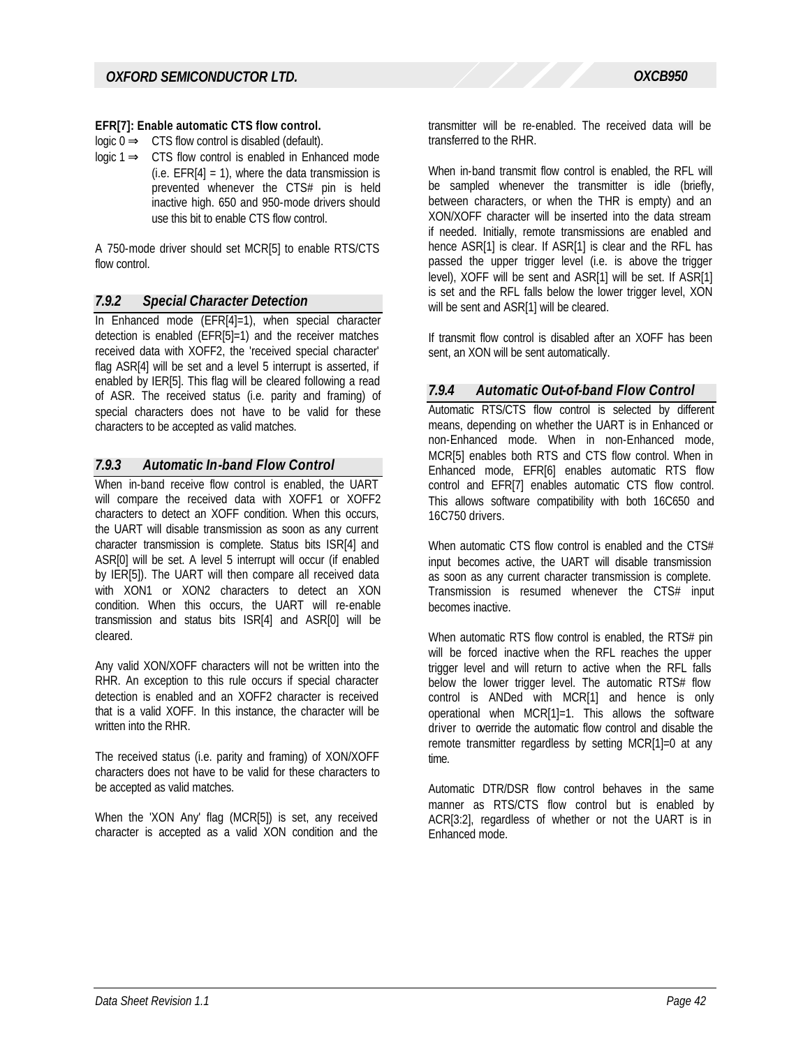**EFR[7]: Enable automatic CTS flow control.**

logic 0 ⇒ CTS flow control is disabled (default).

logic 1 ⇒ CTS flow control is enabled in Enhanced mode (i.e. EFR[4] = 1), where the data transmission is prevented whenever the CTS# pin is held inactive high. 650 and 950-mode drivers should use this bit to enable CTS flow control.

A 750-mode driver should set MCR[5] to enable RTS/CTS flow control.

### *7.9.2 Special Character Detection*

In Enhanced mode (EFR[4]=1), when special character detection is enabled (EFR[5]=1) and the receiver matches received data with XOFF2, the 'received special character' flag ASR[4] will be set and a level 5 interrupt is asserted, if enabled by IER[5]. This flag will be cleared following a read of ASR. The received status (i.e. parity and framing) of special characters does not have to be valid for these characters to be accepted as valid matches.

### *7.9.3 Automatic In-band Flow Control*

When in-band receive flow control is enabled, the UART will compare the received data with XOFF1 or XOFF2 characters to detect an XOFF condition. When this occurs, the UART will disable transmission as soon as any current character transmission is complete. Status bits ISR[4] and ASR[0] will be set. A level 5 interrupt will occur (if enabled by IER[5]). The UART will then compare all received data with XON1 or XON2 characters to detect an XON condition. When this occurs, the UART will re-enable transmission and status bits ISR[4] and ASR[0] will be cleared.

Any valid XON/XOFF characters will not be written into the RHR. An exception to this rule occurs if special character detection is enabled and an XOFF2 character is received that is a valid XOFF. In this instance, the character will be written into the RHR.

The received status (i.e. parity and framing) of XON/XOFF characters does not have to be valid for these characters to be accepted as valid matches.

When the 'XON Any' flag (MCR[5]) is set, any received character is accepted as a valid XON condition and the transmitter will be re-enabled. The received data will be transferred to the RHR.

When in-band transmit flow control is enabled, the RFL will be sampled whenever the transmitter is idle (briefly, between characters, or when the THR is empty) and an XON/XOFF character will be inserted into the data stream if needed. Initially, remote transmissions are enabled and hence ASR[1] is clear. If ASR[1] is clear and the RFL has passed the upper trigger level (i.e. is above the trigger level), XOFF will be sent and ASR[1] will be set. If ASR[1] is set and the RFL falls below the lower trigger level, XON will be sent and ASR[1] will be cleared.

If transmit flow control is disabled after an XOFF has been sent, an XON will be sent automatically.

### *7.9.4 Automatic Out-of-band Flow Control*

Automatic RTS/CTS flow control is selected by different means, depending on whether the UART is in Enhanced or non-Enhanced mode. When in non-Enhanced mode, MCR[5] enables both RTS and CTS flow control. When in Enhanced mode, EFR[6] enables automatic RTS flow control and EFR[7] enables automatic CTS flow control. This allows software compatibility with both 16C650 and 16C750 drivers.

When automatic CTS flow control is enabled and the CTS# input becomes active, the UART will disable transmission as soon as any current character transmission is complete. Transmission is resumed whenever the CTS# input becomes inactive.

When automatic RTS flow control is enabled, the RTS# pin will be forced inactive when the RFL reaches the upper trigger level and will return to active when the RFL falls below the lower trigger level. The automatic RTS# flow control is ANDed with MCR[1] and hence is only operational when MCR[1]=1. This allows the software driver to override the automatic flow control and disable the remote transmitter regardless by setting MCR[1]=0 at any time.

Automatic DTR/DSR flow control behaves in the same manner as RTS/CTS flow control but is enabled by ACR[3:2], regardless of whether or not the UART is in Enhanced mode.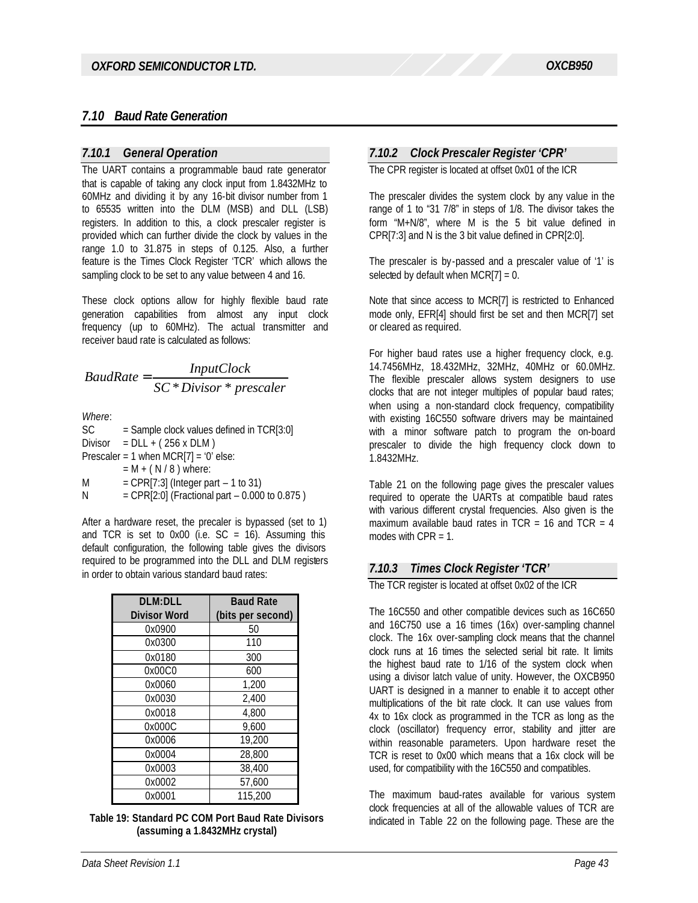## 7.10 Baud Rate Generation

### 7.10.1 General Operation

The UART contains a programmable baud rate generator that is capable of taking any clock input from 1.8432MHz to 60MHz and dividing it by any 16-bit divisor number from 1 to 65535 written into the DLM (MSB) and DLL (LSB) registers. In addition to this, a clock prescaler register is provided which can further divide the clock by values in the range 1.0 to 31.875 in steps of 0.125. Also, a further feature is the Times Clock Register 'TCR' which allows the sampling clock to be set to any value between 4 and 16.

These clock options allow for highly flexible baud rate generation capabilities from almost any input clock frequency (up to 60MHz). The actual transmitter and receiver baud rate is calculated as follows:

$$BaudRate = \frac{InputClock}{SC * Divisor * prescaler}$$

*Where*:
SC = Sample clock values defined in TCR[3:0]
Divisor = DLL + ( 256 x DLM )
Prescaler = 1 when MCR[7] = '0' else:
= M + ( N / 8 ) where:
M = CPR[7:3] (Integer part – 1 to 31)
N = CPR[2:0] (Fractional part – 0.000 to 0.875 )

After a hardware reset, the precaler is bypassed (set to 1) and TCR is set to 0x00 (i.e. SC = 16). Assuming this default configuration, the following table gives the divisors required to be programmed into the DLL and DLM registers in order to obtain various standard baud rates:

| DLM:DLL Divisor Word | Baud Rate (bits per second) |
|---|---|
| 0x0900 | 50 |
| 0x0300 | 110 |
| 0x0180 | 300 |
| 0x00C0 | 600 |
| 0x0060 | 1,200 |
| 0x0030 | 2,400 |
| 0x0018 | 4,800 |
| 0x000C | 9,600 |
| 0x0006 | 19,200 |
| 0x0004 | 28,800 |
| 0x0003 | 38,400 |
| 0x0002 | 57,600 |
| 0x0001 | 115,200 |

**Table 19: Standard PC COM Port Baud Rate Divisors (assuming a 1.8432MHz crystal)**

### 7.10.2 Clock Prescaler Register 'CPR'

The CPR register is located at offset 0x01 of the ICR

The prescaler divides the system clock by any value in the range of 1 to "31 7/8" in steps of 1/8. The divisor takes the form "M+N/8", where M is the 5 bit value defined in CPR[7:3] and N is the 3 bit value defined in CPR[2:0].

The prescaler is by-passed and a prescaler value of '1' is selected by default when MCR[7] = 0.

Note that since access to MCR[7] is restricted to Enhanced mode only, EFR[4] should first be set and then MCR[7] set or cleared as required.

For higher baud rates use a higher frequency clock, e.g. 14.7456MHz, 18.432MHz, 32MHz, 40MHz or 60.0MHz. The flexible prescaler allows system designers to use clocks that are not integer multiples of popular baud rates; when using a non-standard clock frequency, compatibility with existing 16C550 software drivers may be maintained with a minor software patch to program the on-board prescaler to divide the high frequency clock down to 1.8432MHz.

Table 21 on the following page gives the prescaler values required to operate the UARTs at compatible baud rates with various different crystal frequencies. Also given is the maximum available baud rates in TCR = 16 and TCR = 4 modes with CPR = 1.

### 7.10.3 Times Clock Register 'TCR'

The TCR register is located at offset 0x02 of the ICR

The 16C550 and other compatible devices such as 16C650 and 16C750 use a 16 times (16x) over-sampling channel clock. The 16x over-sampling clock means that the channel clock runs at 16 times the selected serial bit rate. It limits the highest baud rate to 1/16 of the system clock when using a divisor latch value of unity. However, the OXCB950 UART is designed in a manner to enable it to accept other multiplications of the bit rate clock. It can use values from 4x to 16x clock as programmed in the TCR as long as the clock (oscillator) frequency error, stability and jitter are within reasonable parameters. Upon hardware reset the TCR is reset to 0x00 which means that a 16x clock will be used, for compatibility with the 16C550 and compatibles.

The maximum baud-rates available for various system clock frequencies at all of the allowable values of TCR are indicated in Table 22 on the following page. These are the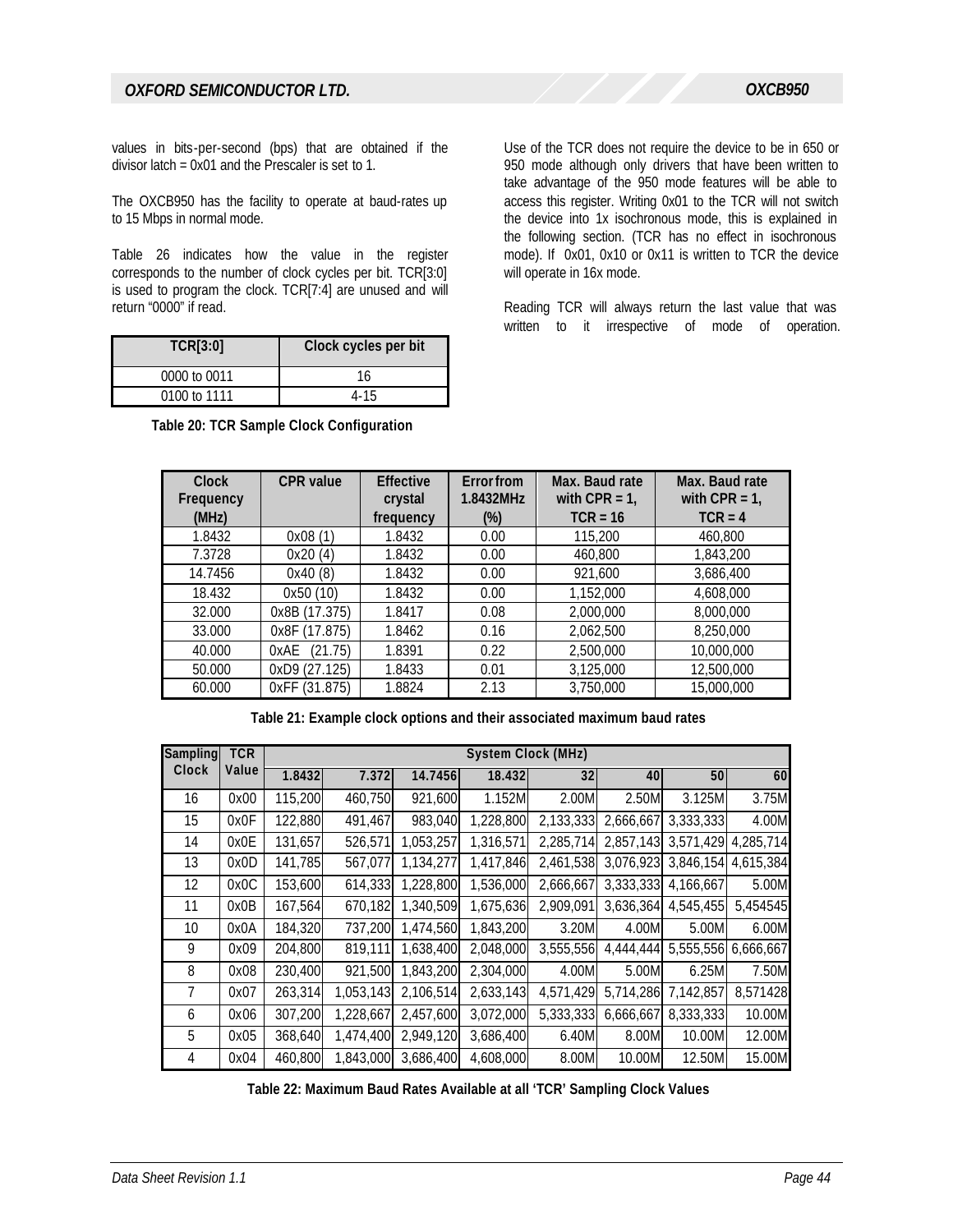values in bits-per-second (bps) that are obtained if the divisor latch = 0x01 and the Prescaler is set to 1.

The OXCB950 has the facility to operate at baud-rates up to 15 Mbps in normal mode.

Table 26 indicates how the value in the register corresponds to the number of clock cycles per bit. TCR[3:0] is used to program the clock. TCR[7:4] are unused and will return "0000" if read.

| TCR[3:0] | Clock cycles per bit |
|---|---|
| 0000 to 0011 | 16 |
| 0100 to 1111 | 4-15 |

**Table 20: TCR Sample Clock Configuration**

Use of the TCR does not require the device to be in 650 or 950 mode although only drivers that have been written to take advantage of the 950 mode features will be able to access this register. Writing 0x01 to the TCR will not switch the device into 1x isochronous mode, this is explained in the following section. (TCR has no effect in isochronous mode). If 0x01, 0x10 or 0x11 is written to TCR the device will operate in 16x mode.

Reading TCR will always return the last value that was written to it irrespective of mode of operation.

| Clock Frequency (MHz) | CPR value | Effective crystal frequency | Error from 1.8432MHz (%) | Max. Baud rate with CPR = 1, TCR = 16 | Max. Baud rate with CPR = 1, TCR = 4 |
|---|---|---|---|---|---|
| 1.8432 | 0x08 (1) | 1.8432 | 0.00 | 115,200 | 460,800 |
| 7.3728 | 0x20 (4) | 1.8432 | 0.00 | 460,800 | 1,843,200 |
| 14.7456 | 0x40 (8) | 1.8432 | 0.00 | 921,600 | 3,686,400 |
| 18.432 | 0x50 (10) | 1.8432 | 0.00 | 1,152,000 | 4,608,000 |
| 32.000 | 0x8B (17.375) | 1.8417 | 0.08 | 2,000,000 | 8,000,000 |
| 33.000 | 0x8F (17.875) | 1.8462 | 0.16 | 2,062,500 | 8,250,000 |
| 40.000 | 0xAE (21.75) | 1.8391 | 0.22 | 2,500,000 | 10,000,000 |
| 50.000 | 0xD9 (27.125) | 1.8433 | 0.01 | 3,125,000 | 12,500,000 |
| 60.000 | 0xFF (31.875) | 1.8824 | 2.13 | 3,750,000 | 15,000,000 |

**Table 21: Example clock options and their associated maximum baud rates**

| Sampling Clock | TCR Value | System Clock (MHz) | | | | | | | |
|---|---|---|---|---|---|---|---|---|---|
| | | 1.8432 | 7.372 | 14.7456 | 18.432 | 32 | 40 | 50 | 60 |
| 16 | 0x00 | 115,200 | 460,750 | 921,600 | 1.152M | 2.00M | 2.50M | 3.125M | 3.75M |
| 15 | 0x0F | 122,880 | 491,467 | 983,040 | 1,228,800 | 2,133,333 | 2,666,667 | 3,333,333 | 4.00M |
| 14 | 0x0E | 131,657 | 526,571 | 1,053,257 | 1,316,571 | 2,285,714 | 2,857,143 | 3,571,429 | 4,285,714 |
| 13 | 0x0D | 141,785 | 567,077 | 1,134,277 | 1,417,846 | 2,461,538 | 3,076,923 | 3,846,154 | 4,615,384 |
| 12 | 0x0C | 153,600 | 614,333 | 1,228,800 | 1,536,000 | 2,666,667 | 3,333,333 | 4,166,667 | 5.00M |
| 11 | 0x0B | 167,564 | 670,182 | 1,340,509 | 1,675,636 | 2,909,091 | 3,636,364 | 4,545,455 | 5,454545 |
| 10 | 0x0A | 184,320 | 737,200 | 1,474,560 | 1,843,200 | 3.20M | 4.00M | 5.00M | 6.00M |
| 9 | 0x09 | 204,800 | 819,111 | 1,638,400 | 2,048,000 | 3,555,556 | 4,444,444 | 5,555,556 | 6,666,667 |
| 8 | 0x08 | 230,400 | 921,500 | 1,843,200 | 2,304,000 | 4.00M | 5.00M | 6.25M | 7.50M |
| 7 | 0x07 | 263,314 | 1,053,143 | 2,106,514 | 2,633,143 | 4,571,429 | 5,714,286 | 7,142,857 | 8,571428 |
| 6 | 0x06 | 307,200 | 1,228,667 | 2,457,600 | 3,072,000 | 5,333,333 | 6,666,667 | 8,333,333 | 10.00M |
| 5 | 0x05 | 368,640 | 1,474,400 | 2,949,120 | 3,686,400 | 6.40M | 8.00M | 10.00M | 12.00M |
| 4 | 0x04 | 460,800 | 1,843,000 | 3,686,400 | 4,608,000 | 8.00M | 10.00M | 12.50M | 15.00M |

**Table 22: Maximum Baud Rates Available at all 'TCR' Sampling Clock Values**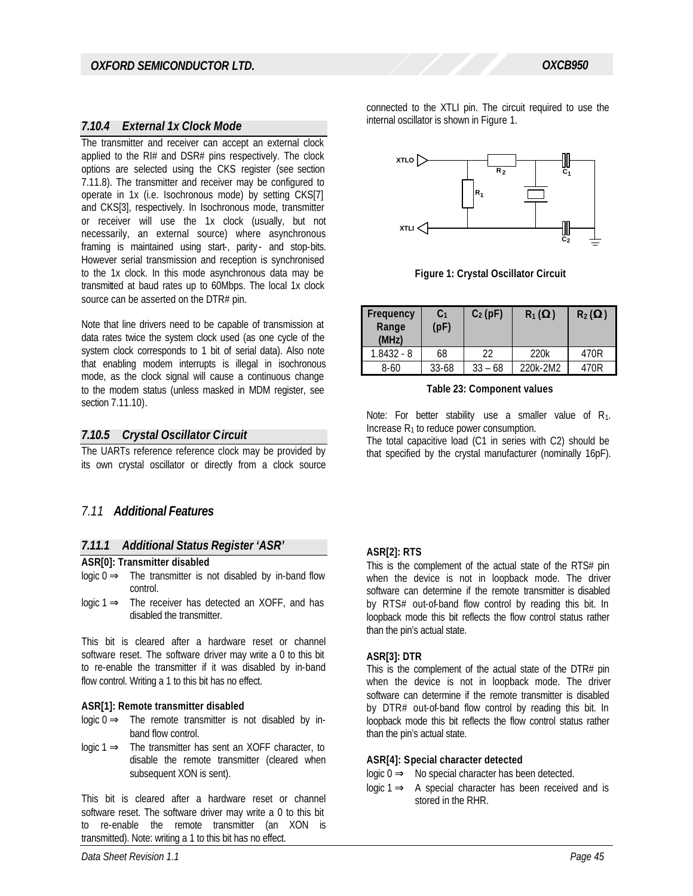### 7.10.4 External 1x Clock Mode

The transmitter and receiver can accept an external clock applied to the RI# and DSR# pins respectively. The clock options are selected using the CKS register (see section 7.11.8). The transmitter and receiver may be configured to operate in 1x (i.e. Isochronous mode) by setting CKS[7] and CKS[3], respectively. In Isochronous mode, transmitter or receiver will use the 1x clock (usually, but not necessarily, an external source) where asynchronous framing is maintained using start-, parity- and stop-bits. However serial transmission and reception is synchronised to the 1x clock. In this mode asynchronous data may be transmitted at baud rates up to 60Mbps. The local 1x clock source can be asserted on the DTR# pin.

Note that line drivers need to be capable of transmission at data rates twice the system clock used (as one cycle of the system clock corresponds to 1 bit of serial data). Also note that enabling modem interrupts is illegal in isochronous mode, as the clock signal will cause a continuous change to the modem status (unless masked in MDM register, see section 7.11.10).

### 7.10.5 Crystal Oscillator Circuit

The UARTs reference reference clock may be provided by its own crystal oscillator or directly from a clock source connected to the XTLI pin. The circuit required to use the internal oscillator is shown in Figure 1.

**Figure 1: Crystal Oscillator Circuit**

| Frequency Range (MHz) | $C_1$ (pF) | $C_2$ (pF) | $R_1$ (Ω) | $R_2$ (Ω) |
|---|---|---|---|---|
| 1.8432 - 8 | 68 | 22 | 220k | 470R |
| 8-60 | 33-68 | 33 – 68 | 220k-2M2 | 470R |

**Table 23: Component values**

Note: For better stability use a smaller value of $R_1$. Increase $R_1$ to reduce power consumption.
The total capacitive load (C1 in series with C2) should be that specified by the crystal manufacturer (nominally 16pF).

## 7.11 Additional Features

### 7.11.1 Additional Status Register 'ASR'

**ASR[0]: Transmitter disabled**

- logic 0 ⇒ The transmitter is not disabled by in-band flow control.
- logic 1 ⇒ The receiver has detected an XOFF, and has disabled the transmitter.

This bit is cleared after a hardware reset or channel software reset. The software driver may write a 0 to this bit to re-enable the transmitter if it was disabled by in-band flow control. Writing a 1 to this bit has no effect.

**ASR[1]: Remote transmitter disabled**

- logic 0 ⇒ The remote transmitter is not disabled by in-band flow control.
- logic 1 ⇒ The transmitter has sent an XOFF character, to disable the remote transmitter (cleared when subsequent XON is sent).

This bit is cleared after a hardware reset or channel software reset. The software driver may write a 0 to this bit to re-enable the remote transmitter (an XON is transmitted). Note: writing a 1 to this bit has no effect.

**ASR[2]: RTS**

This is the complement of the actual state of the RTS# pin when the device is not in loopback mode. The driver software can determine if the remote transmitter is disabled by RTS# out-of-band flow control by reading this bit. In loopback mode this bit reflects the flow control status rather than the pin's actual state.

**ASR[3]: DTR**

This is the complement of the actual state of the DTR# pin when the device is not in loopback mode. The driver software can determine if the remote transmitter is disabled by DTR# out-of-band flow control by reading this bit. In loopback mode this bit reflects the flow control status rather than the pin's actual state.

**ASR[4]: Special character detected**

- logic 0 ⇒ No special character has been detected.
- logic 1 ⇒ A special character has been received and is stored in the RHR.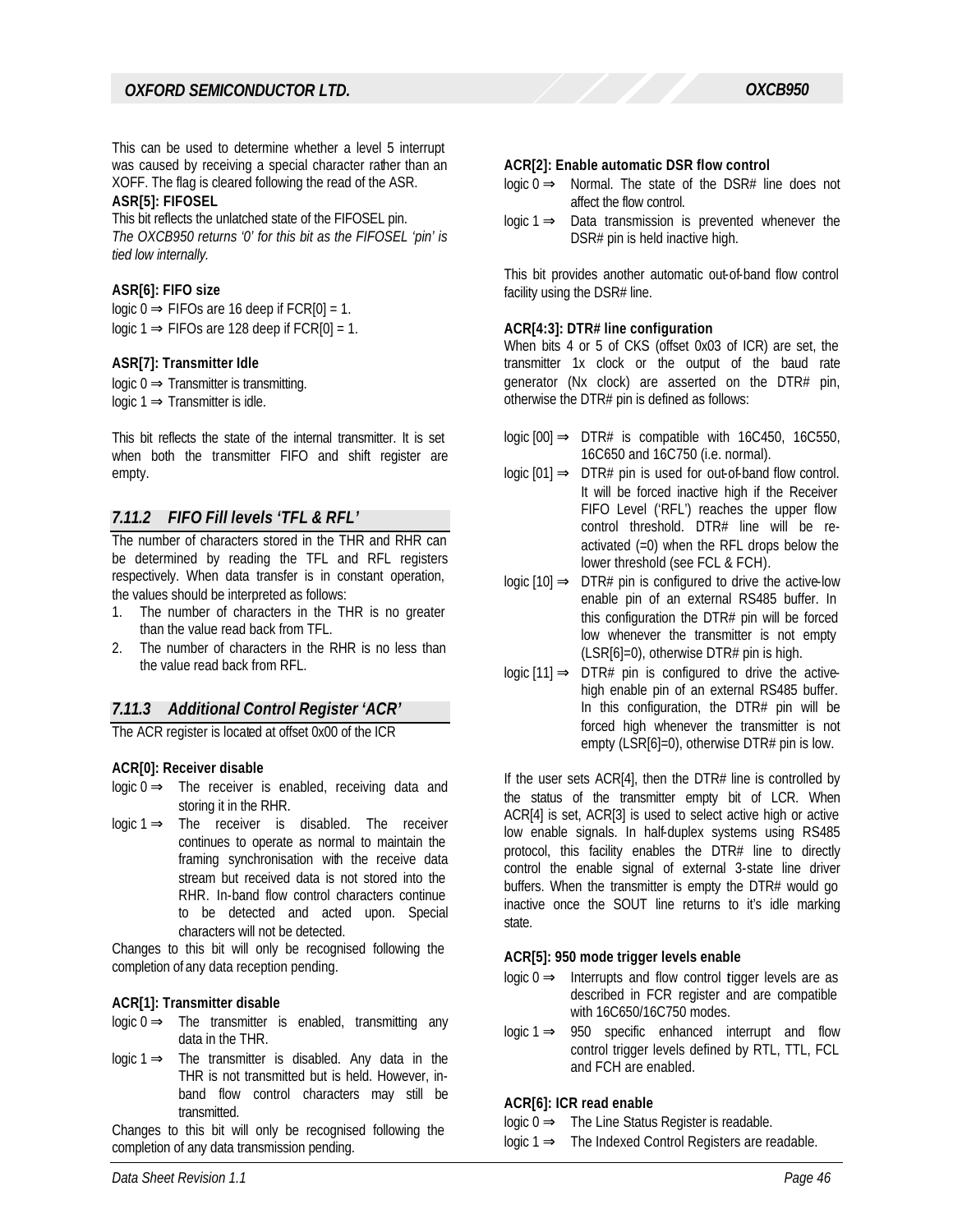This can be used to determine whether a level 5 interrupt was caused by receiving a special character rather than an XOFF. The flag is cleared following the read of the ASR.

**ASR[5]: FIFOSEL**

This bit reflects the unlatched state of the FIFOSEL pin.
*The OXCB950 returns '0' for this bit as the FIFOSEL 'pin' is tied low internally.*

**ASR[6]: FIFO size**

logic 0 ⇒ FIFOs are 16 deep if FCR[0] = 1.
logic 1 ⇒ FIFOs are 128 deep if FCR[0] = 1.

**ASR[7]: Transmitter Idle**

logic 0 ⇒ Transmitter is transmitting.
logic 1 ⇒ Transmitter is idle.

This bit reflects the state of the internal transmitter. It is set when both the transmitter FIFO and shift register are empty.

### *7.11.2 FIFO Fill levels 'TFL & RFL'*

The number of characters stored in the THR and RHR can be determined by reading the TFL and RFL registers respectively. When data transfer is in constant operation, the values should be interpreted as follows:

1. The number of characters in the THR is no greater than the value read back from TFL.
2. The number of characters in the RHR is no less than the value read back from RFL.

### *7.11.3 Additional Control Register 'ACR'*

The ACR register is located at offset 0x00 of the ICR

**ACR[0]: Receiver disable**

logic 0 ⇒ The receiver is enabled, receiving data and storing it in the RHR.
logic 1 ⇒ The receiver is disabled. The receiver continues to operate as normal to maintain the framing synchronisation with the receive data stream but received data is not stored into the RHR. In-band flow control characters continue to be detected and acted upon. Special characters will not be detected.

Changes to this bit will only be recognised following the completion of any data reception pending.

**ACR[1]: Transmitter disable**

logic 0 ⇒ The transmitter is enabled, transmitting any data in the THR.
logic 1 ⇒ The transmitter is disabled. Any data in the THR is not transmitted but is held. However, in-band flow control characters may still be transmitted.

Changes to this bit will only be recognised following the completion of any data transmission pending.

**ACR[2]: Enable automatic DSR flow control**

logic 0 ⇒ Normal. The state of the DSR# line does not affect the flow control.
logic 1 ⇒ Data transmission is prevented whenever the DSR# pin is held inactive high.

This bit provides another automatic out-of-band flow control facility using the DSR# line.

**ACR[4:3]: DTR# line configuration**

When bits 4 or 5 of CKS (offset 0x03 of ICR) are set, the transmitter 1x clock or the output of the baud rate generator (Nx clock) are asserted on the DTR# pin, otherwise the DTR# pin is defined as follows:

logic [00] ⇒ DTR# is compatible with 16C450, 16C550, 16C650 and 16C750 (i.e. normal).
logic [01] ⇒ DTR# pin is used for out-of-band flow control. It will be forced inactive high if the Receiver FIFO Level ('RFL') reaches the upper flow control threshold. DTR# line will be re-activated (=0) when the RFL drops below the lower threshold (see FCL & FCH).
logic [10] ⇒ DTR# pin is configured to drive the active-low enable pin of an external RS485 buffer. In this configuration the DTR# pin will be forced low whenever the transmitter is not empty (LSR[6]=0), otherwise DTR# pin is high.
logic [11] ⇒ DTR# pin is configured to drive the active-high enable pin of an external RS485 buffer. In this configuration, the DTR# pin will be forced high whenever the transmitter is not empty (LSR[6]=0), otherwise DTR# pin is low.

If the user sets ACR[4], then the DTR# line is controlled by the status of the transmitter empty bit of LCR. When ACR[4] is set, ACR[3] is used to select active high or active low enable signals. In half-duplex systems using RS485 protocol, this facility enables the DTR# line to directly control the enable signal of external 3-state line driver buffers. When the transmitter is empty the DTR# would go inactive once the SOUT line returns to it's idle marking state.

**ACR[5]: 950 mode trigger levels enable**

logic 0 ⇒ Interrupts and flow control tigger levels are as described in FCR register and are compatible with 16C650/16C750 modes.
logic 1 ⇒ 950 specific enhanced interrupt and flow control trigger levels defined by RTL, TTL, FCL and FCH are enabled.

**ACR[6]: ICR read enable**

logic 0 ⇒ The Line Status Register is readable.
logic 1 ⇒ The Indexed Control Registers are readable.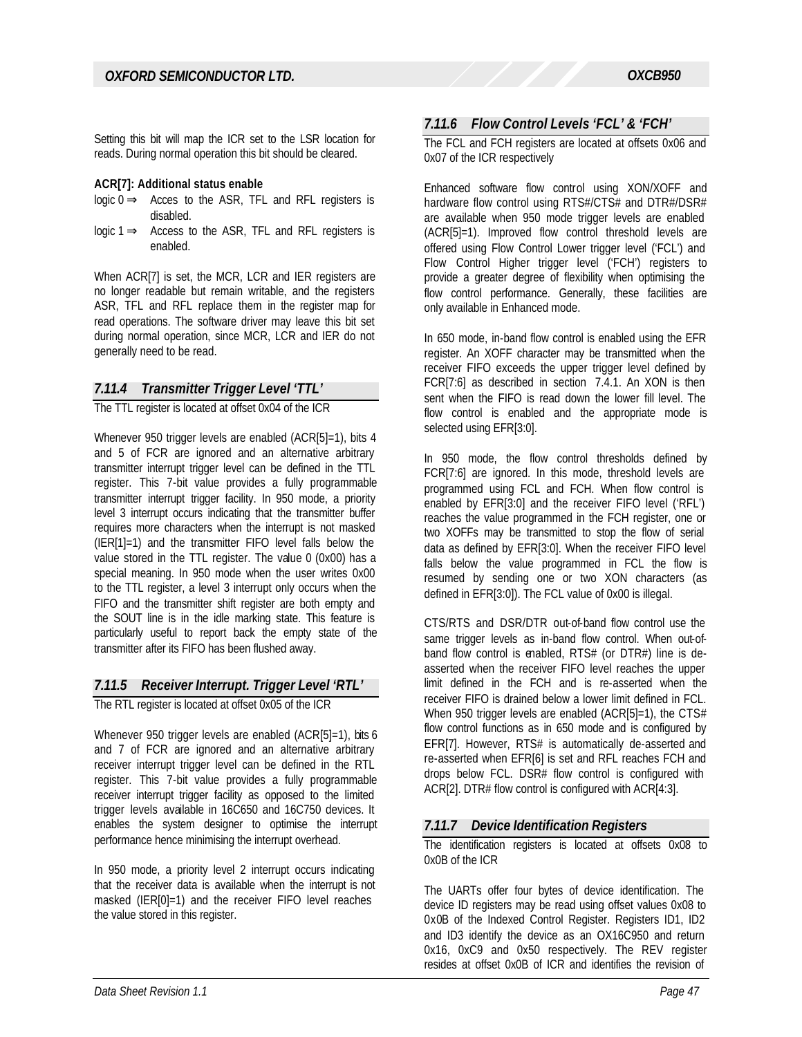Setting this bit will map the ICR set to the LSR location for reads. During normal operation this bit should be cleared.

**ACR[7]: Additional status enable**

logic 0 ⇒ Acces to the ASR, TFL and RFL registers is disabled.

logic 1 ⇒ Access to the ASR, TFL and RFL registers is enabled.

When ACR[7] is set, the MCR, LCR and IER registers are no longer readable but remain writable, and the registers ASR, TFL and RFL replace them in the register map for read operations. The software driver may leave this bit set during normal operation, since MCR, LCR and IER do not generally need to be read.

### *7.11.4 Transmitter Trigger Level 'TTL'*

The TTL register is located at offset 0x04 of the ICR

Whenever 950 trigger levels are enabled (ACR[5]=1), bits 4 and 5 of FCR are ignored and an alternative arbitrary transmitter interrupt trigger level can be defined in the TTL register. This 7-bit value provides a fully programmable transmitter interrupt trigger facility. In 950 mode, a priority level 3 interrupt occurs indicating that the transmitter buffer requires more characters when the interrupt is not masked (IER[1]=1) and the transmitter FIFO level falls below the value stored in the TTL register. The value 0 (0x00) has a special meaning. In 950 mode when the user writes 0x00 to the TTL register, a level 3 interrupt only occurs when the FIFO and the transmitter shift register are both empty and the SOUT line is in the idle marking state. This feature is particularly useful to report back the empty state of the transmitter after its FIFO has been flushed away.

### *7.11.5 Receiver Interrupt. Trigger Level 'RTL'*

The RTL register is located at offset 0x05 of the ICR

Whenever 950 trigger levels are enabled (ACR[5]=1), bits 6 and 7 of FCR are ignored and an alternative arbitrary receiver interrupt trigger level can be defined in the RTL register. This 7-bit value provides a fully programmable receiver interrupt trigger facility as opposed to the limited trigger levels available in 16C650 and 16C750 devices. It enables the system designer to optimise the interrupt performance hence minimising the interrupt overhead.

In 950 mode, a priority level 2 interrupt occurs indicating that the receiver data is available when the interrupt is not masked (IER[0]=1) and the receiver FIFO level reaches the value stored in this register.

### *7.11.6 Flow Control Levels 'FCL' & 'FCH'*

The FCL and FCH registers are located at offsets 0x06 and 0x07 of the ICR respectively

Enhanced software flow control using XON/XOFF and hardware flow control using RTS#/CTS# and DTR#/DSR# are available when 950 mode trigger levels are enabled (ACR[5]=1). Improved flow control threshold levels are offered using Flow Control Lower trigger level ('FCL') and Flow Control Higher trigger level ('FCH') registers to provide a greater degree of flexibility when optimising the flow control performance. Generally, these facilities are only available in Enhanced mode.

In 650 mode, in-band flow control is enabled using the EFR register. An XOFF character may be transmitted when the receiver FIFO exceeds the upper trigger level defined by FCR[7:6] as described in section 7.4.1. An XON is then sent when the FIFO is read down the lower fill level. The flow control is enabled and the appropriate mode is selected using EFR[3:0].

In 950 mode, the flow control thresholds defined by FCR[7:6] are ignored. In this mode, threshold levels are programmed using FCL and FCH. When flow control is enabled by EFR[3:0] and the receiver FIFO level ('RFL') reaches the value programmed in the FCH register, one or two XOFFs may be transmitted to stop the flow of serial data as defined by EFR[3:0]. When the receiver FIFO level falls below the value programmed in FCL the flow is resumed by sending one or two XON characters (as defined in EFR[3:0]). The FCL value of 0x00 is illegal.

CTS/RTS and DSR/DTR out-of-band flow control use the same trigger levels as in-band flow control. When out-of-band flow control is enabled, RTS# (or DTR#) line is de-asserted when the receiver FIFO level reaches the upper limit defined in the FCH and is re-asserted when the receiver FIFO is drained below a lower limit defined in FCL. When 950 trigger levels are enabled (ACR[5]=1), the CTS# flow control functions as in 650 mode and is configured by EFR[7]. However, RTS# is automatically de-asserted and re-asserted when EFR[6] is set and RFL reaches FCH and drops below FCL. DSR# flow control is configured with ACR[2]. DTR# flow control is configured with ACR[4:3].

### *7.11.7 Device Identification Registers*

The identification registers is located at offsets 0x08 to 0x0B of the ICR

The UARTs offer four bytes of device identification. The device ID registers may be read using offset values 0x08 to 0x0B of the Indexed Control Register. Registers ID1, ID2 and ID3 identify the device as an OX16C950 and return 0x16, 0xC9 and 0x50 respectively. The REV register resides at offset 0x0B of ICR and identifies the revision of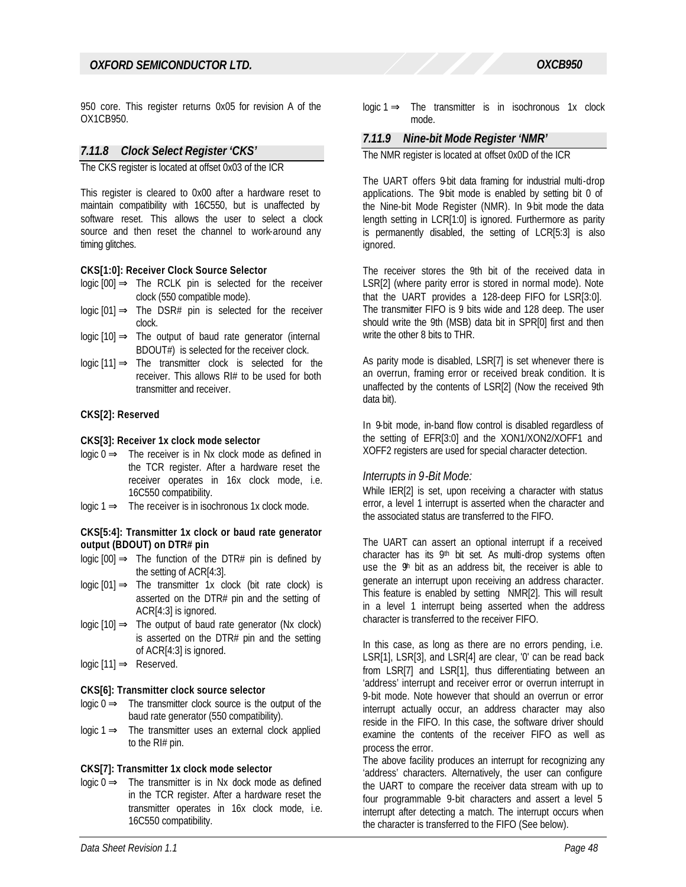950 core. This register returns 0x05 for revision A of the OX1CB950.

### 7.11.8 Clock Select Register 'CKS'

The CKS register is located at offset 0x03 of the ICR

This register is cleared to 0x00 after a hardware reset to maintain compatibility with 16C550, but is unaffected by software reset. This allows the user to select a clock source and then reset the channel to work-around any timing glitches.

**CKS[1:0]: Receiver Clock Source Selector**

logic [00] ⇒ The RCLK pin is selected for the receiver clock (550 compatible mode).
logic [01] ⇒ The DSR# pin is selected for the receiver clock.
logic [10] ⇒ The output of baud rate generator (internal BDOUT#) is selected for the receiver clock.
logic [11] ⇒ The transmitter clock is selected for the receiver. This allows RI# to be used for both transmitter and receiver.

**CKS[2]: Reserved**

**CKS[3]: Receiver 1x clock mode selector**

logic 0 ⇒ The receiver is in Nx clock mode as defined in the TCR register. After a hardware reset the receiver operates in 16x clock mode, i.e. 16C550 compatibility.
logic 1 ⇒ The receiver is in isochronous 1x clock mode.

**CKS[5:4]: Transmitter 1x clock or baud rate generator output (BDOUT) on DTR# pin**

logic [00] ⇒ The function of the DTR# pin is defined by the setting of ACR[4:3].
logic [01] ⇒ The transmitter 1x clock (bit rate clock) is asserted on the DTR# pin and the setting of ACR[4:3] is ignored.
logic [10] ⇒ The output of baud rate generator (Nx clock) is asserted on the DTR# pin and the setting of ACR[4:3] is ignored.
logic [11] ⇒ Reserved.

**CKS[6]: Transmitter clock source selector**

logic 0 ⇒ The transmitter clock source is the output of the baud rate generator (550 compatibility).
logic 1 ⇒ The transmitter uses an external clock applied to the RI# pin.

**CKS[7]: Transmitter 1x clock mode selector**

logic 0 ⇒ The transmitter is in Nx dock mode as defined in the TCR register. After a hardware reset the transmitter operates in 16x clock mode, i.e. 16C550 compatibility.
logic 1 ⇒ The transmitter is in isochronous 1x clock mode.

### 7.11.9 Nine-bit Mode Register 'NMR'

The NMR register is located at offset 0x0D of the ICR

The UART offers 9-bit data framing for industrial multi-drop applications. The 9-bit mode is enabled by setting bit 0 of the Nine-bit Mode Register (NMR). In 9-bit mode the data length setting in LCR[1:0] is ignored. Furthermore as parity is permanently disabled, the setting of LCR[5:3] is also ignored.

The receiver stores the 9th bit of the received data in LSR[2] (where parity error is stored in normal mode). Note that the UART provides a 128-deep FIFO for LSR[3:0]. The transmitter FIFO is 9 bits wide and 128 deep. The user should write the 9th (MSB) data bit in SPR[0] first and then write the other 8 bits to THR.

As parity mode is disabled, LSR[7] is set whenever there is an overrun, framing error or received break condition. It is unaffected by the contents of LSR[2] (Now the received 9th data bit).

In 9-bit mode, in-band flow control is disabled regardless of the setting of EFR[3:0] and the XON1/XON2/XOFF1 and XOFF2 registers are used for special character detection.

*Interrupts in 9-Bit Mode:*

While IER[2] is set, upon receiving a character with status error, a level 1 interrupt is asserted when the character and the associated status are transferred to the FIFO.

The UART can assert an optional interrupt if a received character has its 9th bit set. As multi-drop systems often use the 9th bit as an address bit, the receiver is able to generate an interrupt upon receiving an address character. This feature is enabled by setting NMR[2]. This will result in a level 1 interrupt being asserted when the address character is transferred to the receiver FIFO.

In this case, as long as there are no errors pending, i.e. LSR[1], LSR[3], and LSR[4] are clear, '0' can be read back from LSR[7] and LSR[1], thus differentiating between an 'address' interrupt and receiver error or overrun interrupt in 9-bit mode. Note however that should an overrun or error interrupt actually occur, an address character may also reside in the FIFO. In this case, the software driver should examine the contents of the receiver FIFO as well as process the error.

The above facility produces an interrupt for recognizing any 'address' characters. Alternatively, the user can configure the UART to compare the receiver data stream with up to four programmable 9-bit characters and assert a level 5 interrupt after detecting a match. The interrupt occurs when the character is transferred to the FIFO (See below).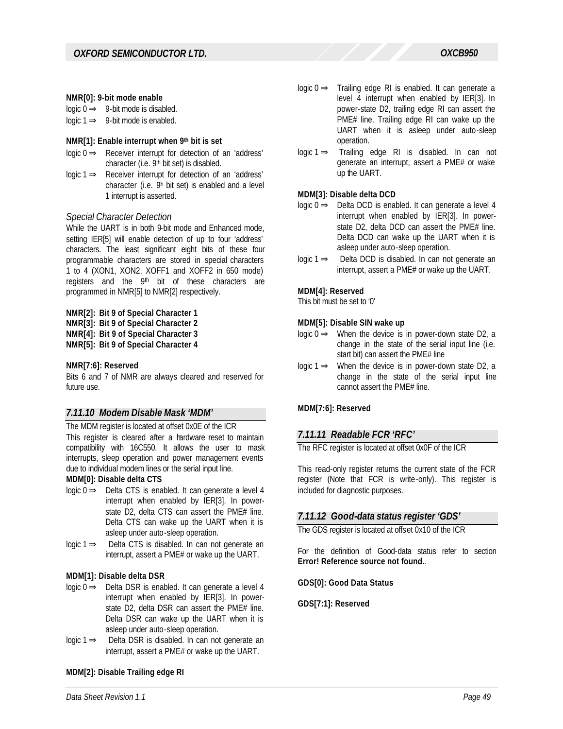**NMR[0]: 9-bit mode enable**

logic 0 ⇒ 9-bit mode is disabled.
logic 1 ⇒ 9-bit mode is enabled.

**NMR[1]: Enable interrupt when 9th bit is set**

logic 0 ⇒ Receiver interrupt for detection of an 'address' character (i.e. 9th bit set) is disabled.
logic 1 ⇒ Receiver interrupt for detection of an 'address' character (i.e. 9th bit set) is enabled and a level 1 interrupt is asserted.

*Special Character Detection*

While the UART is in both 9-bit mode and Enhanced mode, setting IER[5] will enable detection of up to four 'address' characters. The least significant eight bits of these four programmable characters are stored in special characters 1 to 4 (XON1, XON2, XOFF1 and XOFF2 in 650 mode) registers and the 9th bit of these characters are programmed in NMR[5] to NMR[2] respectively.

**NMR[2]: Bit 9 of Special Character 1**
**NMR[3]: Bit 9 of Special Character 2**
**NMR[4]: Bit 9 of Special Character 3**
**NMR[5]: Bit 9 of Special Character 4**

**NMR[7:6]: Reserved**

Bits 6 and 7 of NMR are always cleared and reserved for future use.

### *7.11.10 Modem Disable Mask 'MDM'*

The MDM register is located at offset 0x0E of the ICR

This register is cleared after a hardware reset to maintain compatibility with 16C550. It allows the user to mask interrupts, sleep operation and power management events due to individual modem lines or the serial input line.

**MDM[0]: Disable delta CTS**

logic 0 ⇒ Delta CTS is enabled. It can generate a level 4 interrupt when enabled by IER[3]. In power-state D2, delta CTS can assert the PME# line. Delta CTS can wake up the UART when it is asleep under auto-sleep operation.
logic 1 ⇒ Delta CTS is disabled. In can not generate an interrupt, assert a PME# or wake up the UART.

**MDM[1]: Disable delta DSR**

logic 0 ⇒ Delta DSR is enabled. It can generate a level 4 interrupt when enabled by IER[3]. In power-state D2, delta DSR can assert the PME# line. Delta DSR can wake up the UART when it is asleep under auto-sleep operation.
logic 1 ⇒ Delta DSR is disabled. In can not generate an interrupt, assert a PME# or wake up the UART.

**MDM[2]: Disable Trailing edge RI**

logic 0 ⇒ Trailing edge RI is enabled. It can generate a level 4 interrupt when enabled by IER[3]. In power-state D2, trailing edge RI can assert the PME# line. Trailing edge RI can wake up the UART when it is asleep under auto-sleep operation.
logic 1 ⇒ Trailing edge RI is disabled. In can not generate an interrupt, assert a PME# or wake up the UART.

**MDM[3]: Disable delta DCD**

logic 0 ⇒ Delta DCD is enabled. It can generate a level 4 interrupt when enabled by IER[3]. In power-state D2, delta DCD can assert the PME# line. Delta DCD can wake up the UART when it is asleep under auto-sleep operation.
logic 1 ⇒ Delta DCD is disabled. In can not generate an interrupt, assert a PME# or wake up the UART.

**MDM[4]: Reserved**

This bit must be set to '0'

**MDM[5]: Disable SIN wake up**

logic 0 ⇒ When the device is in power-down state D2, a change in the state of the serial input line (i.e. start bit) can assert the PME# line
logic 1 ⇒ When the device is in power-down state D2, a change in the state of the serial input line cannot assert the PME# line.

**MDM[7:6]: Reserved**

### *7.11.11 Readable FCR 'RFC'*

The RFC register is located at offset 0x0F of the ICR

This read-only register returns the current state of the FCR register (Note that FCR is write-only). This register is included for diagnostic purposes.

### *7.11.12 Good-data status register 'GDS'*

The GDS register is located at offset 0x10 of the ICR

For the definition of Good-data status refer to section **Error! Reference source not found.**.

**GDS[0]: Good Data Status**

**GDS[7:1]: Reserved**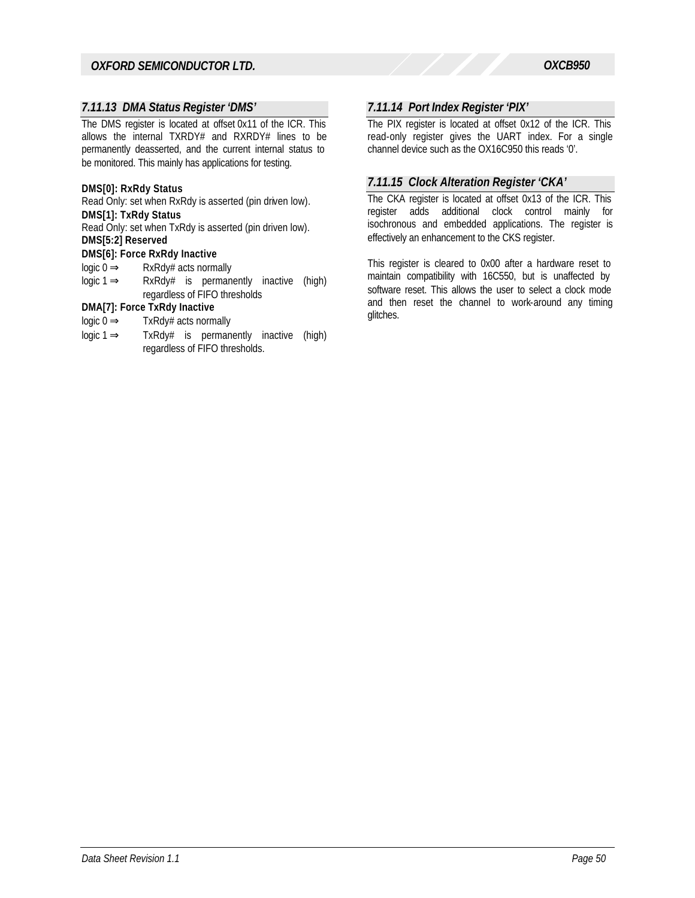### 7.11.13 DMA Status Register 'DMS'

The DMS register is located at offset 0x11 of the ICR. This allows the internal TXRDY# and RXRDY# lines to be permanently deasserted, and the current internal status to be monitored. This mainly has applications for testing.

**DMS[0]: RxRdy Status**

Read Only: set when RxRdy is asserted (pin driven low).

**DMS[1]: TxRdy Status**

Read Only: set when TxRdy is asserted (pin driven low).

**DMS[5:2] Reserved**

**DMS[6]: Force RxRdy Inactive**

logic 0 ⇒ RxRdy# acts normally

logic 1 ⇒ RxRdy# is permanently inactive (high) regardless of FIFO thresholds

**DMA[7]: Force TxRdy Inactive**

logic 0 ⇒ TxRdy# acts normally

logic 1 ⇒ TxRdy# is permanently inactive (high) regardless of FIFO thresholds.

### 7.11.14 Port Index Register 'PIX'

The PIX register is located at offset 0x12 of the ICR. This read-only register gives the UART index. For a single channel device such as the OX16C950 this reads '0'.

### 7.11.15 Clock Alteration Register 'CKA'

The CKA register is located at offset 0x13 of the ICR. This register adds additional clock control mainly for isochronous and embedded applications. The register is effectively an enhancement to the CKS register.

This register is cleared to 0x00 after a hardware reset to maintain compatibility with 16C550, but is unaffected by software reset. This allows the user to select a clock mode and then reset the channel to work-around any timing glitches.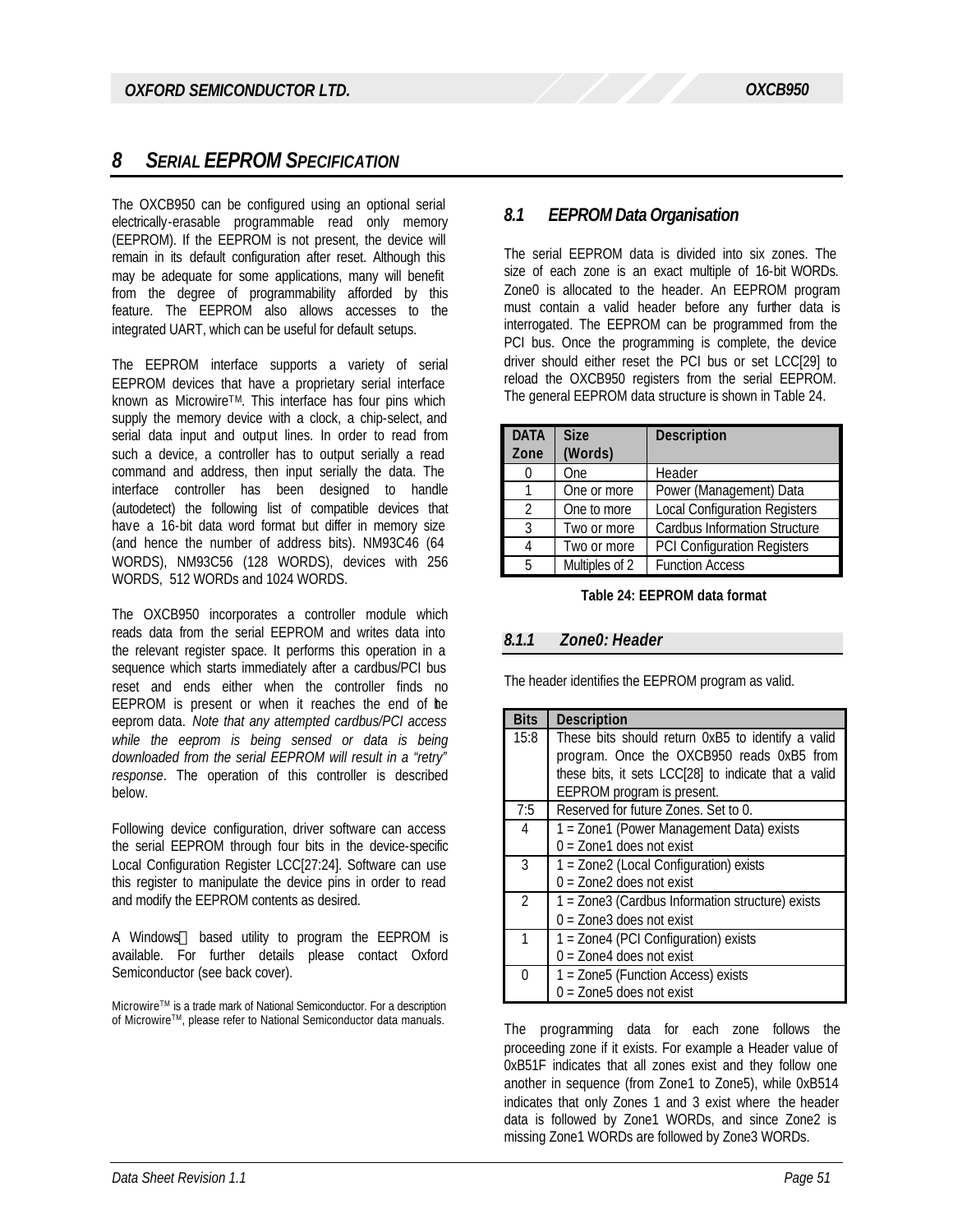# 8 SERIAL EEPROM SPECIFICATION

The OXCB950 can be configured using an optional serial electrically-erasable programmable read only memory (EEPROM). If the EEPROM is not present, the device will remain in its default configuration after reset. Although this may be adequate for some applications, many will benefit from the degree of programmability afforded by this feature. The EEPROM also allows accesses to the integrated UART, which can be useful for default setups.

The EEPROM interface supports a variety of serial EEPROM devices that have a proprietary serial interface known as Microwire™. This interface has four pins which supply the memory device with a clock, a chip-select, and serial data input and output lines. In order to read from such a device, a controller has to output serially a read command and address, then input serially the data. The interface controller has been designed to handle (autodetect) the following list of compatible devices that have a 16-bit data word format but differ in memory size (and hence the number of address bits). NM93C46 (64 WORDS), NM93C56 (128 WORDS), devices with 256 WORDS, 512 WORDs and 1024 WORDS.

The OXCB950 incorporates a controller module which reads data from the serial EEPROM and writes data into the relevant register space. It performs this operation in a sequence which starts immediately after a cardbus/PCI bus reset and ends either when the controller finds no EEPROM is present or when it reaches the end of the eeprom data. *Note that any attempted cardbus/PCI access while the eeprom is being sensed or data is being downloaded from the serial EEPROM will result in a "retry" response*. The operation of this controller is described below.

Following device configuration, driver software can access the serial EEPROM through four bits in the device-specific Local Configuration Register LCC[27:24]. Software can use this register to manipulate the device pins in order to read and modify the EEPROM contents as desired.

A Windows® based utility to program the EEPROM is available. For further details please contact Oxford Semiconductor (see back cover).

Microwire™ is a trade mark of National Semiconductor. For a description of Microwire™, please refer to National Semiconductor data manuals.

## 8.1 EEPROM Data Organisation

The serial EEPROM data is divided into six zones. The size of each zone is an exact multiple of 16-bit WORDs. Zone0 is allocated to the header. An EEPROM program must contain a valid header before any further data is interrogated. The EEPROM can be programmed from the PCI bus. Once the programming is complete, the device driver should either reset the PCI bus or set LCC[29] to reload the OXCB950 registers from the serial EEPROM. The general EEPROM data structure is shown in Table 24.

| DATA Zone | Size (Words) | Description |
|---|---|---|
| 0 | One | Header |
| 1 | One or more | Power (Management) Data |
| 2 | One to more | Local Configuration Registers |
| 3 | Two or more | Cardbus Information Structure |
| 4 | Two or more | PCI Configuration Registers |
| 5 | Multiples of 2 | Function Access |

**Table 24: EEPROM data format**

### 8.1.1 Zone0: Header

The header identifies the EEPROM program as valid.

| Bits | Description |
|---|---|
| 15:8 | These bits should return 0xB5 to identify a valid program. Once the OXCB950 reads 0xB5 from these bits, it sets LCC[28] to indicate that a valid EEPROM program is present. |
| 7:5 | Reserved for future Zones. Set to 0. |
| 4 | 1 = Zone1 (Power Management Data) exists<br>0 = Zone1 does not exist |
| 3 | 1 = Zone2 (Local Configuration) exists<br>0 = Zone2 does not exist |
| 2 | 1 = Zone3 (Cardbus Information structure) exists<br>0 = Zone3 does not exist |
| 1 | 1 = Zone4 (PCI Configuration) exists<br>0 = Zone4 does not exist |
| 0 | 1 = Zone5 (Function Access) exists<br>0 = Zone5 does not exist |

The programming data for each zone follows the proceeding zone if it exists. For example a Header value of 0xB51F indicates that all zones exist and they follow one another in sequence (from Zone1 to Zone5), while 0xB514 indicates that only Zones 1 and 3 exist where the header data is followed by Zone1 WORDs, and since Zone2 is missing Zone1 WORDs are followed by Zone3 WORDs.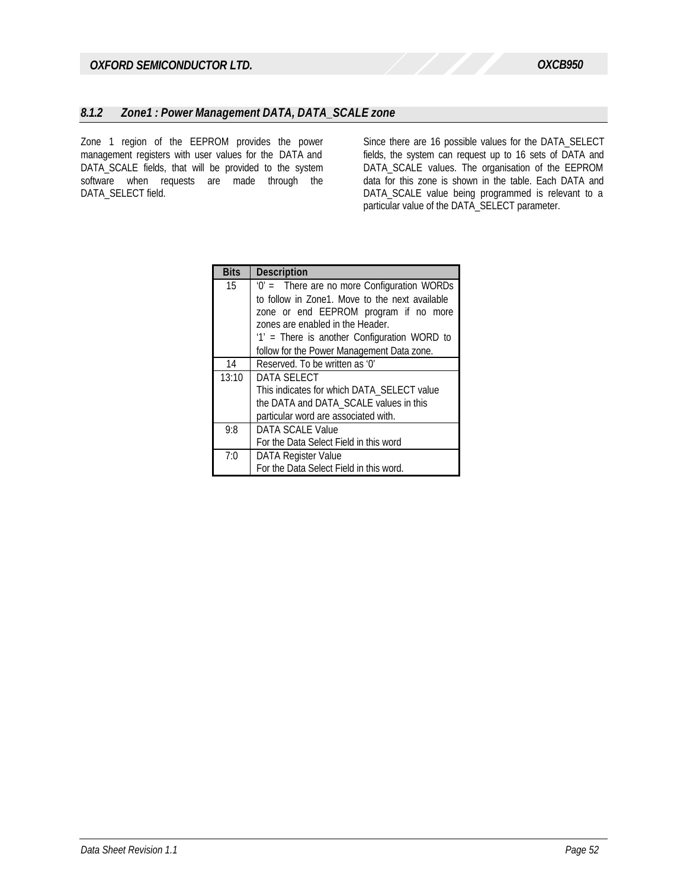### *8.1.2 Zone1 : Power Management DATA, DATA_SCALE zone*

Zone 1 region of the EEPROM provides the power management registers with user values for the DATA and DATA_SCALE fields, that will be provided to the system software when requests are made through the DATA_SELECT field.

Since there are 16 possible values for the DATA_SELECT fields, the system can request up to 16 sets of DATA and DATA_SCALE values. The organisation of the EEPROM data for this zone is shown in the table. Each DATA and DATA_SCALE value being programmed is relevant to a particular value of the DATA_SELECT parameter.

| Bits | Description |
|---|---|
| 15 | '0' = There are no more Configuration WORDs to follow in Zone1. Move to the next available zone or end EEPROM program if no more zones are enabled in the Header.<br>'1' = There is another Configuration WORD to follow for the Power Management Data zone. |
| 14 | Reserved. To be written as '0' |
| 13:10 | DATA SELECT<br>This indicates for which DATA_SELECT value the DATA and DATA_SCALE values in this particular word are associated with. |
| 9:8 | DATA SCALE Value<br>For the Data Select Field in this word |
| 7:0 | DATA Register Value<br>For the Data Select Field in this word. |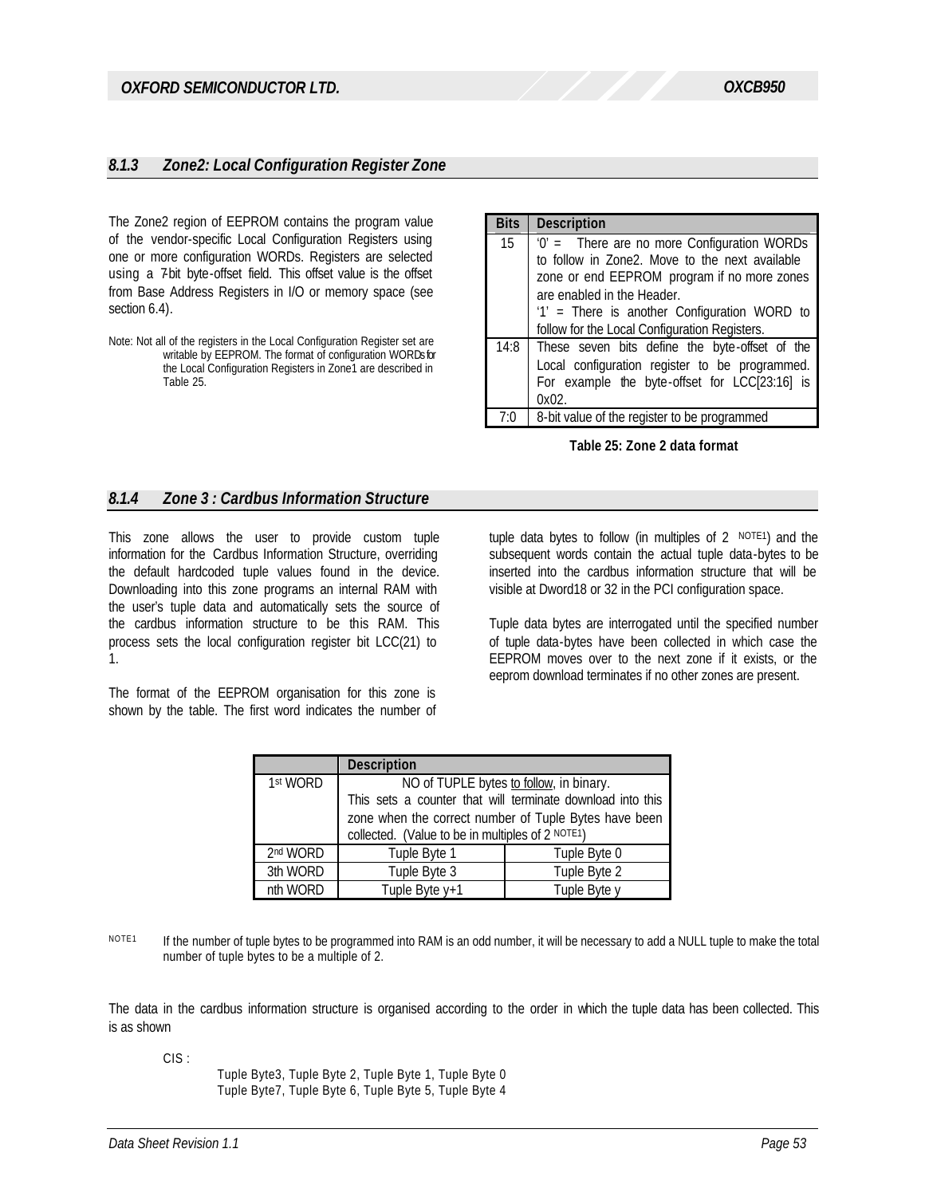### 8.1.3 Zone2: Local Configuration Register Zone

The Zone2 region of EEPROM contains the program value of the vendor-specific Local Configuration Registers using one or more configuration WORDs. Registers are selected using a 7-bit byte-offset field. This offset value is the offset from Base Address Registers in I/O or memory space (see section 6.4).

Note: Not all of the registers in the Local Configuration Register set are writable by EEPROM. The format of configuration WORDs for the Local Configuration Registers in Zone1 are described in Table 25.

| Bits | Description |
| --- | --- |
| 15 | '0' = There are no more Configuration WORDs to follow in Zone2. Move to the next available zone or end EEPROM program if no more zones are enabled in the Header.<br>'1' = There is another Configuration WORD to follow for the Local Configuration Registers. |
| 14:8 | These seven bits define the byte-offset of the Local configuration register to be programmed. For example the byte-offset for LCC[23:16] is 0x02. |
| 7:0 | 8-bit value of the register to be programmed |

**Table 25: Zone 2 data format**

### 8.1.4 Zone 3 : Cardbus Information Structure

This zone allows the user to provide custom tuple information for the Cardbus Information Structure, overriding the default hardcoded tuple values found in the device. Downloading into this zone programs an internal RAM with the user's tuple data and automatically sets the source of the cardbus information structure to be this RAM. This process sets the local configuration register bit LCC(21) to 1.

The format of the EEPROM organisation for this zone is shown by the table. The first word indicates the number of tuple data bytes to follow (in multiples of 2 NOTE1) and the subsequent words contain the actual tuple data-bytes to be inserted into the cardbus information structure that will be visible at Dword18 or 32 in the PCI configuration space.

Tuple data bytes are interrogated until the specified number of tuple data-bytes have been collected in which case the EEPROM moves over to the next zone if it exists, or the eeprom download terminates if no other zones are present.

| | Description | |
| --- | --- | --- |
| 1st WORD | NO of TUPLE bytes to follow, in binary.<br>This sets a counter that will terminate download into this zone when the correct number of Tuple Bytes have been collected. (Value to be in multiples of 2 NOTE1) | |
| 2nd WORD | Tuple Byte 1 | Tuple Byte 0 |
| 3th WORD | Tuple Byte 3 | Tuple Byte 2 |
| nth WORD | Tuple Byte y+1 | Tuple Byte y |

NOTE1 If the number of tuple bytes to be programmed into RAM is an odd number, it will be necessary to add a NULL tuple to make the total number of tuple bytes to be a multiple of 2.

The data in the cardbus information structure is organised according to the order in which the tuple data has been collected. This is as shown

CIS :

Tuple Byte3, Tuple Byte 2, Tuple Byte 1, Tuple Byte 0
Tuple Byte7, Tuple Byte 6, Tuple Byte 5, Tuple Byte 4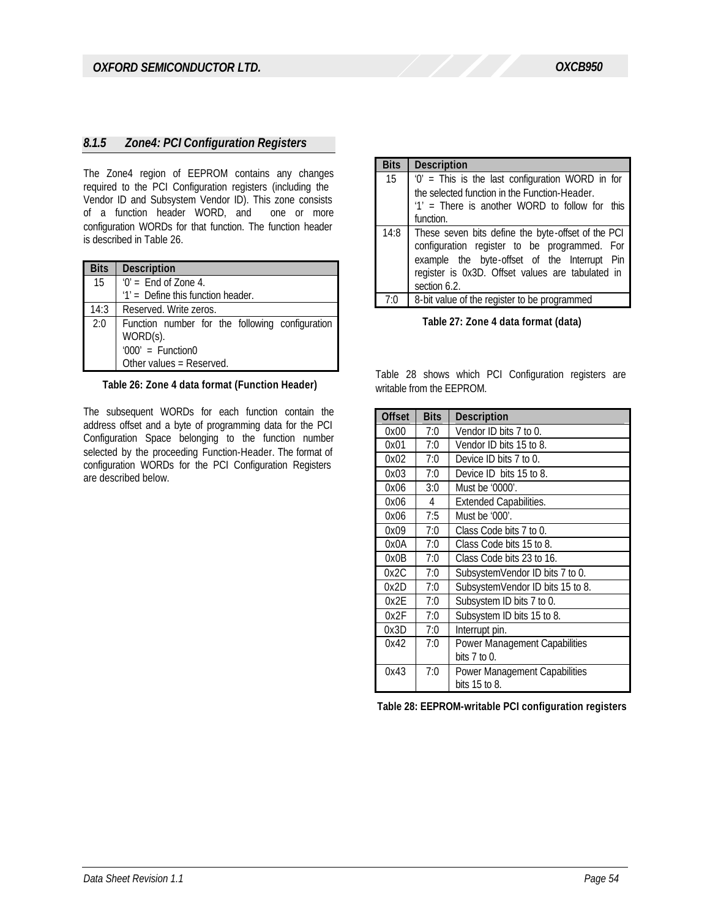### 8.1.5 Zone4: PCI Configuration Registers

The Zone4 region of EEPROM contains any changes required to the PCI Configuration registers (including the Vendor ID and Subsystem Vendor ID). This zone consists of a function header WORD, and one or more configuration WORDs for that function. The function header is described in Table 26.

| Bits | Description |
|---|---|
| 15 | '0' = End of Zone 4.<br>'1' = Define this function header. |
| 14:3 | Reserved. Write zeros. |
| 2:0 | Function number for the following configuration WORD(s).<br>'000' = Function0<br>Other values = Reserved. |

**Table 26: Zone 4 data format (Function Header)**

The subsequent WORDs for each function contain the address offset and a byte of programming data for the PCI Configuration Space belonging to the function number selected by the proceeding Function-Header. The format of configuration WORDs for the PCI Configuration Registers are described below.

| Bits | Description |
|---|---|
| 15 | '0' = This is the last configuration WORD in for the selected function in the Function-Header.<br>'1' = There is another WORD to follow for this function. |
| 14:8 | These seven bits define the byte-offset of the PCI configuration register to be programmed. For example the byte-offset of the Interrupt Pin register is 0x3D. Offset values are tabulated in section 6.2. |
| 7:0 | 8-bit value of the register to be programmed |

**Table 27: Zone 4 data format (data)**

Table 28 shows which PCI Configuration registers are writable from the EEPROM.

| Offset | Bits | Description |
|---|---|---|
| 0x00 | 7:0 | Vendor ID bits 7 to 0. |
| 0x01 | 7:0 | Vendor ID bits 15 to 8. |
| 0x02 | 7:0 | Device ID bits 7 to 0. |
| 0x03 | 7:0 | Device ID bits 15 to 8. |
| 0x06 | 3:0 | Must be '0000'. |
| 0x06 | 4 | Extended Capabilities. |
| 0x06 | 7:5 | Must be '000'. |
| 0x09 | 7:0 | Class Code bits 7 to 0. |
| 0x0A | 7:0 | Class Code bits 15 to 8. |
| 0x0B | 7:0 | Class Code bits 23 to 16. |
| 0x2C | 7:0 | SubsystemVendor ID bits 7 to 0. |
| 0x2D | 7:0 | SubsystemVendor ID bits 15 to 8. |
| 0x2E | 7:0 | Subsystem ID bits 7 to 0. |
| 0x2F | 7:0 | Subsystem ID bits 15 to 8. |
| 0x3D | 7:0 | Interrupt pin. |
| 0x42 | 7:0 | Power Management Capabilities bits 7 to 0. |
| 0x43 | 7:0 | Power Management Capabilities bits 15 to 8. |

**Table 28: EEPROM-writable PCI configuration registers**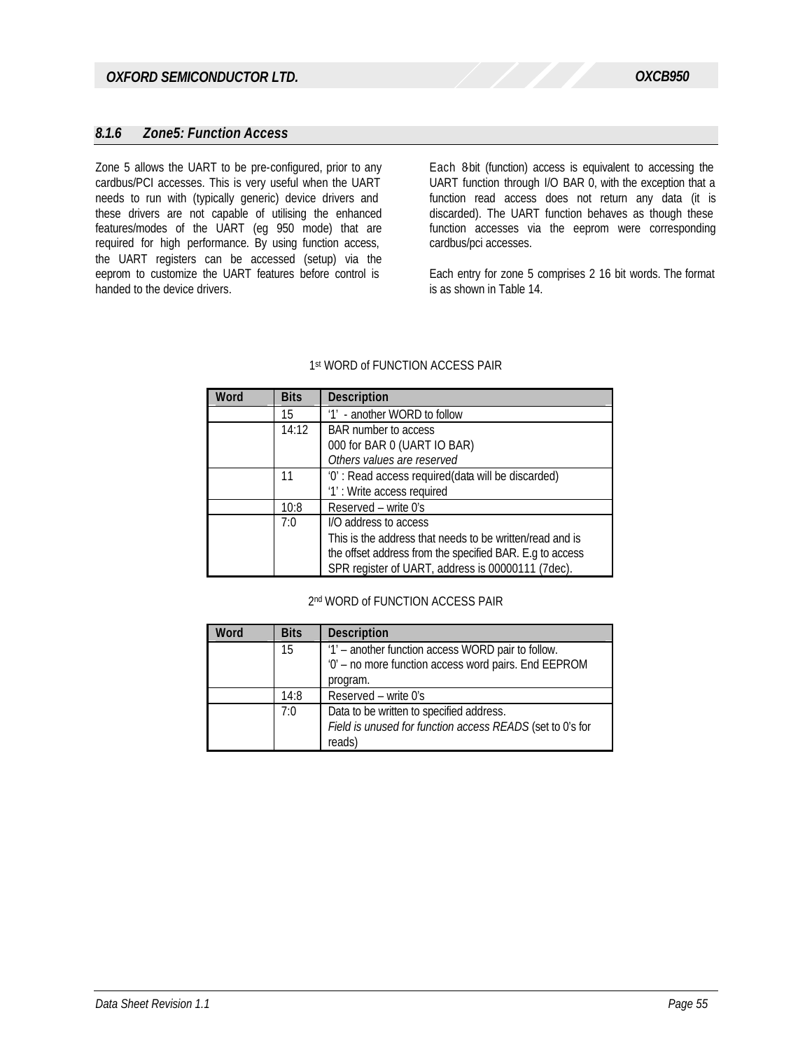### 8.1.6 Zone5: Function Access

Zone 5 allows the UART to be pre-configured, prior to any cardbus/PCI accesses. This is very useful when the UART needs to run with (typically generic) device drivers and these drivers are not capable of utilising the enhanced features/modes of the UART (eg 950 mode) that are required for high performance. By using function access, the UART registers can be accessed (setup) via the eeprom to customize the UART features before control is handed to the device drivers.

Each 8-bit (function) access is equivalent to accessing the UART function through I/O BAR 0, with the exception that a function read access does not return any data (it is discarded). The UART function behaves as though these function accesses via the eeprom were corresponding cardbus/pci accesses.

Each entry for zone 5 comprises 2 16 bit words. The format is as shown in Table 14.

1st WORD of FUNCTION ACCESS PAIR

| Word | Bits | Description |
|---|---|---|
| | 15 | '1' - another WORD to follow |
| | 14:12 | BAR number to access<br>000 for BAR 0 (UART IO BAR)<br>*Others values are reserved* |
| | 11 | '0' : Read access required(data will be discarded)<br>'1' : Write access required |
| | 10:8 | Reserved – write 0's |
| | 7:0 | I/O address to access<br>This is the address that needs to be written/read and is the offset address from the specified BAR. E.g to access SPR register of UART, address is 00000111 (7dec). |

2nd WORD of FUNCTION ACCESS PAIR

| Word | Bits | Description |
|---|---|---|
| | 15 | '1' – another function access WORD pair to follow.<br>'0' – no more function access word pairs. End EEPROM program. |
| | 14:8 | Reserved – write 0's |
| | 7:0 | Data to be written to specified address.<br>*Field is unused for function access READS* (set to 0's for reads) |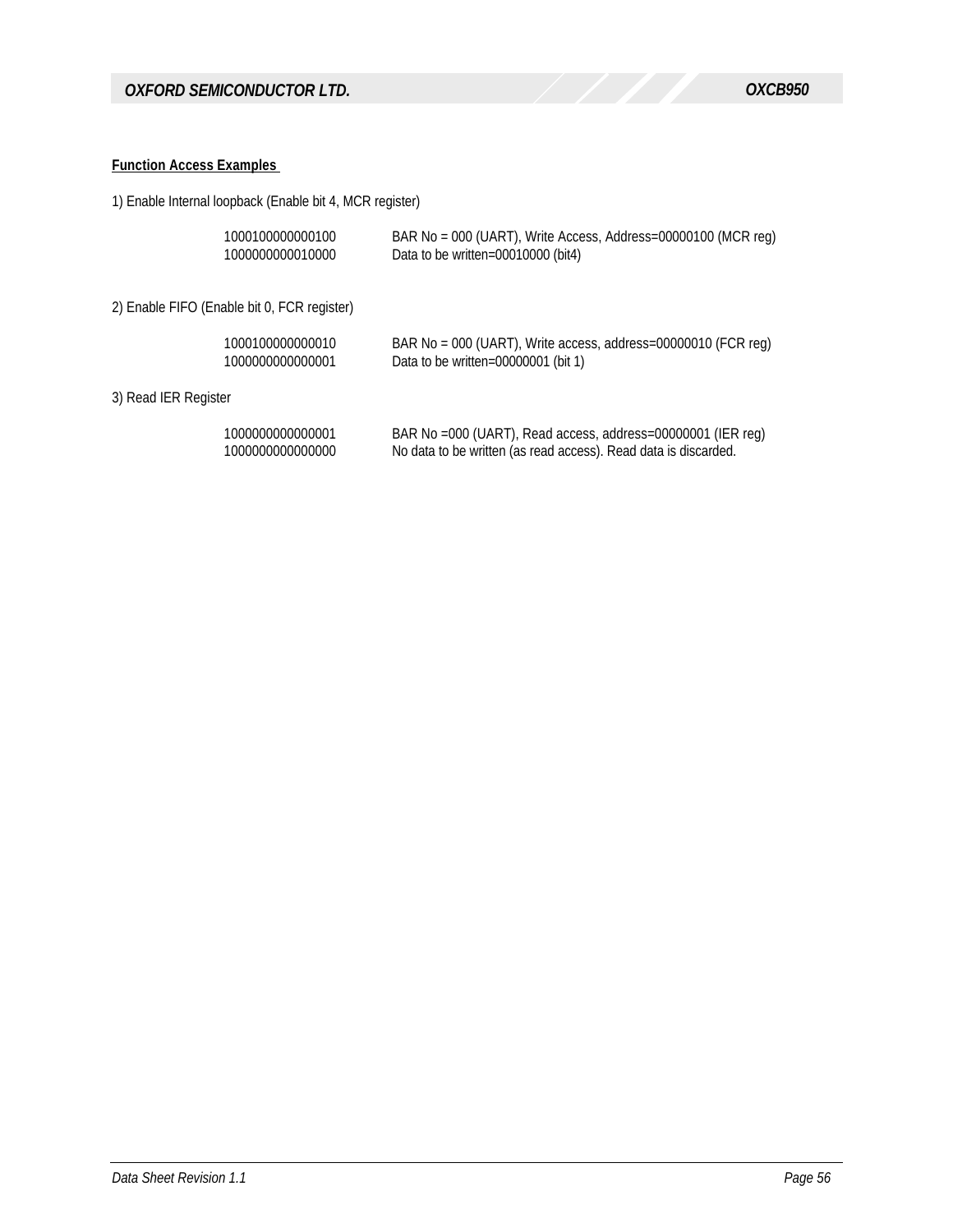**Function Access Examples**

1) Enable Internal loopback (Enable bit 4, MCR register)

| | |
|---|---|
| 1000100000000100 | BAR No = 000 (UART), Write Access, Address=00000100 (MCR reg) |
| 1000000000010000 | Data to be written=00010000 (bit4) |

2) Enable FIFO (Enable bit 0, FCR register)

| | |
|---|---|
| 1000100000000010 | BAR No = 000 (UART), Write access, address=00000010 (FCR reg) |
| 1000000000000001 | Data to be written=00000001 (bit 1) |

3) Read IER Register

| | |
|---|---|
| 1000000000000001 | BAR No =000 (UART), Read access, address=00000001 (IER reg) |
| 1000000000000000 | No data to be written (as read access). Read data is discarded. |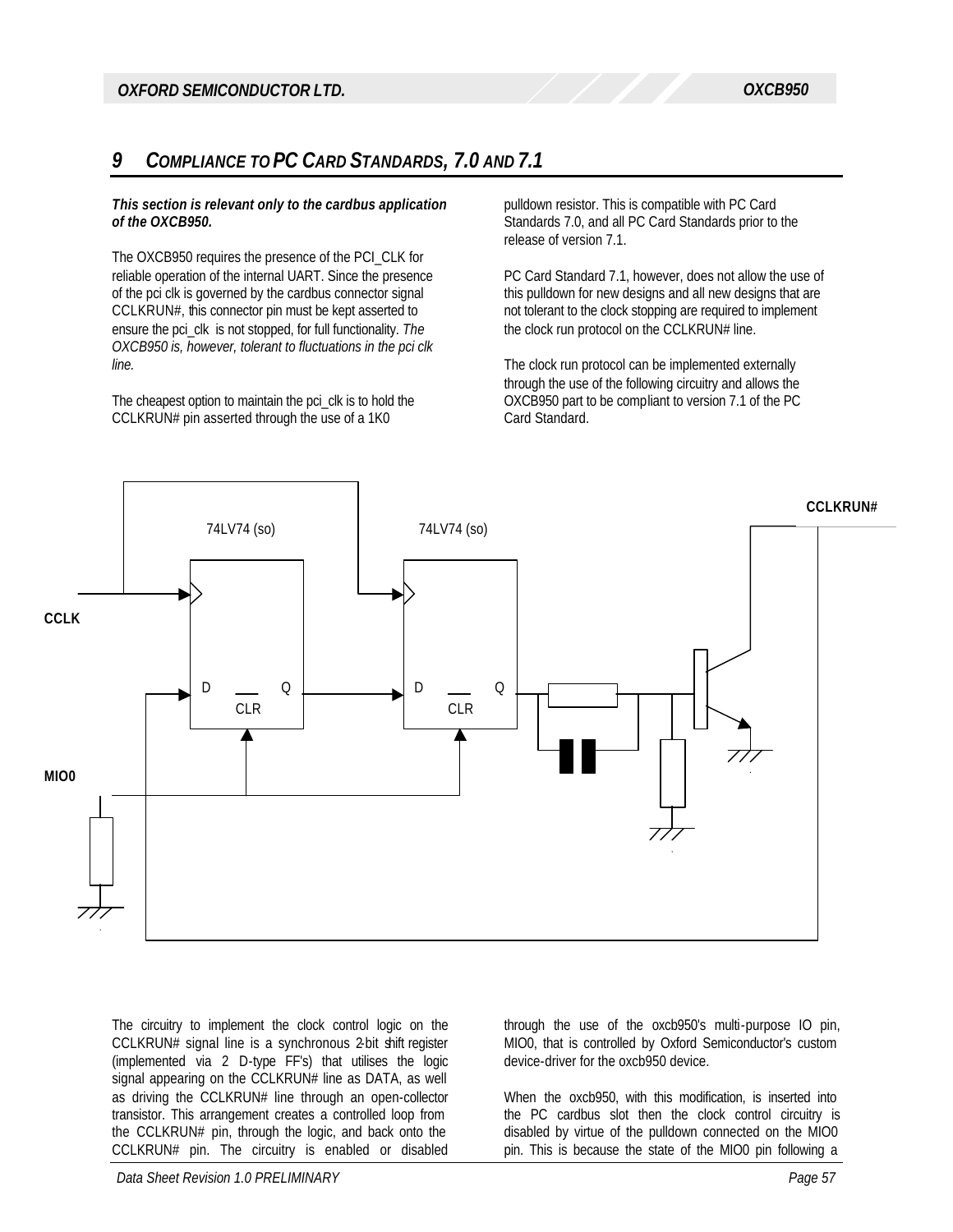## 9 COMPLIANCE TO PC CARD STANDARDS, 7.0 AND 7.1

***This section is relevant only to the cardbus application of the OXCB950.***

The OXCB950 requires the presence of the PCI_CLK for reliable operation of the internal UART. Since the presence of the pci clk is governed by the cardbus connector signal CCLKRUN#, this connector pin must be kept asserted to ensure the pci_clk is not stopped, for full functionality. *The OXCB950 is, however, tolerant to fluctuations in the pci clk line.*

The cheapest option to maintain the pci_clk is to hold the CCLKRUN# pin asserted through the use of a 1K0 pulldown resistor. This is compatible with PC Card Standards 7.0, and all PC Card Standards prior to the release of version 7.1.

PC Card Standard 7.1, however, does not allow the use of this pulldown for new designs and all new designs that are not tolerant to the clock stopping are required to implement the clock run protocol on the CCLKRUN# line.

The clock run protocol can be implemented externally through the use of the following circuitry and allows the OXCB950 part to be compliant to version 7.1 of the PC Card Standard.

CCLKRUN#

74LV74 (so) 74LV74 (so)

CCLK

D Q CLR D Q CLR

MIO0

The circuitry to implement the clock control logic on the CCLKRUN# signal line is a synchronous 2-bit shift register (implemented via 2 D-type FF's) that utilises the logic signal appearing on the CCLKRUN# line as DATA, as well as driving the CCLKRUN# line through an open-collector transistor. This arrangement creates a controlled loop from the CCLKRUN# pin, through the logic, and back onto the CCLKRUN# pin. The circuitry is enabled or disabled through the use of the oxcb950's multi-purpose IO pin, MIO0, that is controlled by Oxford Semiconductor's custom device-driver for the oxcb950 device.

When the oxcb950, with this modification, is inserted into the PC cardbus slot then the clock control circuitry is disabled by virtue of the pulldown connected on the MIO0 pin. This is because the state of the MIO0 pin following a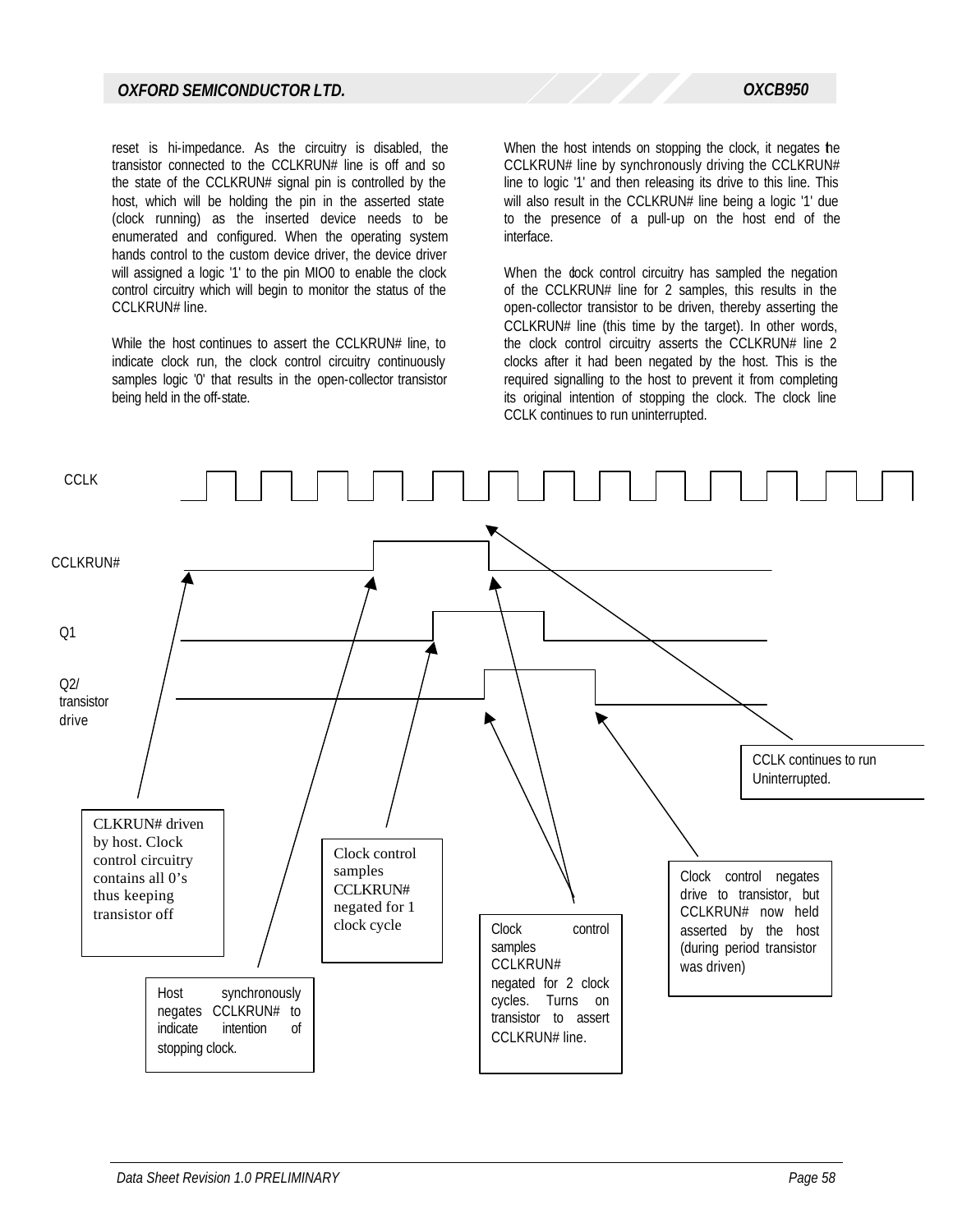reset is hi-impedance. As the circuitry is disabled, the transistor connected to the CCLKRUN# line is off and so the state of the CCLKRUN# signal pin is controlled by the host, which will be holding the pin in the asserted state (clock running) as the inserted device needs to be enumerated and configured. When the operating system hands control to the custom device driver, the device driver will assigned a logic '1' to the pin MIO0 to enable the clock control circuitry which will begin to monitor the status of the CCLKRUN# line.

While the host continues to assert the CCLKRUN# line, to indicate clock run, the clock control circuitry continuously samples logic '0' that results in the open-collector transistor being held in the off-state.

When the host intends on stopping the clock, it negates the CCLKRUN# line by synchronously driving the CCLKRUN# line to logic '1' and then releasing its drive to this line. This will also result in the CCLKRUN# line being a logic '1' due to the presence of a pull-up on the host end of the interface.

When the clock control circuitry has sampled the negation of the CCLKRUN# line for 2 samples, this results in the open-collector transistor to be driven, thereby asserting the CCLKRUN# line (this time by the target). In other words, the clock control circuitry asserts the CCLKRUN# line 2 clocks after it had been negated by the host. This is the required signalling to the host to prevent it from completing its original intention of stopping the clock. The clock line CCLK continues to run uninterrupted.

CCLK

CCLKRUN#

Q1

Q2/ transistor drive

CCLK continues to run Uninterrupted.

CLKRUN# driven by host. Clock control circuitry contains all 0's thus keeping transistor off

Clock control samples CCLKRUN# negated for 1 clock cycle

Clock control negates drive to transistor, but CCLKRUN# now held asserted by the host (during period transistor was driven)

Clock control samples CCLKRUN# negated for 2 clock cycles. Turns on transistor to assert CCLKRUN# line.

Host synchronously negates CCLKRUN# to indicate intention of stopping clock.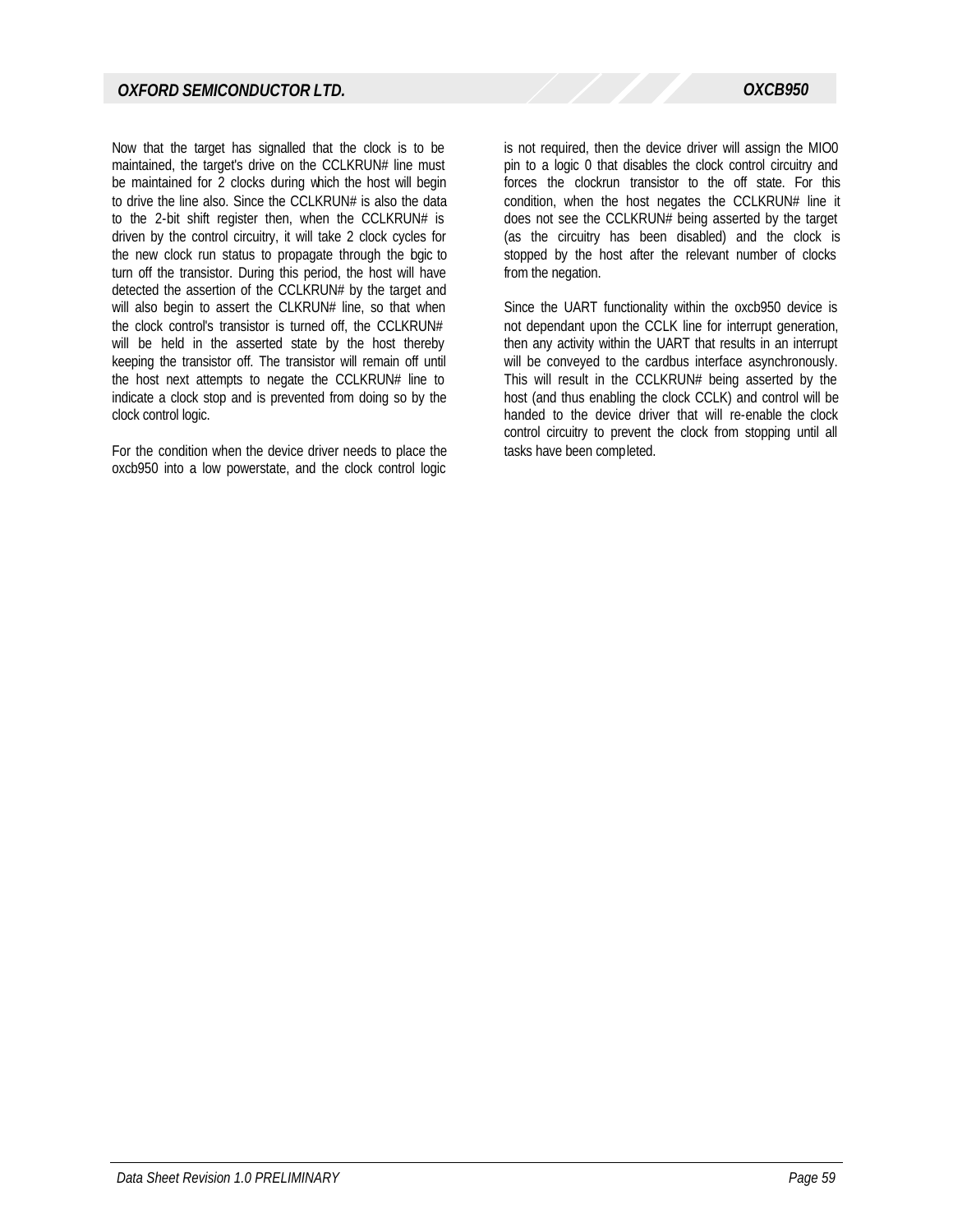Now that the target has signalled that the clock is to be maintained, the target's drive on the CCLKRUN# line must be maintained for 2 clocks during which the host will begin to drive the line also. Since the CCLKRUN# is also the data to the 2-bit shift register then, when the CCLKRUN# is driven by the control circuitry, it will take 2 clock cycles for the new clock run status to propagate through the logic to turn off the transistor. During this period, the host will have detected the assertion of the CCLKRUN# by the target and will also begin to assert the CLKRUN# line, so that when the clock control's transistor is turned off, the CCLKRUN# will be held in the asserted state by the host thereby keeping the transistor off. The transistor will remain off until the host next attempts to negate the CCLKRUN# line to indicate a clock stop and is prevented from doing so by the clock control logic.

For the condition when the device driver needs to place the oxcb950 into a low powerstate, and the clock control logic is not required, then the device driver will assign the MIO0 pin to a logic 0 that disables the clock control circuitry and forces the clockrun transistor to the off state. For this condition, when the host negates the CCLKRUN# line it does not see the CCLKRUN# being asserted by the target (as the circuitry has been disabled) and the clock is stopped by the host after the relevant number of clocks from the negation.

Since the UART functionality within the oxcb950 device is not dependant upon the CCLK line for interrupt generation, then any activity within the UART that results in an interrupt will be conveyed to the cardbus interface asynchronously. This will result in the CCLKRUN# being asserted by the host (and thus enabling the clock CCLK) and control will be handed to the device driver that will re-enable the clock control circuitry to prevent the clock from stopping until all tasks have been completed.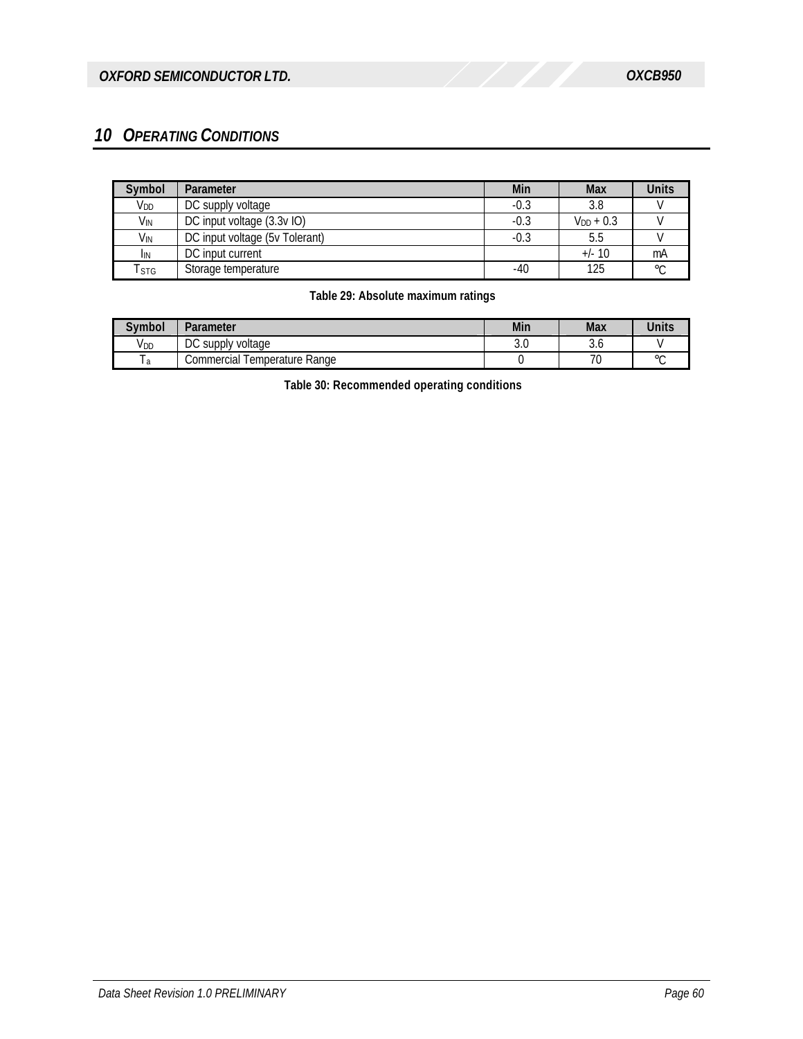## 10 OPERATING CONDITIONS

| Symbol | Parameter | Min | Max | Units |
|---|---|---|---|---|
| $V_{DD}$ | DC supply voltage | -0.3 | 3.8 | V |
| $V_{IN}$ | DC input voltage (3.3v IO) | -0.3 | $V_{DD}$ + 0.3 | V |
| $V_{IN}$ | DC input voltage (5v Tolerant) | -0.3 | 5.5 | V |
| $I_{IN}$ | DC input current | | +/- 10 | mA |
| $T_{STG}$ | Storage temperature | -40 | 125 | °C |

**Table 29: Absolute maximum ratings**

| Symbol | Parameter | Min | Max | Units |
|---|---|---|---|---|
| $V_{DD}$ | DC supply voltage | 3.0 | 3.6 | V |
| $T_a$ | Commercial Temperature Range | 0 | 70 | °C |

**Table 30: Recommended operating conditions**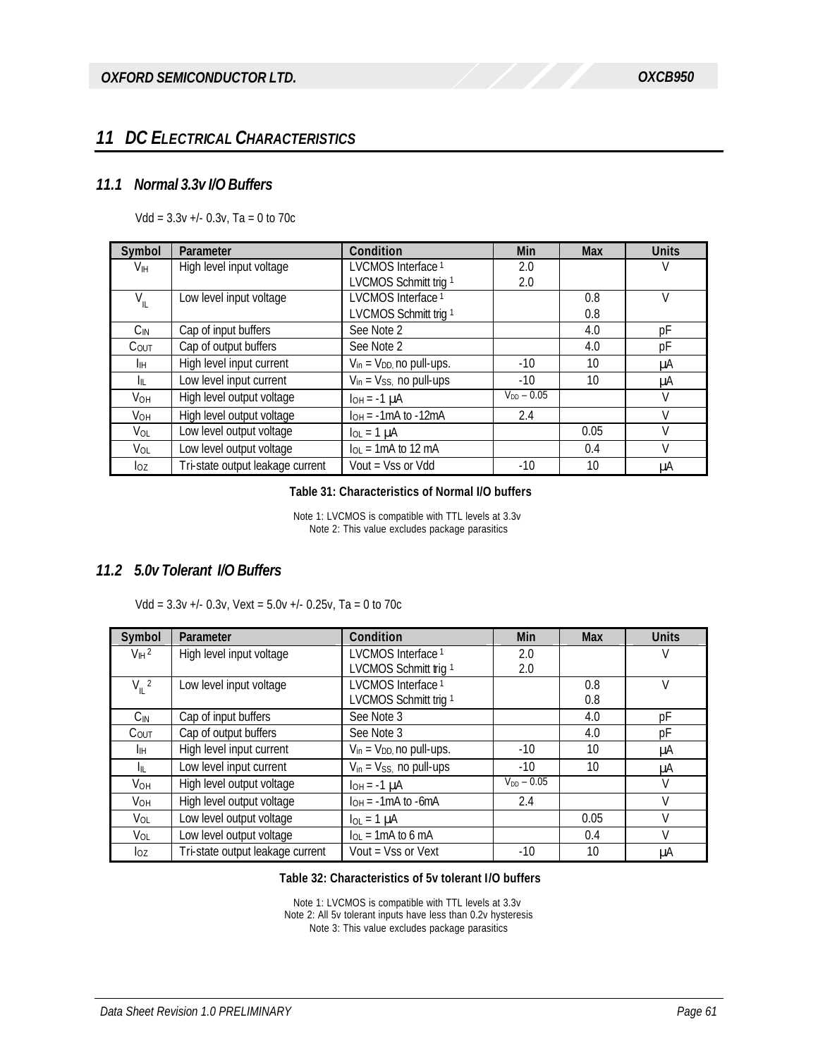# 11 DC ELECTRICAL CHARACTERISTICS

## 11.1 Normal 3.3v I/O Buffers

Vdd = 3.3v +/- 0.3v, Ta = 0 to 70c

| Symbol | Parameter | Condition | Min | Max | Units |
|---|---|---|---|---|---|
| $V_{IH}$ | High level input voltage | LVCMOS Interface [1]<br>LVCMOS Schmitt trig [1] | 2.0<br>2.0 | | V |
| $V_{IL}$ | Low level input voltage | LVCMOS Interface [1]<br>LVCMOS Schmitt trig [1] | | 0.8<br>0.8 | V |
| $C_{IN}$ | Cap of input buffers | See Note 2 | | 4.0 | pF |
| $C_{OUT}$ | Cap of output buffers | See Note 2 | | 4.0 | pF |
| $I_{IH}$ | High level input current | $V_{in} = V_{DD}$, no pull-ups. | -10 | 10 | µA |
| $I_{IL}$ | Low level input current | $V_{in} = V_{SS}$, no pull-ups | -10 | 10 | µA |
| $V_{OH}$ | High level output voltage | $I_{OH}$ = -1 µA | $V_{DD}$ – 0.05 | | V |
| $V_{OH}$ | High level output voltage | $I_{OH}$ = -1mA to -12mA | 2.4 | | V |
| $V_{OL}$ | Low level output voltage | $I_{OL}$ = 1 µA | | 0.05 | V |
| $V_{OL}$ | Low level output voltage | $I_{OL}$ = 1mA to 12 mA | | 0.4 | V |
| $I_{OZ}$ | Tri-state output leakage current | Vout = Vss or Vdd | -10 | 10 | µA |

**Table 31: Characteristics of Normal I/O buffers**

Note 1: LVCMOS is compatible with TTL levels at 3.3v
Note 2: This value excludes package parasitics

## 11.2 5.0v Tolerant I/O Buffers

Vdd = 3.3v +/- 0.3v, Vext = 5.0v +/- 0.25v, Ta = 0 to 70c

| Symbol | Parameter | Condition | Min | Max | Units |
|---|---|---|---|---|---|
| $V_{IH}$ [2] | High level input voltage | LVCMOS Interface [1]<br>LVCMOS Schmitt trig [1] | 2.0<br>2.0 | | V |
| $V_{IL}$ [2] | Low level input voltage | LVCMOS Interface [1]<br>LVCMOS Schmitt trig [1] | | 0.8<br>0.8 | V |
| $C_{IN}$ | Cap of input buffers | See Note 3 | | 4.0 | pF |
| $C_{OUT}$ | Cap of output buffers | See Note 3 | | 4.0 | pF |
| $I_{IH}$ | High level input current | $V_{in} = V_{DD}$, no pull-ups. | -10 | 10 | µA |
| $I_{IL}$ | Low level input current | $V_{in} = V_{SS}$, no pull-ups | -10 | 10 | µA |
| $V_{OH}$ | High level output voltage | $I_{OH}$ = -1 µA | $V_{DD}$ – 0.05 | | V |
| $V_{OH}$ | High level output voltage | $I_{OH}$ = -1mA to -6mA | 2.4 | | V |
| $V_{OL}$ | Low level output voltage | $I_{OL}$ = 1 µA | | 0.05 | V |
| $V_{OL}$ | Low level output voltage | $I_{OL}$ = 1mA to 6 mA | | 0.4 | V |
| $I_{OZ}$ | Tri-state output leakage current | Vout = Vss or Vext | -10 | 10 | µA |

**Table 32: Characteristics of 5v tolerant I/O buffers**

Note 1: LVCMOS is compatible with TTL levels at 3.3v
Note 2: All 5v tolerant inputs have less than 0.2v hysteresis
Note 3: This value excludes package parasitics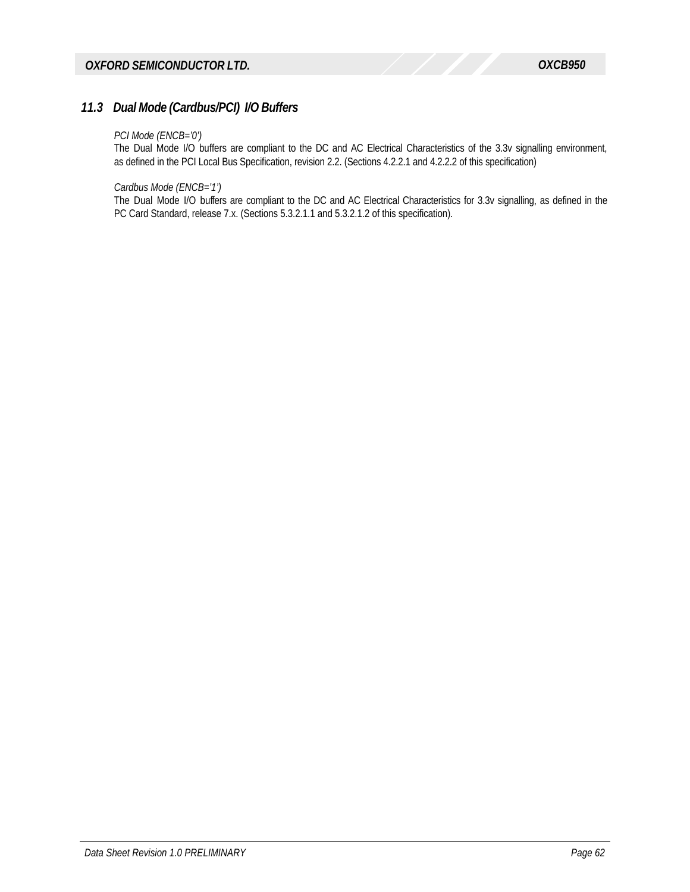## 11.3 Dual Mode (Cardbus/PCI) I/O Buffers

*PCI Mode (ENCB='0')*

The Dual Mode I/O buffers are compliant to the DC and AC Electrical Characteristics of the 3.3v signalling environment, as defined in the PCI Local Bus Specification, revision 2.2. (Sections 4.2.2.1 and 4.2.2.2 of this specification)

*Cardbus Mode (ENCB='1')*

The Dual Mode I/O buffers are compliant to the DC and AC Electrical Characteristics for 3.3v signalling, as defined in the PC Card Standard, release 7.x. (Sections 5.3.2.1.1 and 5.3.2.1.2 of this specification).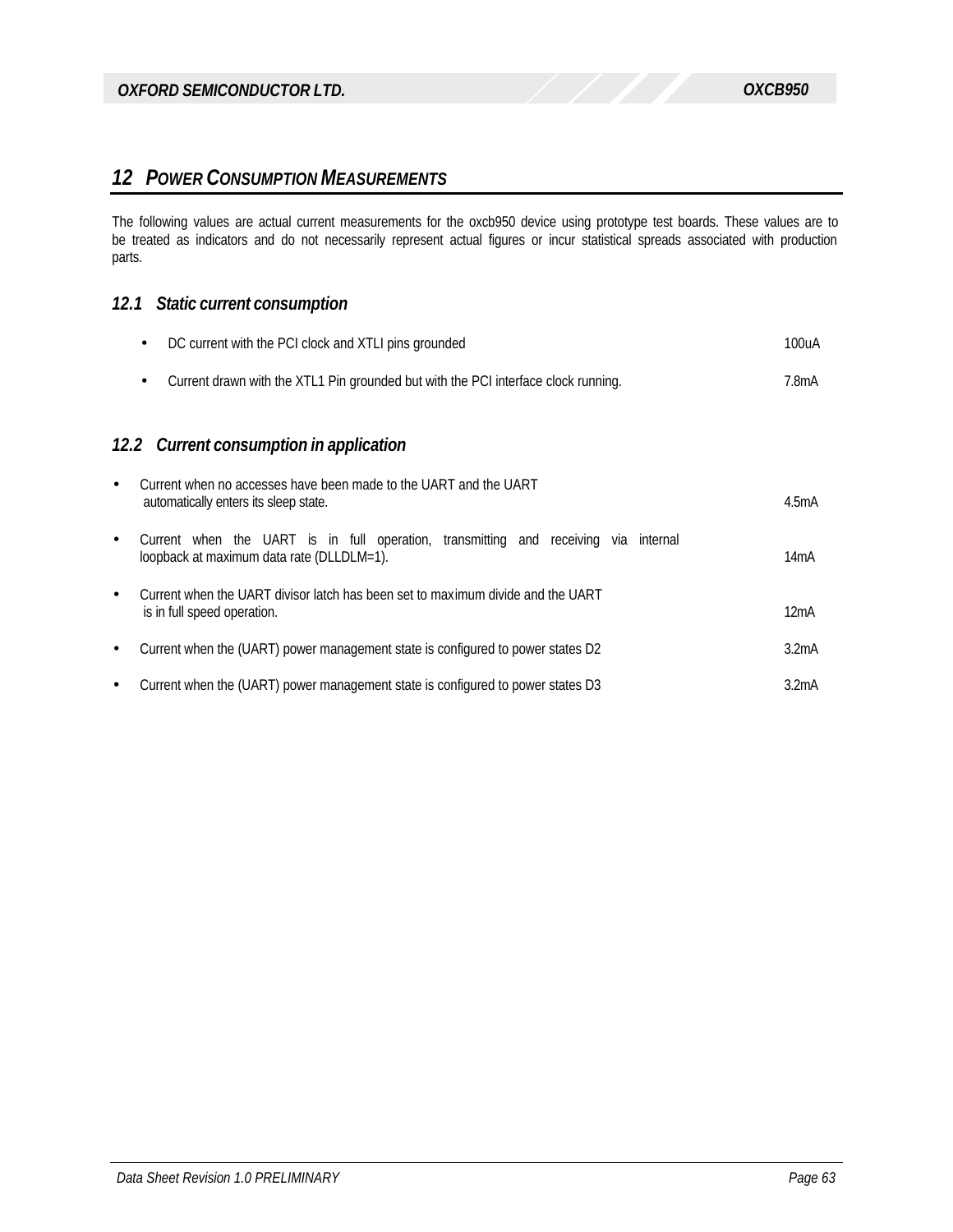## 12 POWER CONSUMPTION MEASUREMENTS

The following values are actual current measurements for the oxcb950 device using prototype test boards. These values are to be treated as indicators and do not necessarily represent actual figures or incur statistical spreads associated with production parts.

### 12.1 Static current consumption

- DC current with the PCI clock and XTLI pins grounded — 100uA
- Current drawn with the XTL1 Pin grounded but with the PCI interface clock running. — 7.8mA

### 12.2 Current consumption in application

- Current when no accesses have been made to the UART and the UART automatically enters its sleep state. — 4.5mA
- Current when the UART is in full operation, transmitting and receiving via internal loopback at maximum data rate (DLLDLM=1). — 14mA
- Current when the UART divisor latch has been set to maximum divide and the UART is in full speed operation. — 12mA
- Current when the (UART) power management state is configured to power states D2 — 3.2mA
- Current when the (UART) power management state is configured to power states D3 — 3.2mA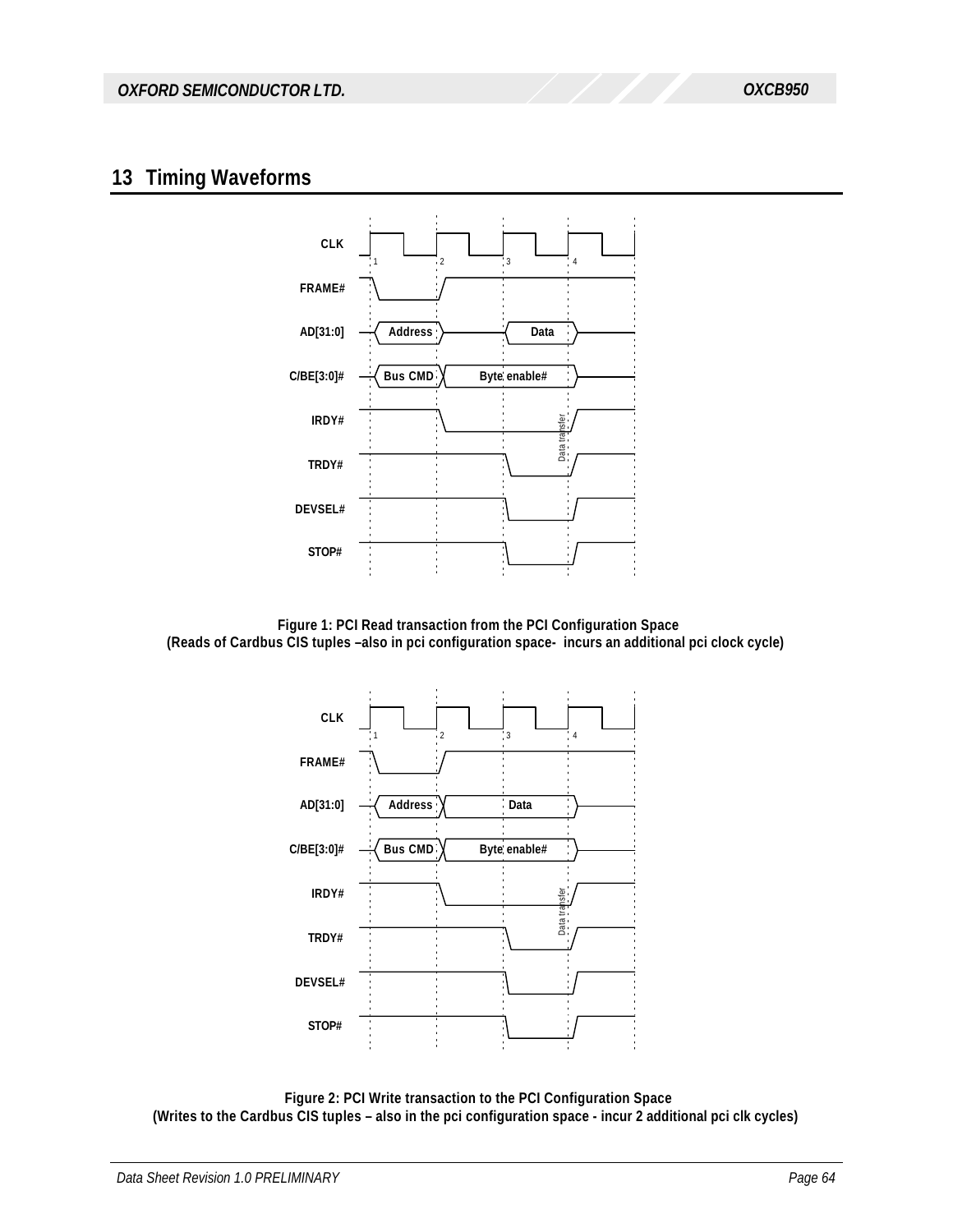## 13 Timing Waveforms

Figure 1: PCI Read transaction from the PCI Configuration Space
(Reads of Cardbus CIS tuples –also in pci configuration space- incurs an additional pci clock cycle)

Figure 2: PCI Write transaction to the PCI Configuration Space
(Writes to the Cardbus CIS tuples – also in the pci configuration space - incur 2 additional pci clk cycles)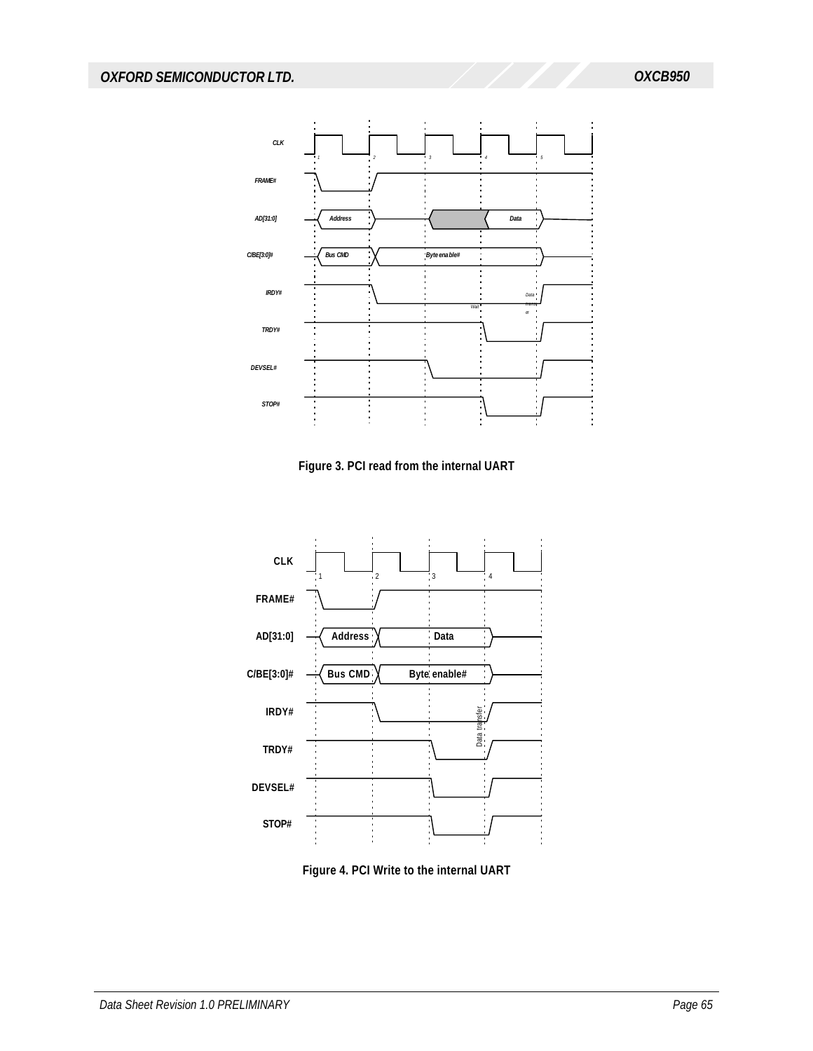Figure 3. PCI read from the internal UART

Figure 4. PCI Write to the internal UART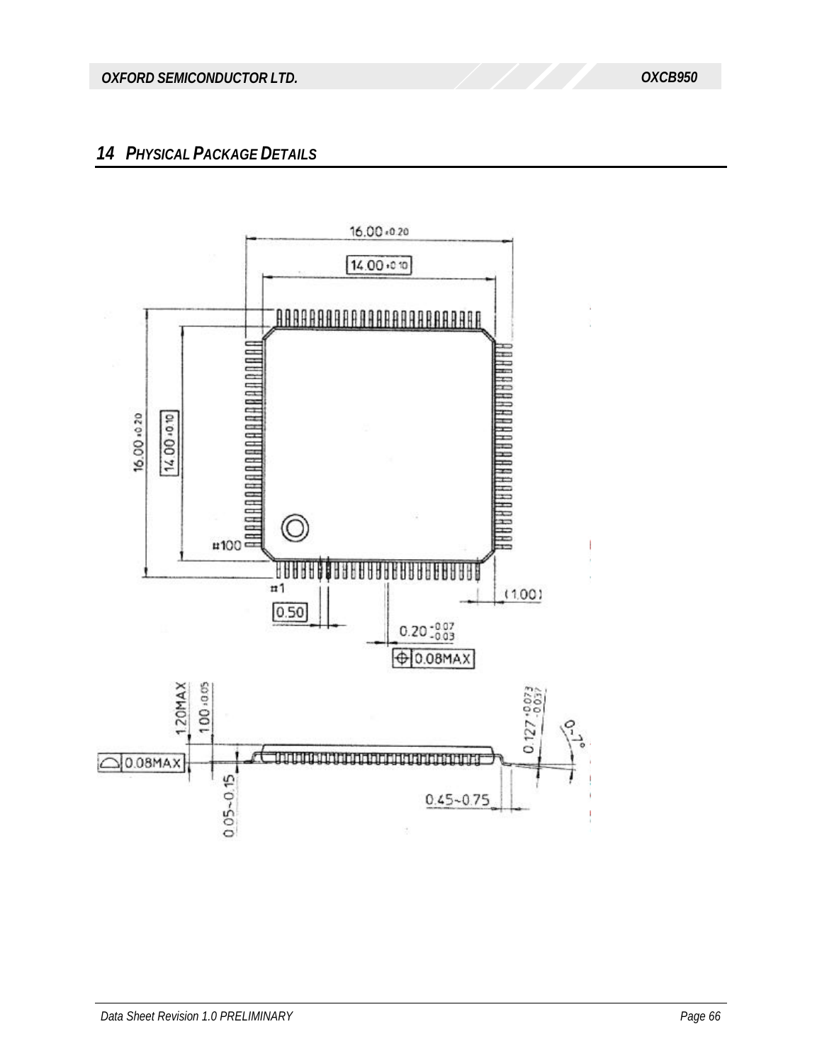## 14 PHYSICAL PACKAGE DETAILS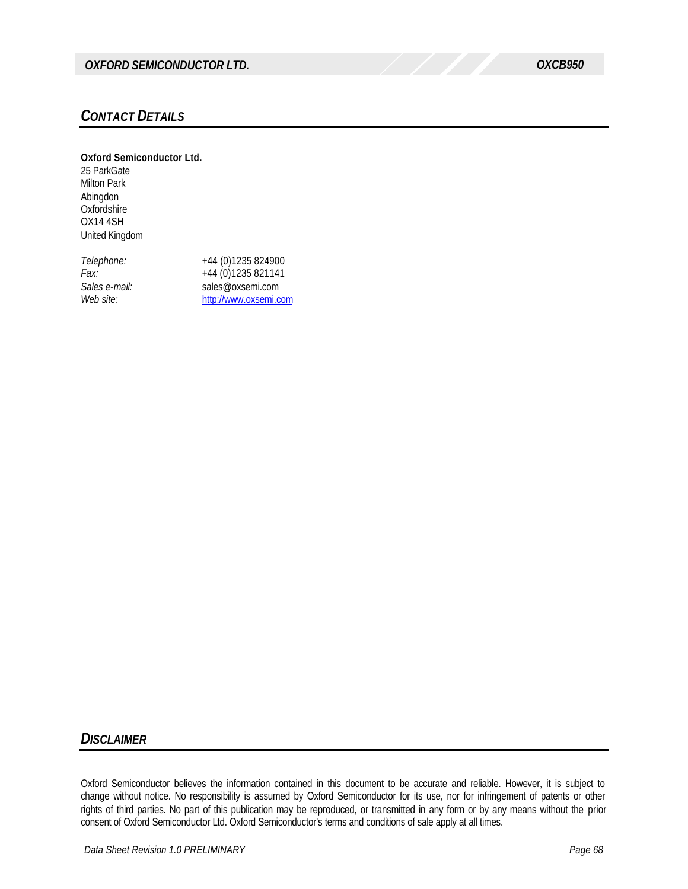## CONTACT DETAILS

**Oxford Semiconductor Ltd.**
25 ParkGate
Milton Park
Abingdon
Oxfordshire
OX14 4SH
United Kingdom

| | |
|---|---|
| *Telephone:* | +44 (0)1235 824900 |
| *Fax:* | +44 (0)1235 821141 |
| *Sales e-mail:* | sales@oxsemi.com |
| *Web site:* | http://www.oxsemi.com |

## DISCLAIMER

Oxford Semiconductor believes the information contained in this document to be accurate and reliable. However, it is subject to change without notice. No responsibility is assumed by Oxford Semiconductor for its use, nor for infringement of patents or other rights of third parties. No part of this publication may be reproduced, or transmitted in any form or by any means without the prior consent of Oxford Semiconductor Ltd. Oxford Semiconductor's terms and conditions of sale apply at all times.